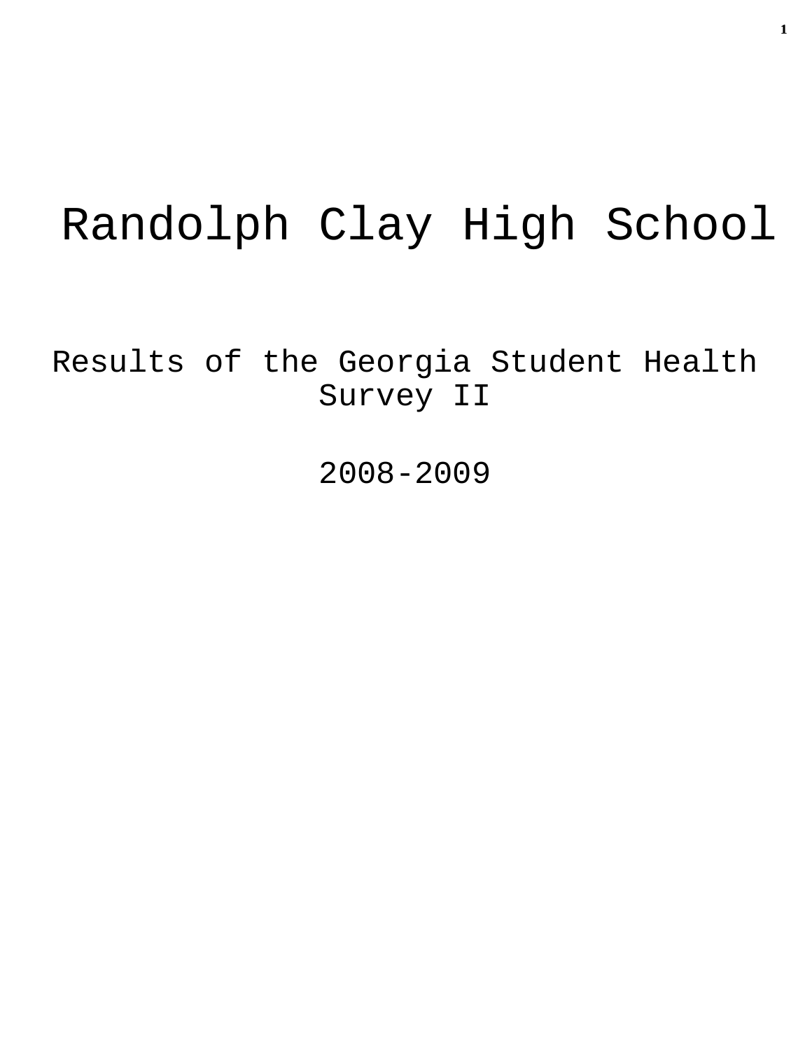# Randolph Clay High School

## Results of the Georgia Student Health Survey II

## 2008-2009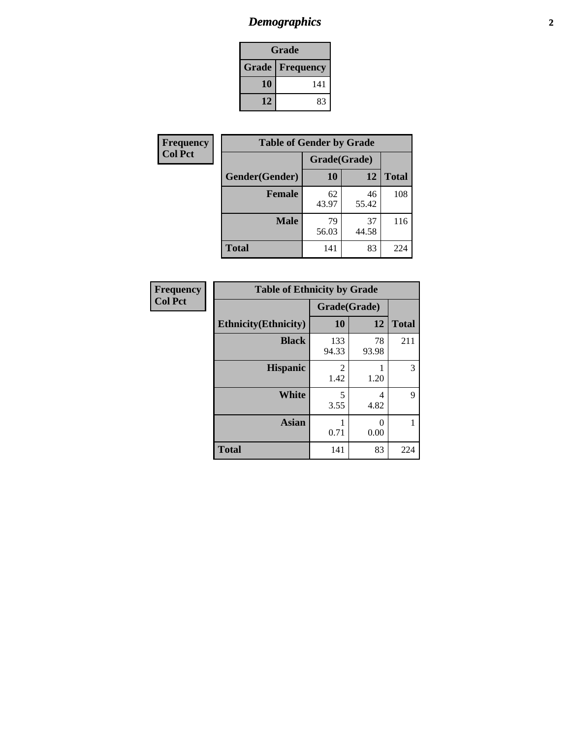# *Demographics*

| Grade | |
|---|---|
| **Grade** | **Frequency** |
| **10** | 141 |
| **12** | 83 |

| Frequency |
|---|
| Col Pct |

| Table of Gender by Grade | | | |
|---|---|---|---|
| | Grade(Grade) | | |
| **Gender(Gender)** | **10** | **12** | **Total** |
| **Female** | 62<br>43.97 | 46<br>55.42 | 108 |
| **Male** | 79<br>56.03 | 37<br>44.58 | 116 |
| **Total** | 141 | 83 | 224 |

| Frequency |
|---|
| Col Pct |

| Table of Ethnicity by Grade | | | |
|---|---|---|---|
| | Grade(Grade) | | |
| **Ethnicity(Ethnicity)** | **10** | **12** | **Total** |
| **Black** | 133<br>94.33 | 78<br>93.98 | 211 |
| **Hispanic** | 2<br>1.42 | 1<br>1.20 | 3 |
| **White** | 5<br>3.55 | 4<br>4.82 | 9 |
| **Asian** | 1<br>0.71 | 0<br>0.00 | 1 |
| **Total** | 141 | 83 | 224 |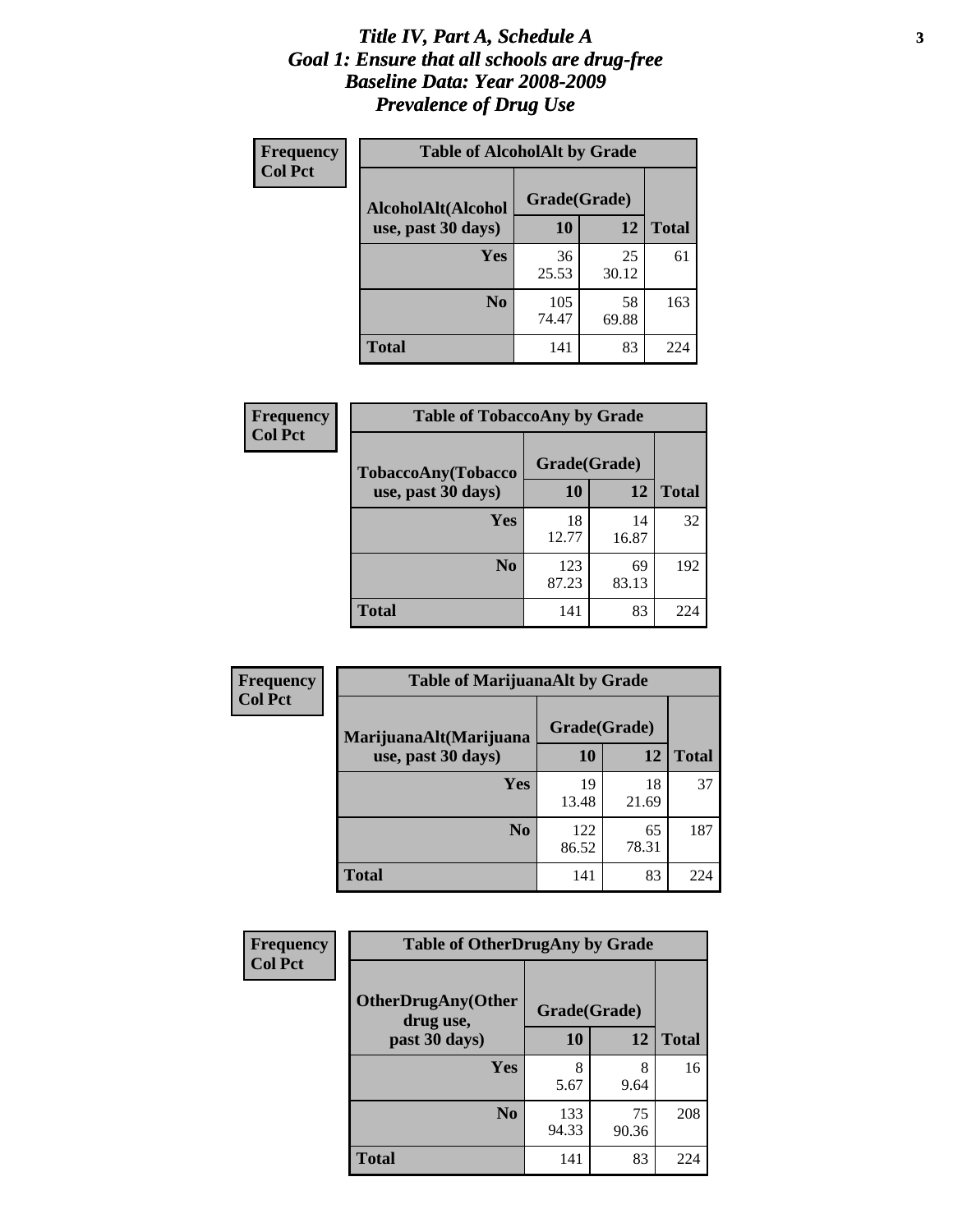# *Title IV, Part A, Schedule A*
# *Goal 1: Ensure that all schools are drug-free*
# *Baseline Data: Year 2008-2009*
# *Prevalence of Drug Use*

**Frequency**
**Col Pct**

| Table of AlcoholAlt by Grade | | | |
|---|---|---|---|
| AlcoholAlt(Alcohol use, past 30 days) | Grade(Grade) | | |
| | 10 | 12 | Total |
| Yes | 36<br>25.53 | 25<br>30.12 | 61 |
| No | 105<br>74.47 | 58<br>69.88 | 163 |
| Total | 141 | 83 | 224 |

**Frequency**
**Col Pct**

| Table of TobaccoAny by Grade | | | |
|---|---|---|---|
| TobaccoAny(Tobacco use, past 30 days) | Grade(Grade) | | |
| | 10 | 12 | Total |
| Yes | 18<br>12.77 | 14<br>16.87 | 32 |
| No | 123<br>87.23 | 69<br>83.13 | 192 |
| Total | 141 | 83 | 224 |

**Frequency**
**Col Pct**

| Table of MarijuanaAlt by Grade | | | |
|---|---|---|---|
| MarijuanaAlt(Marijuana use, past 30 days) | Grade(Grade) | | |
| | 10 | 12 | Total |
| Yes | 19<br>13.48 | 18<br>21.69 | 37 |
| No | 122<br>86.52 | 65<br>78.31 | 187 |
| Total | 141 | 83 | 224 |

**Frequency**
**Col Pct**

| Table of OtherDrugAny by Grade | | | |
|---|---|---|---|
| OtherDrugAny(Other drug use, past 30 days) | Grade(Grade) | | |
| | 10 | 12 | Total |
| Yes | 8<br>5.67 | 8<br>9.64 | 16 |
| No | 133<br>94.33 | 75<br>90.36 | 208 |
| Total | 141 | 83 | 224 |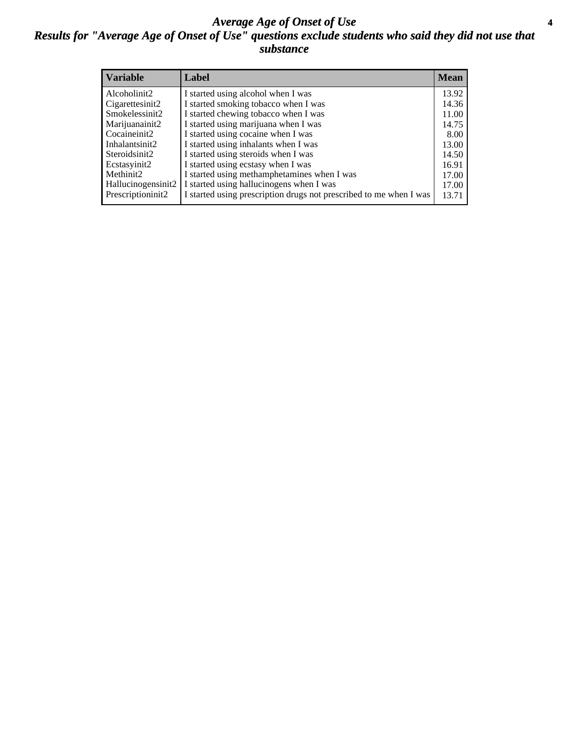# *Average Age of Onset of Use*

## *Results for "Average Age of Onset of Use" questions exclude students who said they did not use that substance*

| Variable | Label | Mean |
|---|---|---|
| Alcoholinit2 | I started using alcohol when I was | 13.92 |
| Cigarettesinit2 | I started smoking tobacco when I was | 14.36 |
| Smokelessinit2 | I started chewing tobacco when I was | 11.00 |
| Marijuanainit2 | I started using marijuana when I was | 14.75 |
| Cocaineinit2 | I started using cocaine when I was | 8.00 |
| Inhalantsinit2 | I started using inhalants when I was | 13.00 |
| Steroidsinit2 | I started using steroids when I was | 14.50 |
| Ecstasyinit2 | I started using ecstasy when I was | 16.91 |
| Methinit2 | I started using methamphetamines when I was | 17.00 |
| Hallucinogensinit2 | I started using hallucinogens when I was | 17.00 |
| Prescriptioninit2 | I started using prescription drugs not prescribed to me when I was | 13.71 |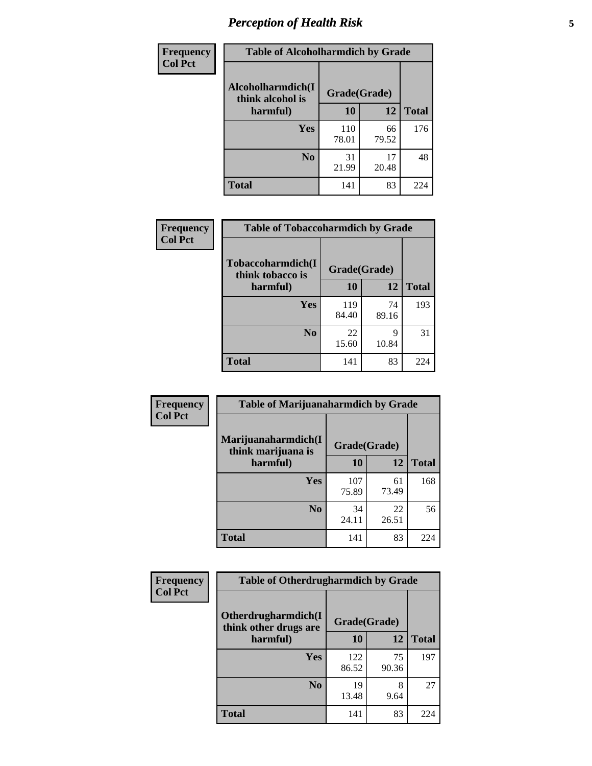# *Perception of Health Risk*

**Frequency**
**Col Pct**

| Table of Alcoholharmdich by Grade | | | |
|---|---|---|---|
| **Alcoholharmdich(I think alcohol is harmful)** | **Grade(Grade)** | | **Total** |
| | **10** | **12** | |
| **Yes** | 110<br>78.01 | 66<br>79.52 | 176 |
| **No** | 31<br>21.99 | 17<br>20.48 | 48 |
| **Total** | 141 | 83 | 224 |

**Frequency**
**Col Pct**

| Table of Tobaccoharmdich by Grade | | | |
|---|---|---|---|
| **Tobaccoharmdich(I think tobacco is harmful)** | **Grade(Grade)** | | **Total** |
| | **10** | **12** | |
| **Yes** | 119<br>84.40 | 74<br>89.16 | 193 |
| **No** | 22<br>15.60 | 9<br>10.84 | 31 |
| **Total** | 141 | 83 | 224 |

**Frequency**
**Col Pct**

| Table of Marijuanaharmdich by Grade | | | |
|---|---|---|---|
| **Marijuanaharmdich(I think marijuana is harmful)** | **Grade(Grade)** | | **Total** |
| | **10** | **12** | |
| **Yes** | 107<br>75.89 | 61<br>73.49 | 168 |
| **No** | 34<br>24.11 | 22<br>26.51 | 56 |
| **Total** | 141 | 83 | 224 |

**Frequency**
**Col Pct**

| Table of Otherdrugharmdich by Grade | | | |
|---|---|---|---|
| **Otherdrugharmdich(I think other drugs are harmful)** | **Grade(Grade)** | | **Total** |
| | **10** | **12** | |
| **Yes** | 122<br>86.52 | 75<br>90.36 | 197 |
| **No** | 19<br>13.48 | 8<br>9.64 | 27 |
| **Total** | 141 | 83 | 224 |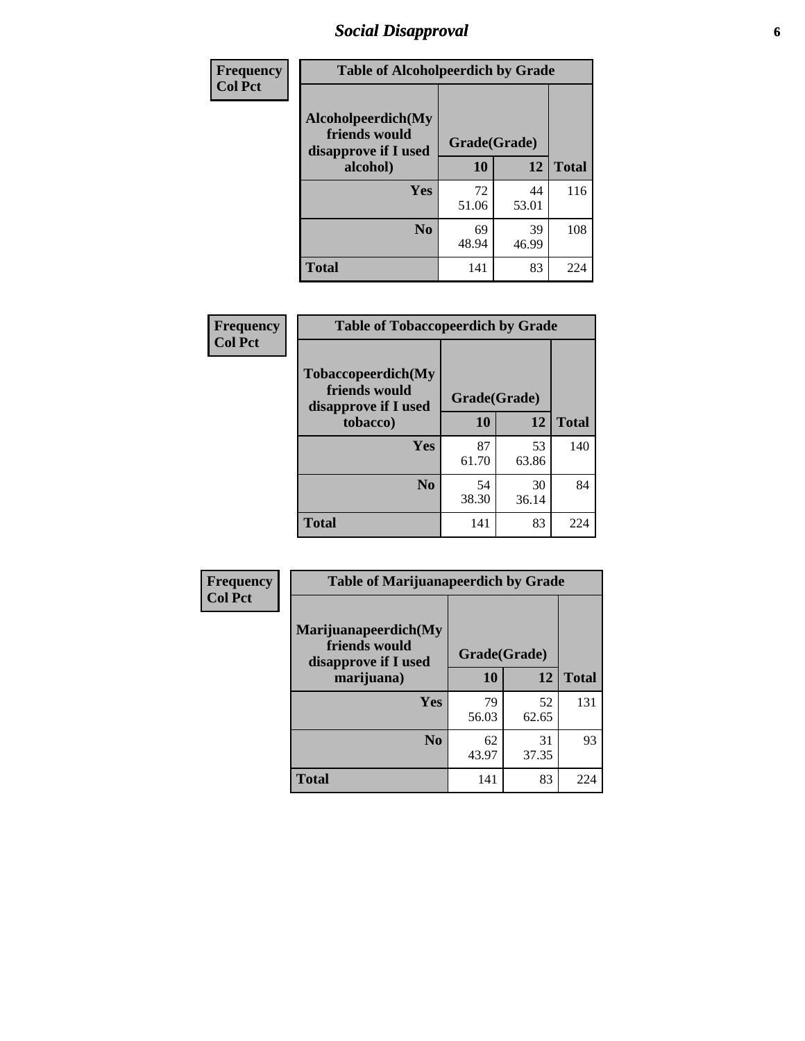| Frequency<br>Col Pct |
|---|

| Table of Alcoholpeerdich by Grade | | | |
|---|---|---|---|
| Alcoholpeerdich(My friends would disapprove if I used alcohol) | Grade(Grade) | | |
| | 10 | 12 | Total |
| Yes | 72<br>51.06 | 44<br>53.01 | 116 |
| No | 69<br>48.94 | 39<br>46.99 | 108 |
| Total | 141 | 83 | 224 |

| Frequency<br>Col Pct |
|---|

| Table of Tobaccopeerdich by Grade | | | |
|---|---|---|---|
| Tobaccopeerdich(My friends would disapprove if I used tobacco) | Grade(Grade) | | |
| | 10 | 12 | Total |
| Yes | 87<br>61.70 | 53<br>63.86 | 140 |
| No | 54<br>38.30 | 30<br>36.14 | 84 |
| Total | 141 | 83 | 224 |

| Frequency<br>Col Pct |
|---|

| Table of Marijuanapeerdich by Grade | | | |
|---|---|---|---|
| Marijuanapeerdich(My friends would disapprove if I used marijuana) | Grade(Grade) | | |
| | 10 | 12 | Total |
| Yes | 79<br>56.03 | 52<br>62.65 | 131 |
| No | 62<br>43.97 | 31<br>37.35 | 93 |
| Total | 141 | 83 | 224 |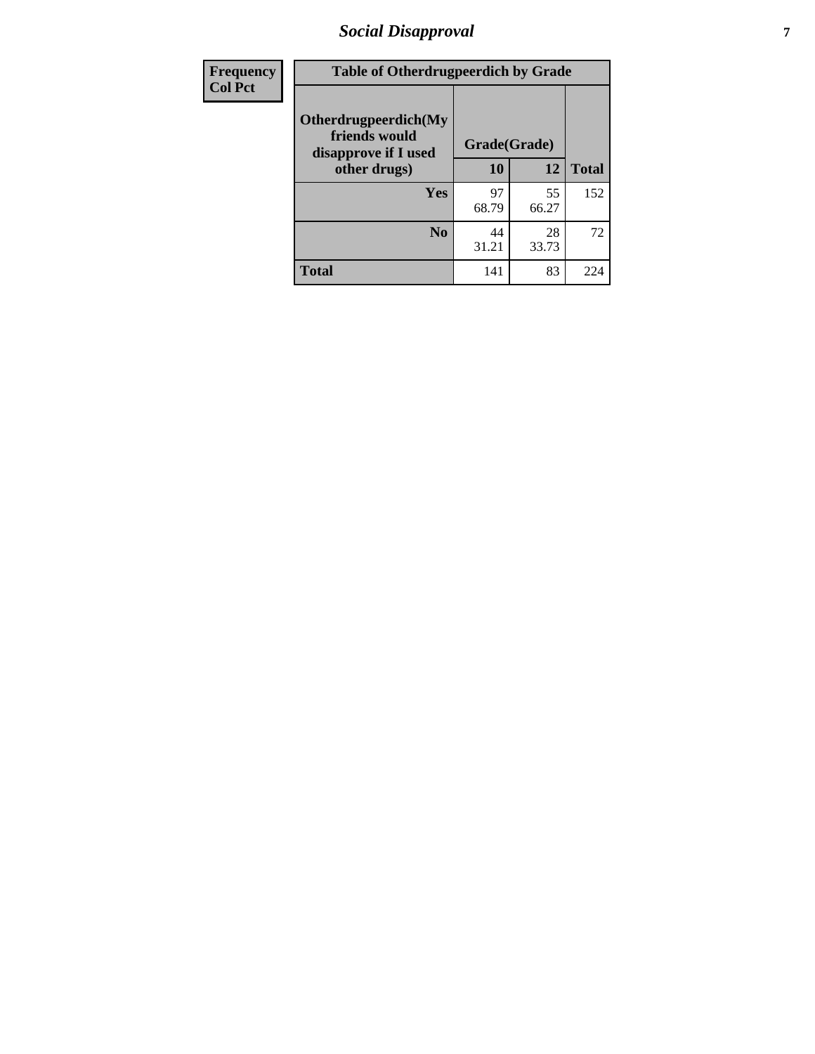| Frequency Col Pct | Table of Otherdrugpeerdich by Grade | | |
|---|---|---|---|
| Otherdrugpeerdich(My friends would disapprove if I used other drugs) | Grade(Grade) | | |
| | 10 | 12 | Total |
| Yes | 97<br>68.79 | 55<br>66.27 | 152 |
| No | 44<br>31.21 | 28<br>33.73 | 72 |
| Total | 141 | 83 | 224 |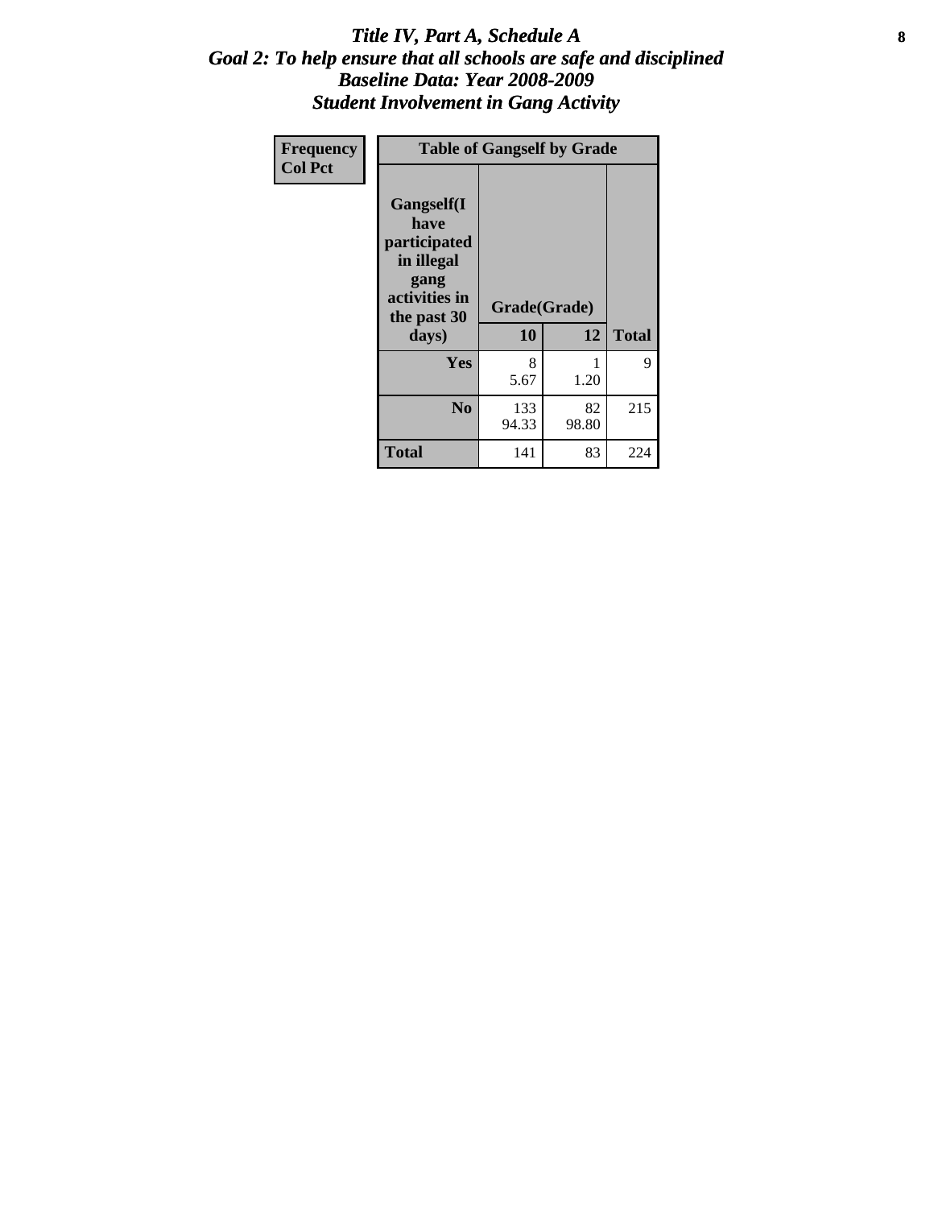# *Title IV, Part A, Schedule A*
## *Goal 2: To help ensure that all schools are safe and disciplined*
## *Baseline Data: Year 2008-2009*
## *Student Involvement in Gang Activity*

| Frequency<br>Col Pct | Table of Gangself by Grade | | |
|---|---|---|---|
| **Gangself(I have participated in illegal gang activities in the past 30 days)** | **Grade(Grade)** | | |
| | **10** | **12** | **Total** |
| **Yes** | 8<br>5.67 | 1<br>1.20 | 9 |
| **No** | 133<br>94.33 | 82<br>98.80 | 215 |
| **Total** | 141 | 83 | 224 |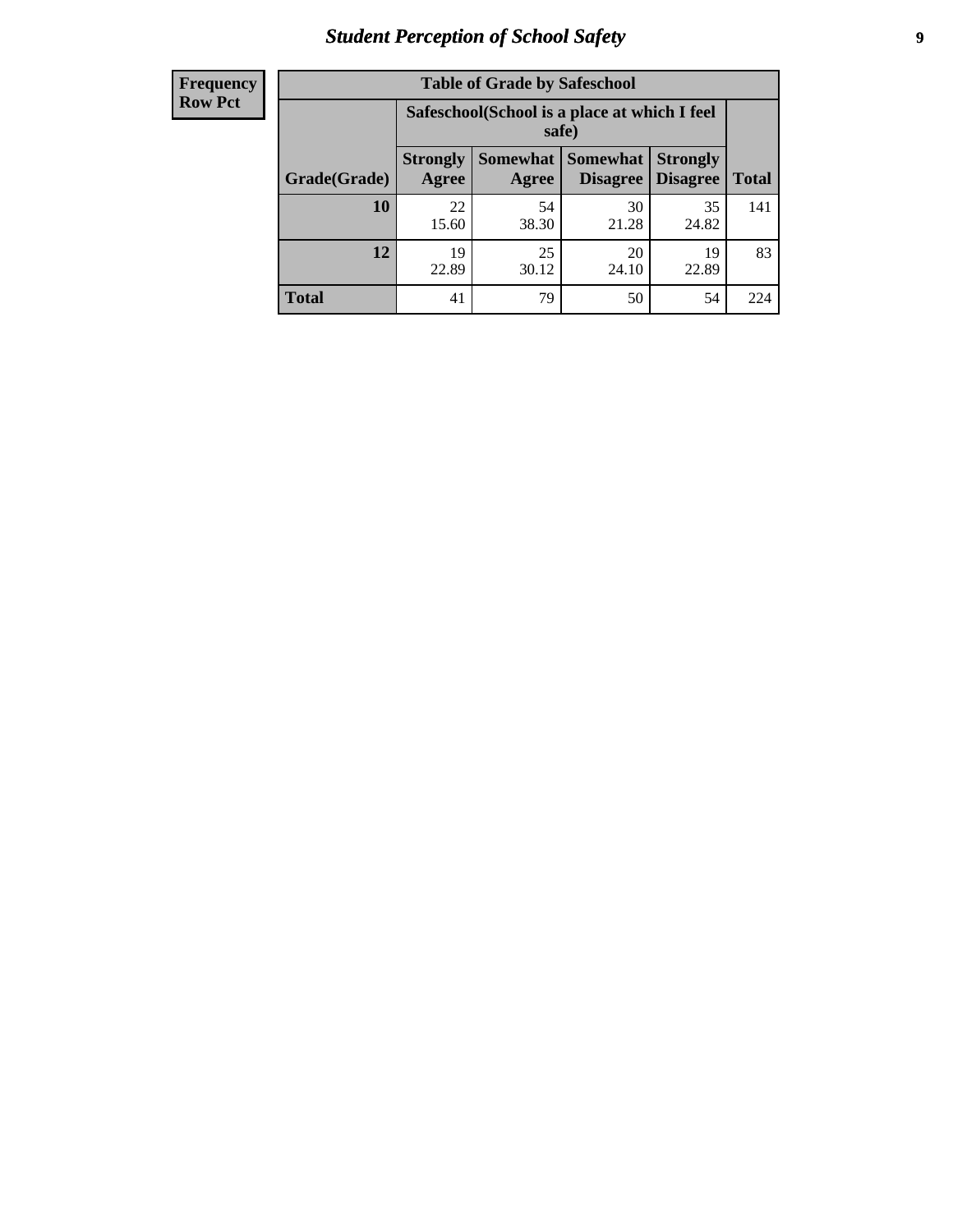| Frequency<br>Row Pct |
|---|

| Table of Grade by Safeschool | | | | | |
|---|---|---|---|---|---|
| | Safeschool(School is a place at which I feel safe) | | | | |
| Grade(Grade) | Strongly Agree | Somewhat Agree | Somewhat Disagree | Strongly Disagree | Total |
| 10 | 22<br>15.60 | 54<br>38.30 | 30<br>21.28 | 35<br>24.82 | 141 |
| 12 | 19<br>22.89 | 25<br>30.12 | 20<br>24.10 | 19<br>22.89 | 83 |
| Total | 41 | 79 | 50 | 54 | 224 |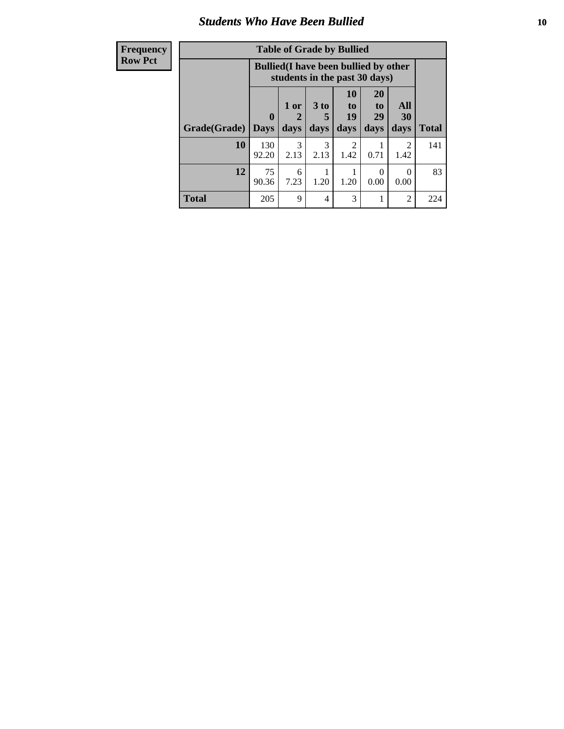## Students Who Have Been Bullied

| Frequency<br>Row Pct | | | | | | | |
|---|---|---|---|---|---|---|---|

**Table of Grade by Bullied**

| Grade(Grade) | Bullied(I have been bullied by other students in the past 30 days) | | | | | | Total |
|---|---|---|---|---|---|---|---|
| | 0 Days | 1 or 2 days | 3 to 5 days | 10 to 19 days | 20 to 29 days | All 30 days | |
| **10** | 130<br>92.20 | 3<br>2.13 | 3<br>2.13 | 2<br>1.42 | 1<br>0.71 | 2<br>1.42 | 141 |
| **12** | 75<br>90.36 | 6<br>7.23 | 1<br>1.20 | 1<br>1.20 | 0<br>0.00 | 0<br>0.00 | 83 |
| **Total** | 205 | 9 | 4 | 3 | 1 | 2 | 224 |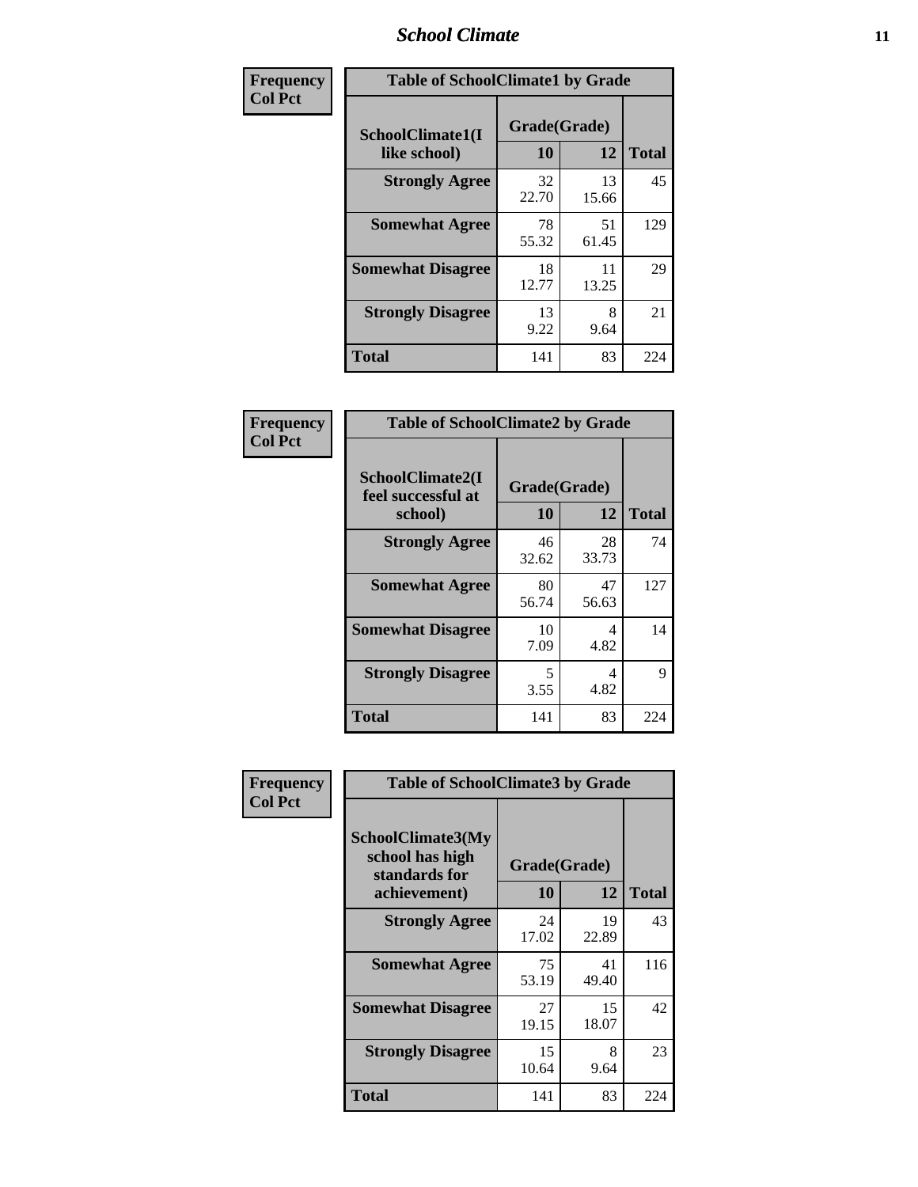| Frequency<br>Col Pct |
|---|

**Table of SchoolClimate1 by Grade**

| SchoolClimate1(I like school) | Grade(Grade) 10 | 12 | Total |
|---|---|---|---|
| **Strongly Agree** | 32<br>22.70 | 13<br>15.66 | 45 |
| **Somewhat Agree** | 78<br>55.32 | 51<br>61.45 | 129 |
| **Somewhat Disagree** | 18<br>12.77 | 11<br>13.25 | 29 |
| **Strongly Disagree** | 13<br>9.22 | 8<br>9.64 | 21 |
| **Total** | 141 | 83 | 224 |

| Frequency<br>Col Pct |
|---|

**Table of SchoolClimate2 by Grade**

| SchoolClimate2(I feel successful at school) | Grade(Grade) 10 | 12 | Total |
|---|---|---|---|
| **Strongly Agree** | 46<br>32.62 | 28<br>33.73 | 74 |
| **Somewhat Agree** | 80<br>56.74 | 47<br>56.63 | 127 |
| **Somewhat Disagree** | 10<br>7.09 | 4<br>4.82 | 14 |
| **Strongly Disagree** | 5<br>3.55 | 4<br>4.82 | 9 |
| **Total** | 141 | 83 | 224 |

| Frequency<br>Col Pct |
|---|

**Table of SchoolClimate3 by Grade**

| SchoolClimate3(My school has high standards for achievement) | Grade(Grade) 10 | 12 | Total |
|---|---|---|---|
| **Strongly Agree** | 24<br>17.02 | 19<br>22.89 | 43 |
| **Somewhat Agree** | 75<br>53.19 | 41<br>49.40 | 116 |
| **Somewhat Disagree** | 27<br>19.15 | 15<br>18.07 | 42 |
| **Strongly Disagree** | 15<br>10.64 | 8<br>9.64 | 23 |
| **Total** | 141 | 83 | 224 |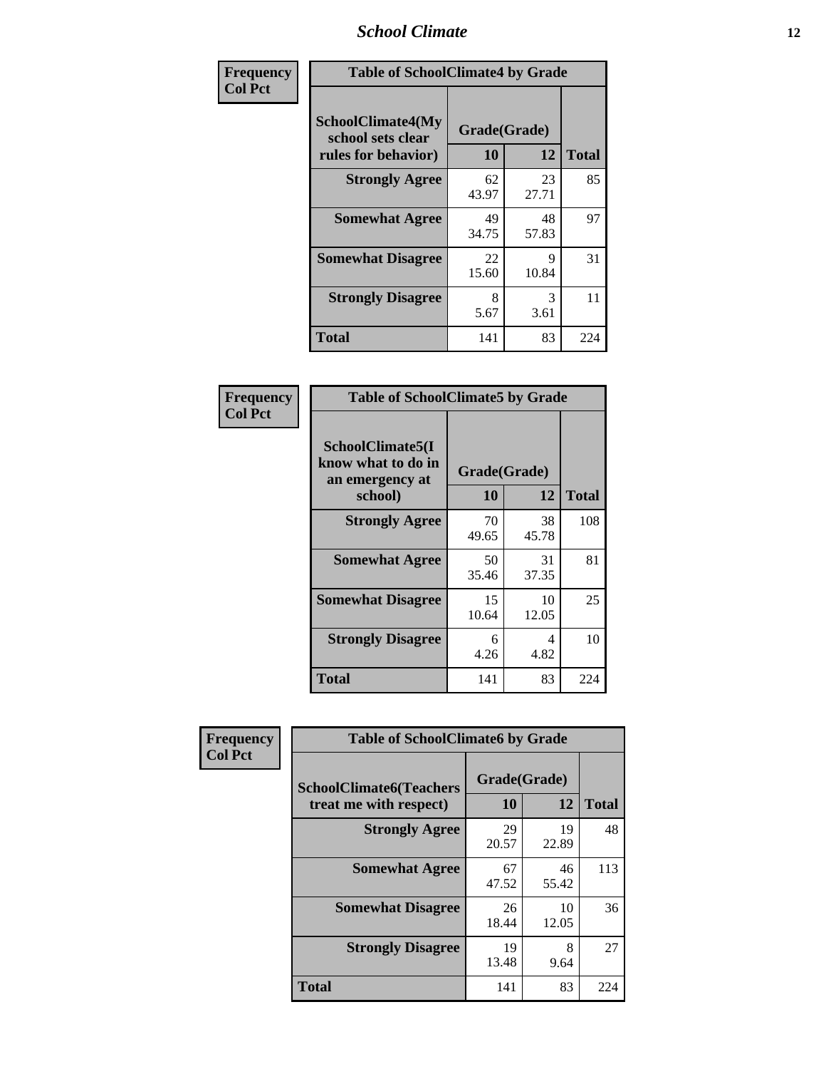| Frequency Col Pct | Table of SchoolClimate4 by Grade | | |
|---|---|---|---|
| SchoolClimate4(My school sets clear rules for behavior) | Grade(Grade) | | |
| | 10 | 12 | Total |
| Strongly Agree | 62<br>43.97 | 23<br>27.71 | 85 |
| Somewhat Agree | 49<br>34.75 | 48<br>57.83 | 97 |
| Somewhat Disagree | 22<br>15.60 | 9<br>10.84 | 31 |
| Strongly Disagree | 8<br>5.67 | 3<br>3.61 | 11 |
| Total | 141 | 83 | 224 |

| Frequency Col Pct | Table of SchoolClimate5 by Grade | | |
|---|---|---|---|
| SchoolClimate5(I know what to do in an emergency at school) | Grade(Grade) | | |
| | 10 | 12 | Total |
| Strongly Agree | 70<br>49.65 | 38<br>45.78 | 108 |
| Somewhat Agree | 50<br>35.46 | 31<br>37.35 | 81 |
| Somewhat Disagree | 15<br>10.64 | 10<br>12.05 | 25 |
| Strongly Disagree | 6<br>4.26 | 4<br>4.82 | 10 |
| Total | 141 | 83 | 224 |

| Frequency Col Pct | Table of SchoolClimate6 by Grade | | |
|---|---|---|---|
| SchoolClimate6(Teachers treat me with respect) | Grade(Grade) | | |
| | 10 | 12 | Total |
| Strongly Agree | 29<br>20.57 | 19<br>22.89 | 48 |
| Somewhat Agree | 67<br>47.52 | 46<br>55.42 | 113 |
| Somewhat Disagree | 26<br>18.44 | 10<br>12.05 | 36 |
| Strongly Disagree | 19<br>13.48 | 8<br>9.64 | 27 |
| Total | 141 | 83 | 224 |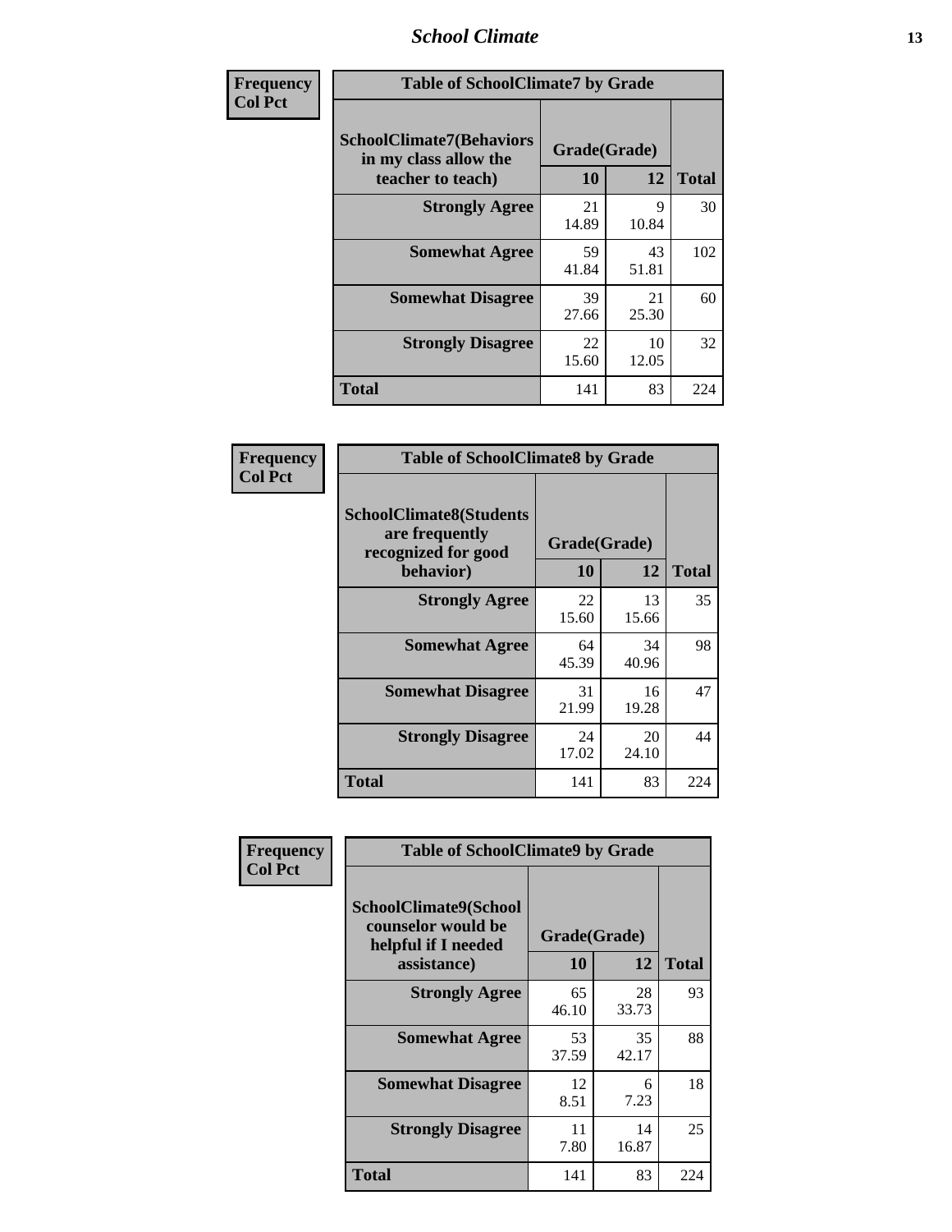| Frequency Col Pct | Table of SchoolClimate7 by Grade | | |
|---|---|---|---|
| SchoolClimate7(Behaviors in my class allow the teacher to teach) | Grade(Grade) | | Total |
| | 10 | 12 | |
| Strongly Agree | 21<br>14.89 | 9<br>10.84 | 30 |
| Somewhat Agree | 59<br>41.84 | 43<br>51.81 | 102 |
| Somewhat Disagree | 39<br>27.66 | 21<br>25.30 | 60 |
| Strongly Disagree | 22<br>15.60 | 10<br>12.05 | 32 |
| Total | 141 | 83 | 224 |

| Frequency Col Pct | Table of SchoolClimate8 by Grade | | |
|---|---|---|---|
| SchoolClimate8(Students are frequently recognized for good behavior) | Grade(Grade) | | Total |
| | 10 | 12 | |
| Strongly Agree | 22<br>15.60 | 13<br>15.66 | 35 |
| Somewhat Agree | 64<br>45.39 | 34<br>40.96 | 98 |
| Somewhat Disagree | 31<br>21.99 | 16<br>19.28 | 47 |
| Strongly Disagree | 24<br>17.02 | 20<br>24.10 | 44 |
| Total | 141 | 83 | 224 |

| Frequency Col Pct | Table of SchoolClimate9 by Grade | | |
|---|---|---|---|
| SchoolClimate9(School counselor would be helpful if I needed assistance) | Grade(Grade) | | Total |
| | 10 | 12 | |
| Strongly Agree | 65<br>46.10 | 28<br>33.73 | 93 |
| Somewhat Agree | 53<br>37.59 | 35<br>42.17 | 88 |
| Somewhat Disagree | 12<br>8.51 | 6<br>7.23 | 18 |
| Strongly Disagree | 11<br>7.80 | 14<br>16.87 | 25 |
| Total | 141 | 83 | 224 |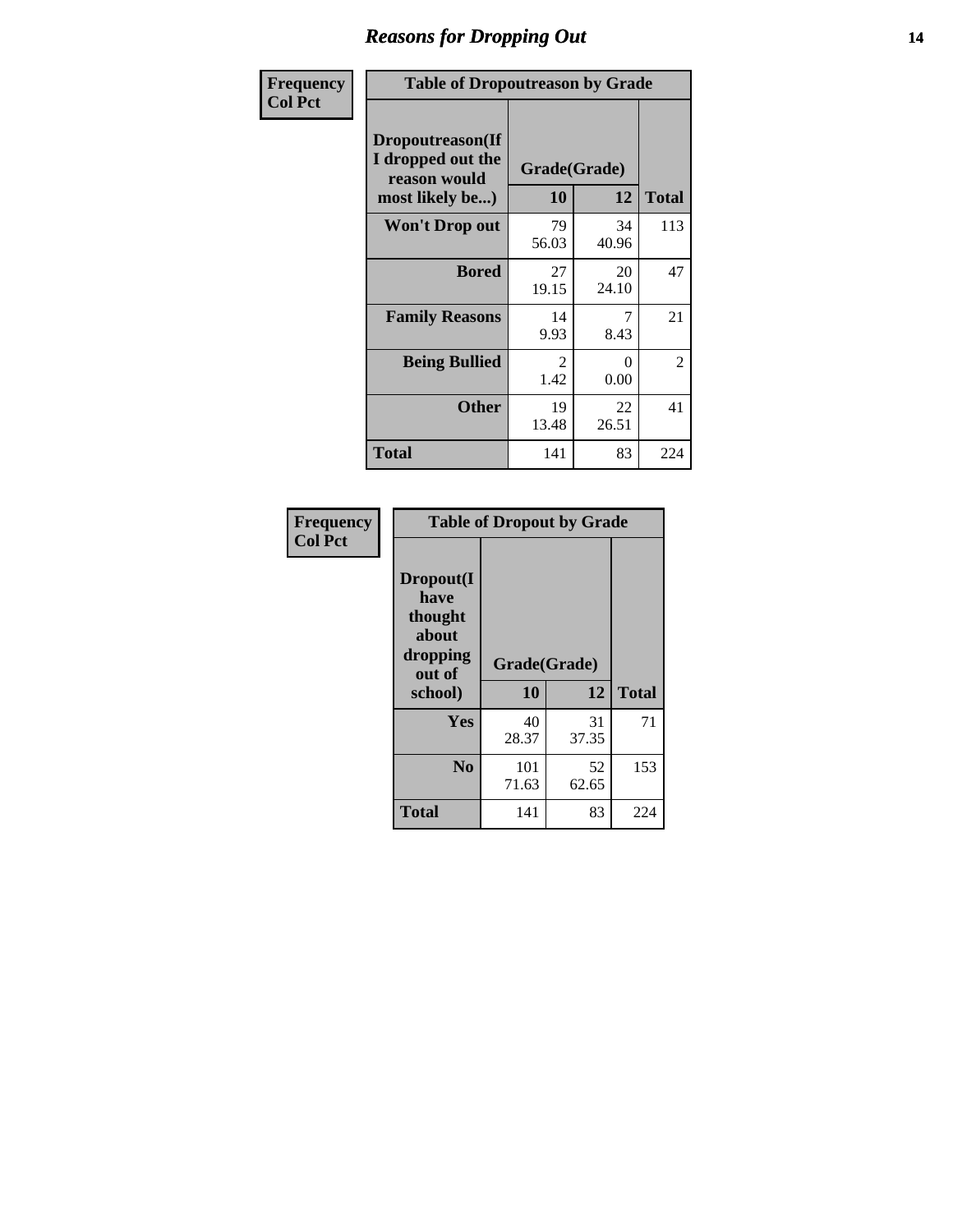# Reasons for Dropping Out

**Frequency**
**Col Pct**

**Table of Dropoutreason by Grade**

| Dropoutreason(If I dropped out the reason would most likely be...) | Grade(Grade) 10 | 12 | Total |
|---|---|---|---|
| **Won't Drop out** | 79<br>56.03 | 34<br>40.96 | 113 |
| **Bored** | 27<br>19.15 | 20<br>24.10 | 47 |
| **Family Reasons** | 14<br>9.93 | 7<br>8.43 | 21 |
| **Being Bullied** | 2<br>1.42 | 0<br>0.00 | 2 |
| **Other** | 19<br>13.48 | 22<br>26.51 | 41 |
| **Total** | 141 | 83 | 224 |

**Frequency**
**Col Pct**

**Table of Dropout by Grade**

| Dropout(I have thought about dropping out of school) | Grade(Grade) 10 | 12 | Total |
|---|---|---|---|
| **Yes** | 40<br>28.37 | 31<br>37.35 | 71 |
| **No** | 101<br>71.63 | 52<br>62.65 | 153 |
| **Total** | 141 | 83 | 224 |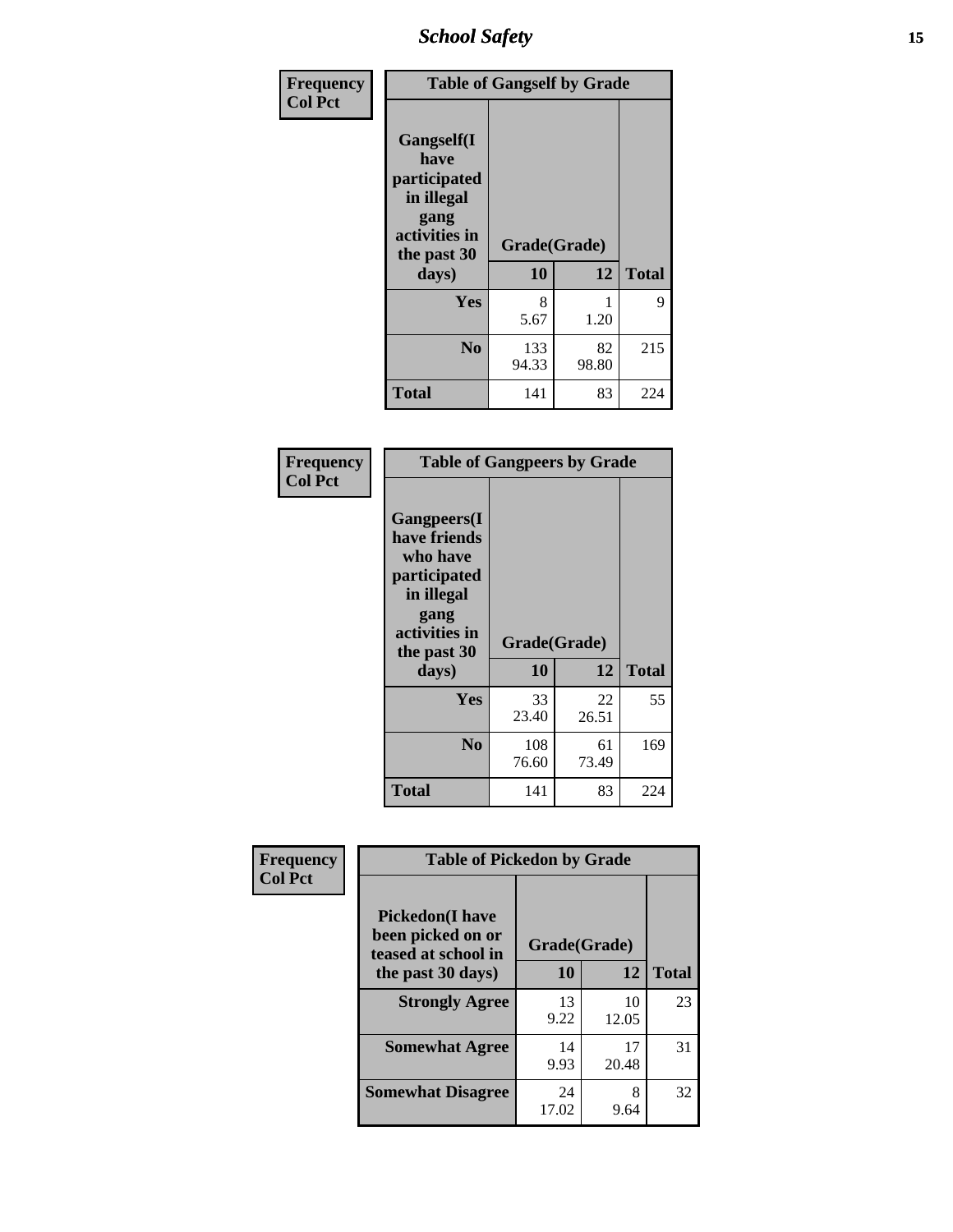| Frequency Col Pct | Table of Gangself by Grade | | |
|---|---|---|---|
| Gangself(I have participated in illegal gang activities in the past 30 days) | Grade(Grade) | | |
| | 10 | 12 | Total |
| Yes | 8<br>5.67 | 1<br>1.20 | 9 |
| No | 133<br>94.33 | 82<br>98.80 | 215 |
| Total | 141 | 83 | 224 |

| Frequency Col Pct | Table of Gangpeers by Grade | | |
|---|---|---|---|
| Gangpeers(I have friends who have participated in illegal gang activities in the past 30 days) | Grade(Grade) | | |
| | 10 | 12 | Total |
| Yes | 33<br>23.40 | 22<br>26.51 | 55 |
| No | 108<br>76.60 | 61<br>73.49 | 169 |
| Total | 141 | 83 | 224 |

| Frequency Col Pct | Table of Pickedon by Grade | | |
|---|---|---|---|
| Pickedon(I have been picked on or teased at school in the past 30 days) | Grade(Grade) | | |
| | 10 | 12 | Total |
| Strongly Agree | 13<br>9.22 | 10<br>12.05 | 23 |
| Somewhat Agree | 14<br>9.93 | 17<br>20.48 | 31 |
| Somewhat Disagree | 24<br>17.02 | 8<br>9.64 | 32 |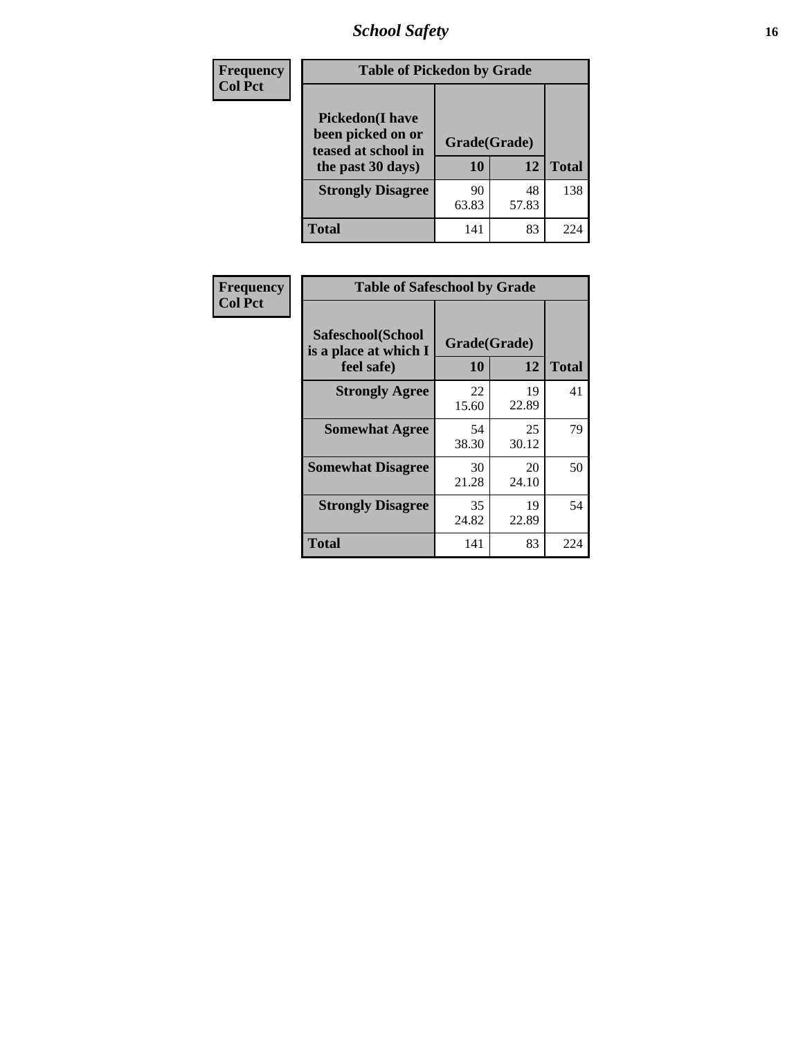| Frequency<br>Col Pct | Table of Pickedon by Grade | | |
|---|---|---|---|
| **Pickedon(I have been picked on or teased at school in the past 30 days)** | **Grade(Grade)** | | |
| | **10** | **12** | **Total** |
| **Strongly Disagree** | 90<br>63.83 | 48<br>57.83 | 138 |
| **Total** | 141 | 83 | 224 |

| Frequency<br>Col Pct | Table of Safeschool by Grade | | |
|---|---|---|---|
| **Safeschool(School is a place at which I feel safe)** | **Grade(Grade)** | | |
| | **10** | **12** | **Total** |
| **Strongly Agree** | 22<br>15.60 | 19<br>22.89 | 41 |
| **Somewhat Agree** | 54<br>38.30 | 25<br>30.12 | 79 |
| **Somewhat Disagree** | 30<br>21.28 | 20<br>24.10 | 50 |
| **Strongly Disagree** | 35<br>24.82 | 19<br>22.89 | 54 |
| **Total** | 141 | 83 | 224 |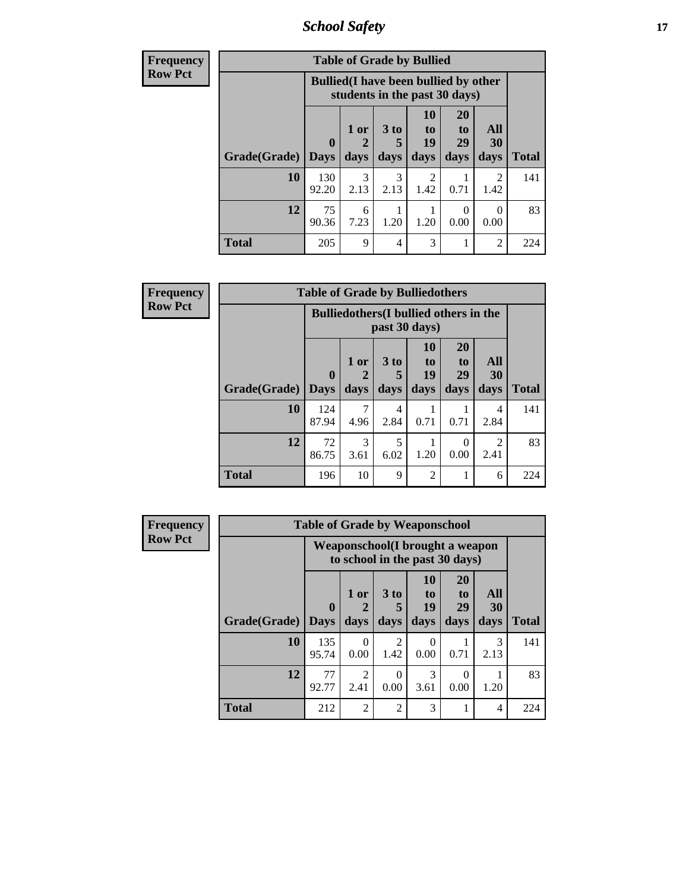| Frequency Row Pct | | | | | | | |
|---|---|---|---|---|---|---|---|
| **Table of Grade by Bullied** | | | | | | | |
| | **Bullied(I have been bullied by other students in the past 30 days)** | | | | | | |
| **Grade(Grade)** | **0 Days** | **1 or 2 days** | **3 to 5 days** | **10 to 19 days** | **20 to 29 days** | **All 30 days** | **Total** |
| **10** | 130<br>92.20 | 3<br>2.13 | 3<br>2.13 | 2<br>1.42 | 1<br>0.71 | 2<br>1.42 | 141 |
| **12** | 75<br>90.36 | 6<br>7.23 | 1<br>1.20 | 1<br>1.20 | 0<br>0.00 | 0<br>0.00 | 83 |
| **Total** | 205 | 9 | 4 | 3 | 1 | 2 | 224 |

| Frequency Row Pct | | | | | | | |
|---|---|---|---|---|---|---|---|
| **Table of Grade by Bulliedothers** | | | | | | | |
| | **Bulliedothers(I bullied others in the past 30 days)** | | | | | | |
| **Grade(Grade)** | **0 Days** | **1 or 2 days** | **3 to 5 days** | **10 to 19 days** | **20 to 29 days** | **All 30 days** | **Total** |
| **10** | 124<br>87.94 | 7<br>4.96 | 4<br>2.84 | 1<br>0.71 | 1<br>0.71 | 4<br>2.84 | 141 |
| **12** | 72<br>86.75 | 3<br>3.61 | 5<br>6.02 | 1<br>1.20 | 0<br>0.00 | 2<br>2.41 | 83 |
| **Total** | 196 | 10 | 9 | 2 | 1 | 6 | 224 |

| Frequency Row Pct | | | | | | | |
|---|---|---|---|---|---|---|---|
| **Table of Grade by Weaponschool** | | | | | | | |
| | **Weaponschool(I brought a weapon to school in the past 30 days)** | | | | | | |
| **Grade(Grade)** | **0 Days** | **1 or 2 days** | **3 to 5 days** | **10 to 19 days** | **20 to 29 days** | **All 30 days** | **Total** |
| **10** | 135<br>95.74 | 0<br>0.00 | 2<br>1.42 | 0<br>0.00 | 1<br>0.71 | 3<br>2.13 | 141 |
| **12** | 77<br>92.77 | 2<br>2.41 | 0<br>0.00 | 3<br>3.61 | 0<br>0.00 | 1<br>1.20 | 83 |
| **Total** | 212 | 2 | 2 | 3 | 1 | 4 | 224 |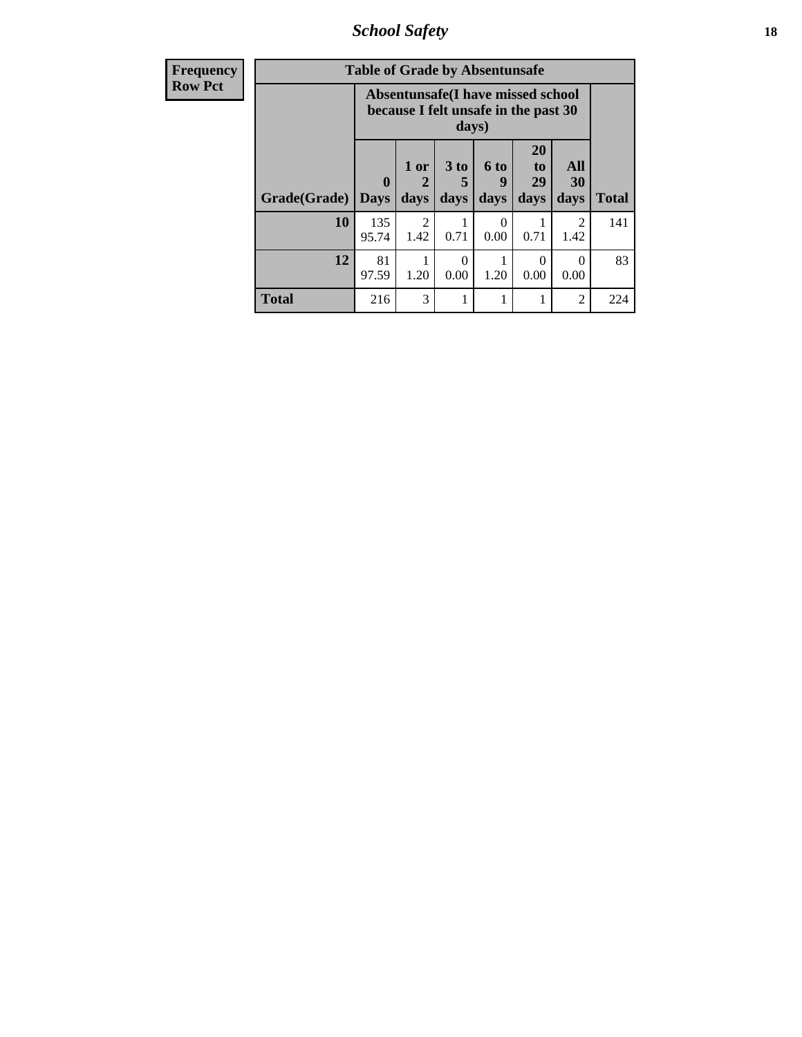| Frequency<br>Row Pct |
|---|

**Table of Grade by Absentunsafe**

| Grade(Grade) | Absentunsafe(I have missed school because I felt unsafe in the past 30 days) | | | | | | Total |
|---|---|---|---|---|---|---|---|
| | 0 Days | 1 or 2 days | 3 to 5 days | 6 to 9 days | 20 to 29 days | All 30 days | |
| **10** | 135<br>95.74 | 2<br>1.42 | 1<br>0.71 | 0<br>0.00 | 1<br>0.71 | 2<br>1.42 | 141 |
| **12** | 81<br>97.59 | 1<br>1.20 | 0<br>0.00 | 1<br>1.20 | 0<br>0.00 | 0<br>0.00 | 83 |
| **Total** | 216 | 3 | 1 | 1 | 1 | 2 | 224 |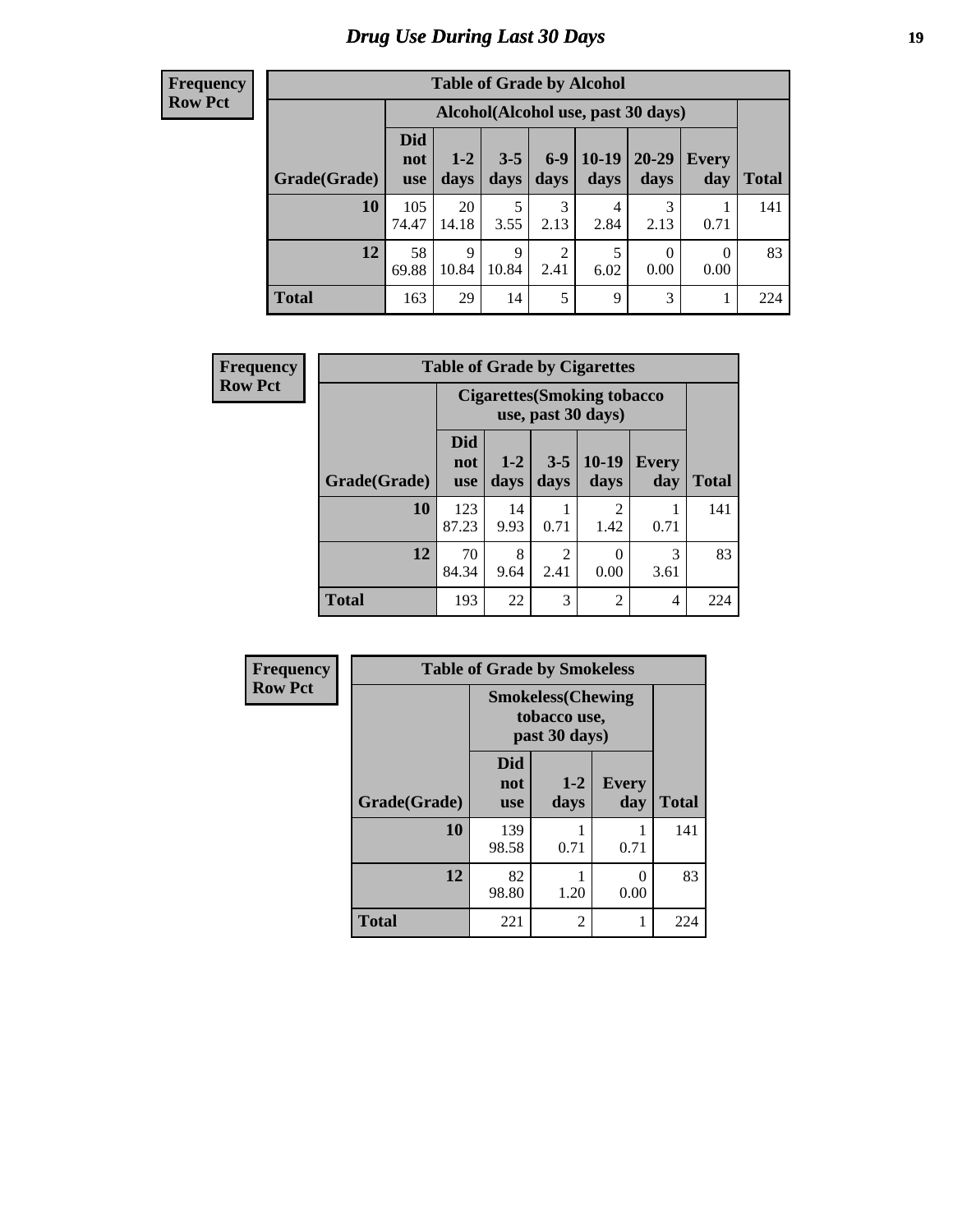# Drug Use During Last 30 Days

**Frequency**
**Row Pct**

| Table of Grade by Alcohol | | | | | | | | |
|---|---|---|---|---|---|---|---|---|
| | Alcohol(Alcohol use, past 30 days) | | | | | | | |
| Grade(Grade) | Did not use | 1-2 days | 3-5 days | 6-9 days | 10-19 days | 20-29 days | Every day | Total |
| 10 | 105<br>74.47 | 20<br>14.18 | 5<br>3.55 | 3<br>2.13 | 4<br>2.84 | 3<br>2.13 | 1<br>0.71 | 141 |
| 12 | 58<br>69.88 | 9<br>10.84 | 9<br>10.84 | 2<br>2.41 | 5<br>6.02 | 0<br>0.00 | 0<br>0.00 | 83 |
| Total | 163 | 29 | 14 | 5 | 9 | 3 | 1 | 224 |

**Frequency**
**Row Pct**

| Table of Grade by Cigarettes | | | | | | |
|---|---|---|---|---|---|---|
| | Cigarettes(Smoking tobacco use, past 30 days) | | | | | |
| Grade(Grade) | Did not use | 1-2 days | 3-5 days | 10-19 days | Every day | Total |
| 10 | 123<br>87.23 | 14<br>9.93 | 1<br>0.71 | 2<br>1.42 | 1<br>0.71 | 141 |
| 12 | 70<br>84.34 | 8<br>9.64 | 2<br>2.41 | 0<br>0.00 | 3<br>3.61 | 83 |
| Total | 193 | 22 | 3 | 2 | 4 | 224 |

**Frequency**
**Row Pct**

| Table of Grade by Smokeless | | | | |
|---|---|---|---|---|
| | Smokeless(Chewing tobacco use, past 30 days) | | | |
| Grade(Grade) | Did not use | 1-2 days | Every day | Total |
| 10 | 139<br>98.58 | 1<br>0.71 | 1<br>0.71 | 141 |
| 12 | 82<br>98.80 | 1<br>1.20 | 0<br>0.00 | 83 |
| Total | 221 | 2 | 1 | 224 |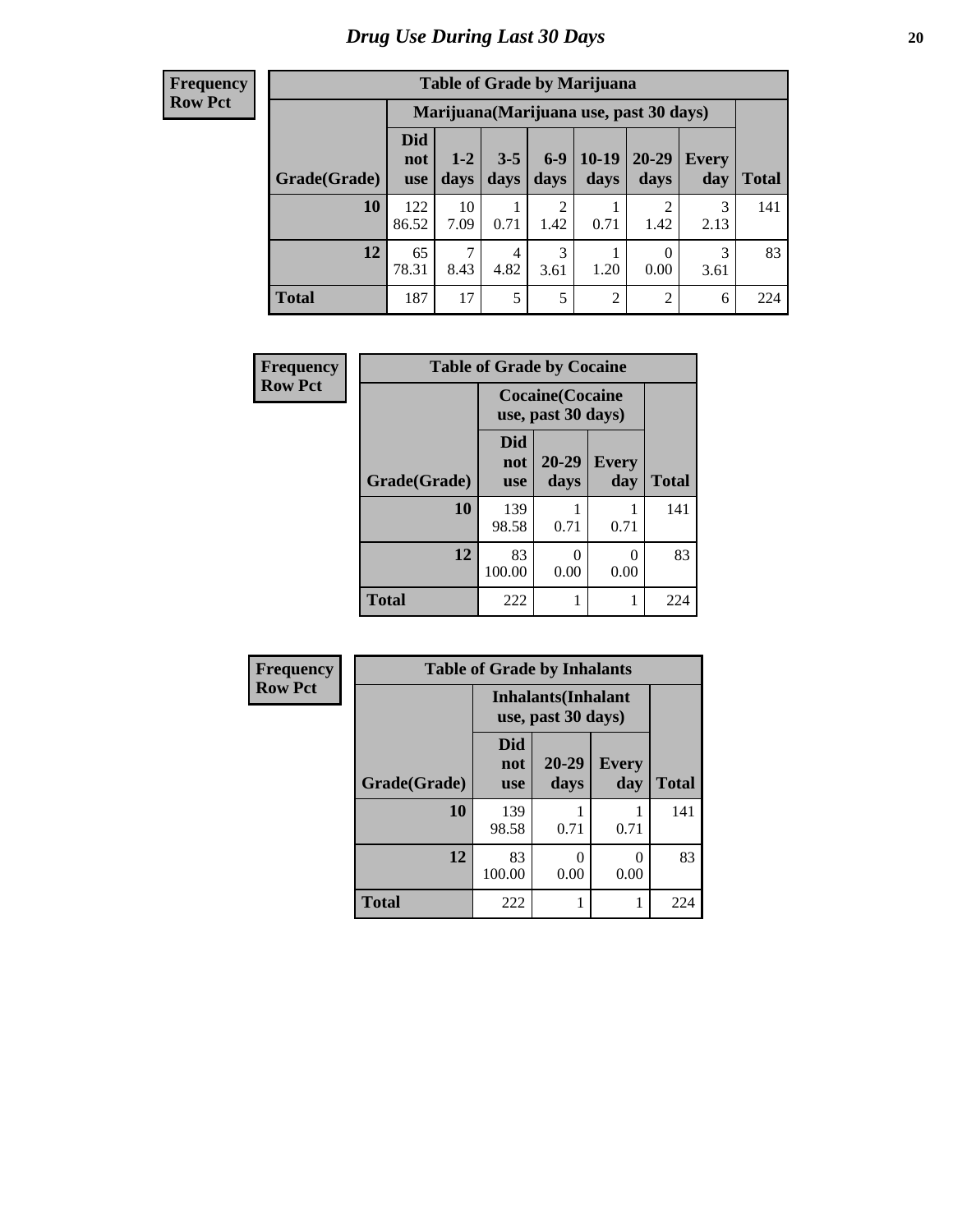# Drug Use During Last 30 Days

**Frequency**
**Row Pct**

| Table of Grade by Marijuana | | | | | | | | |
|---|---|---|---|---|---|---|---|---|
| | Marijuana(Marijuana use, past 30 days) | | | | | | | |
| Grade(Grade) | Did not use | 1-2 days | 3-5 days | 6-9 days | 10-19 days | 20-29 days | Every day | Total |
| **10** | 122<br>86.52 | 10<br>7.09 | 1<br>0.71 | 2<br>1.42 | 1<br>0.71 | 2<br>1.42 | 3<br>2.13 | 141 |
| **12** | 65<br>78.31 | 7<br>8.43 | 4<br>4.82 | 3<br>3.61 | 1<br>1.20 | 0<br>0.00 | 3<br>3.61 | 83 |
| **Total** | 187 | 17 | 5 | 5 | 2 | 2 | 6 | 224 |

**Frequency**
**Row Pct**

| Table of Grade by Cocaine | | | | |
|---|---|---|---|---|
| | Cocaine(Cocaine use, past 30 days) | | | |
| Grade(Grade) | Did not use | 20-29 days | Every day | Total |
| **10** | 139<br>98.58 | 1<br>0.71 | 1<br>0.71 | 141 |
| **12** | 83<br>100.00 | 0<br>0.00 | 0<br>0.00 | 83 |
| **Total** | 222 | 1 | 1 | 224 |

**Frequency**
**Row Pct**

| Table of Grade by Inhalants | | | | |
|---|---|---|---|---|
| | Inhalants(Inhalant use, past 30 days) | | | |
| Grade(Grade) | Did not use | 20-29 days | Every day | Total |
| **10** | 139<br>98.58 | 1<br>0.71 | 1<br>0.71 | 141 |
| **12** | 83<br>100.00 | 0<br>0.00 | 0<br>0.00 | 83 |
| **Total** | 222 | 1 | 1 | 224 |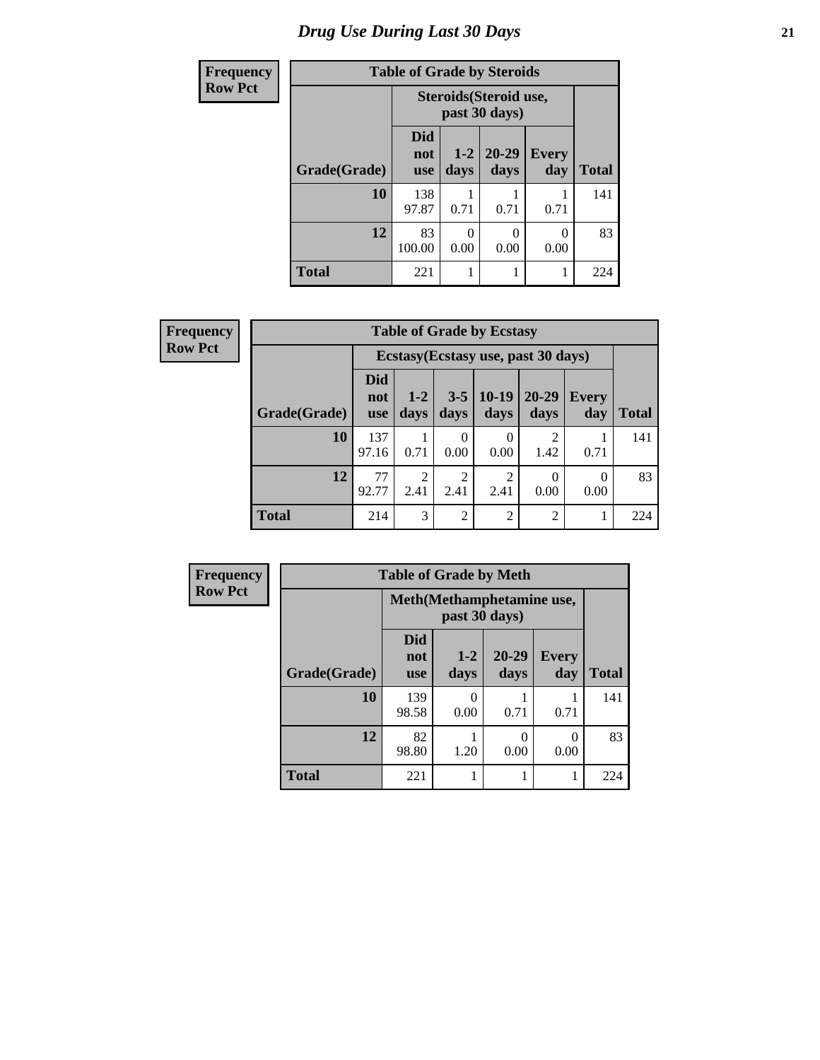# Drug Use During Last 30 Days

**Frequency**
**Row Pct**

**Table of Grade by Steroids**

| Grade(Grade) | Steroids(Steroid use, past 30 days) | | | | Total |
|---|---|---|---|---|---|
| | Did not use | 1-2 days | 20-29 days | Every day | |
| 10 | 138<br>97.87 | 1<br>0.71 | 1<br>0.71 | 1<br>0.71 | 141 |
| 12 | 83<br>100.00 | 0<br>0.00 | 0<br>0.00 | 0<br>0.00 | 83 |
| Total | 221 | 1 | 1 | 1 | 224 |

**Frequency**
**Row Pct**

**Table of Grade by Ecstasy**

| Grade(Grade) | Ecstasy(Ecstasy use, past 30 days) | | | | | | Total |
|---|---|---|---|---|---|---|---|
| | Did not use | 1-2 days | 3-5 days | 10-19 days | 20-29 days | Every day | |
| 10 | 137<br>97.16 | 1<br>0.71 | 0<br>0.00 | 0<br>0.00 | 2<br>1.42 | 1<br>0.71 | 141 |
| 12 | 77<br>92.77 | 2<br>2.41 | 2<br>2.41 | 2<br>2.41 | 0<br>0.00 | 0<br>0.00 | 83 |
| Total | 214 | 3 | 2 | 2 | 2 | 1 | 224 |

**Frequency**
**Row Pct**

**Table of Grade by Meth**

| Grade(Grade) | Meth(Methamphetamine use, past 30 days) | | | | Total |
|---|---|---|---|---|---|
| | Did not use | 1-2 days | 20-29 days | Every day | |
| 10 | 139<br>98.58 | 0<br>0.00 | 1<br>0.71 | 1<br>0.71 | 141 |
| 12 | 82<br>98.80 | 1<br>1.20 | 0<br>0.00 | 0<br>0.00 | 83 |
| Total | 221 | 1 | 1 | 1 | 224 |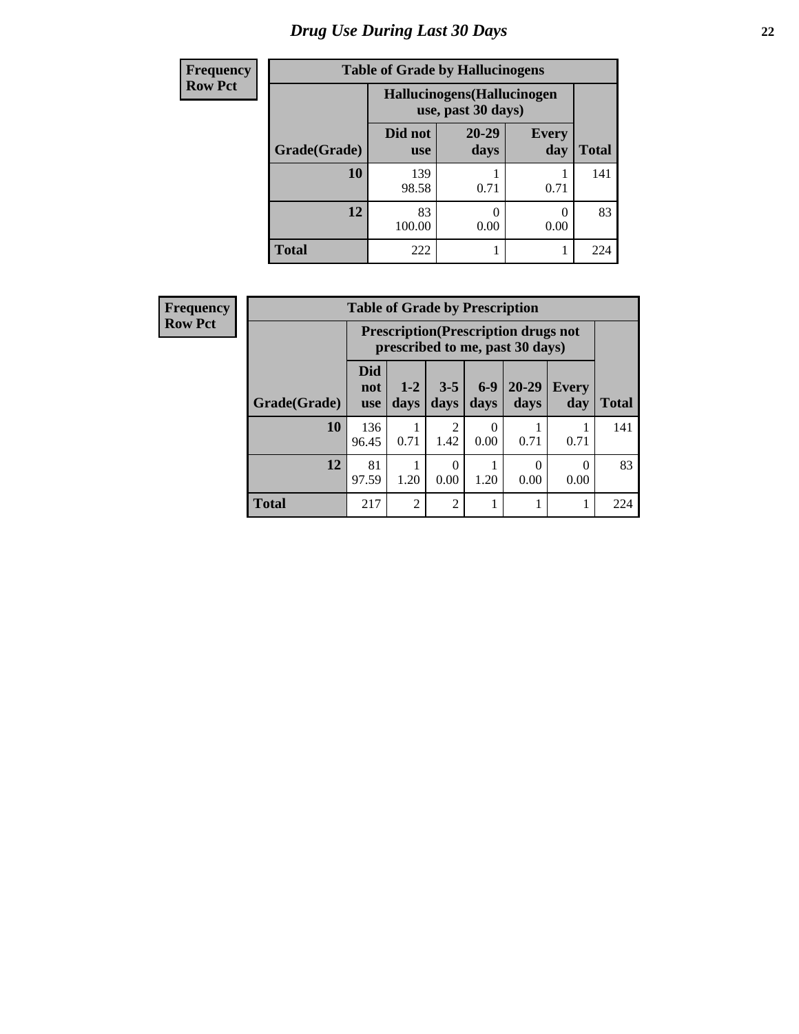# Drug Use During Last 30 Days

**Frequency**
**Row Pct**

**Table of Grade by Hallucinogens**

| Grade(Grade) | Hallucinogens(Hallucinogen use, past 30 days) | | | Total |
|---|---|---|---|---|
| | Did not use | 20-29 days | Every day | |
| **10** | 139<br>98.58 | 1<br>0.71 | 1<br>0.71 | 141 |
| **12** | 83<br>100.00 | 0<br>0.00 | 0<br>0.00 | 83 |
| **Total** | 222 | 1 | 1 | 224 |

**Frequency**
**Row Pct**

**Table of Grade by Prescription**

| Grade(Grade) | Prescription(Prescription drugs not prescribed to me, past 30 days) | | | | | | Total |
|---|---|---|---|---|---|---|---|
| | Did not use | 1-2 days | 3-5 days | 6-9 days | 20-29 days | Every day | |
| **10** | 136<br>96.45 | 1<br>0.71 | 2<br>1.42 | 0<br>0.00 | 1<br>0.71 | 1<br>0.71 | 141 |
| **12** | 81<br>97.59 | 1<br>1.20 | 0<br>0.00 | 1<br>1.20 | 0<br>0.00 | 0<br>0.00 | 83 |
| **Total** | 217 | 2 | 2 | 1 | 1 | 1 | 224 |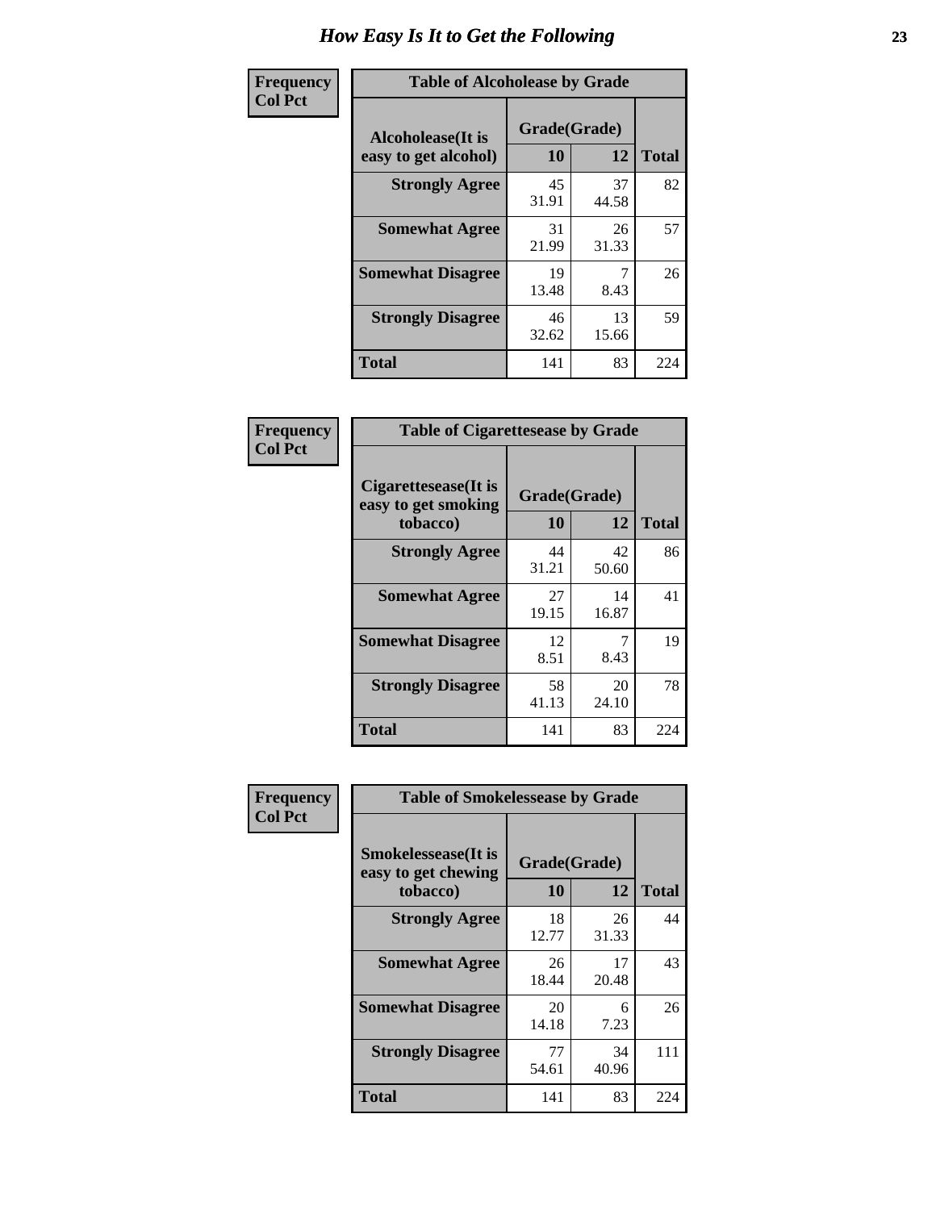# How Easy Is It to Get the Following

**Frequency**
**Col Pct**

**Table of Alcoholease by Grade**

| Alcoholease(It is easy to get alcohol) | Grade(Grade) | | Total |
|---|---|---|---|
| | 10 | 12 | |
| **Strongly Agree** | 45<br>31.91 | 37<br>44.58 | 82 |
| **Somewhat Agree** | 31<br>21.99 | 26<br>31.33 | 57 |
| **Somewhat Disagree** | 19<br>13.48 | 7<br>8.43 | 26 |
| **Strongly Disagree** | 46<br>32.62 | 13<br>15.66 | 59 |
| **Total** | 141 | 83 | 224 |

**Frequency**
**Col Pct**

**Table of Cigarettesease by Grade**

| Cigarettesease(It is easy to get smoking tobacco) | Grade(Grade) | | Total |
|---|---|---|---|
| | 10 | 12 | |
| **Strongly Agree** | 44<br>31.21 | 42<br>50.60 | 86 |
| **Somewhat Agree** | 27<br>19.15 | 14<br>16.87 | 41 |
| **Somewhat Disagree** | 12<br>8.51 | 7<br>8.43 | 19 |
| **Strongly Disagree** | 58<br>41.13 | 20<br>24.10 | 78 |
| **Total** | 141 | 83 | 224 |

**Frequency**
**Col Pct**

**Table of Smokelessease by Grade**

| Smokelessease(It is easy to get chewing tobacco) | Grade(Grade) | | Total |
|---|---|---|---|
| | 10 | 12 | |
| **Strongly Agree** | 18<br>12.77 | 26<br>31.33 | 44 |
| **Somewhat Agree** | 26<br>18.44 | 17<br>20.48 | 43 |
| **Somewhat Disagree** | 20<br>14.18 | 6<br>7.23 | 26 |
| **Strongly Disagree** | 77<br>54.61 | 34<br>40.96 | 111 |
| **Total** | 141 | 83 | 224 |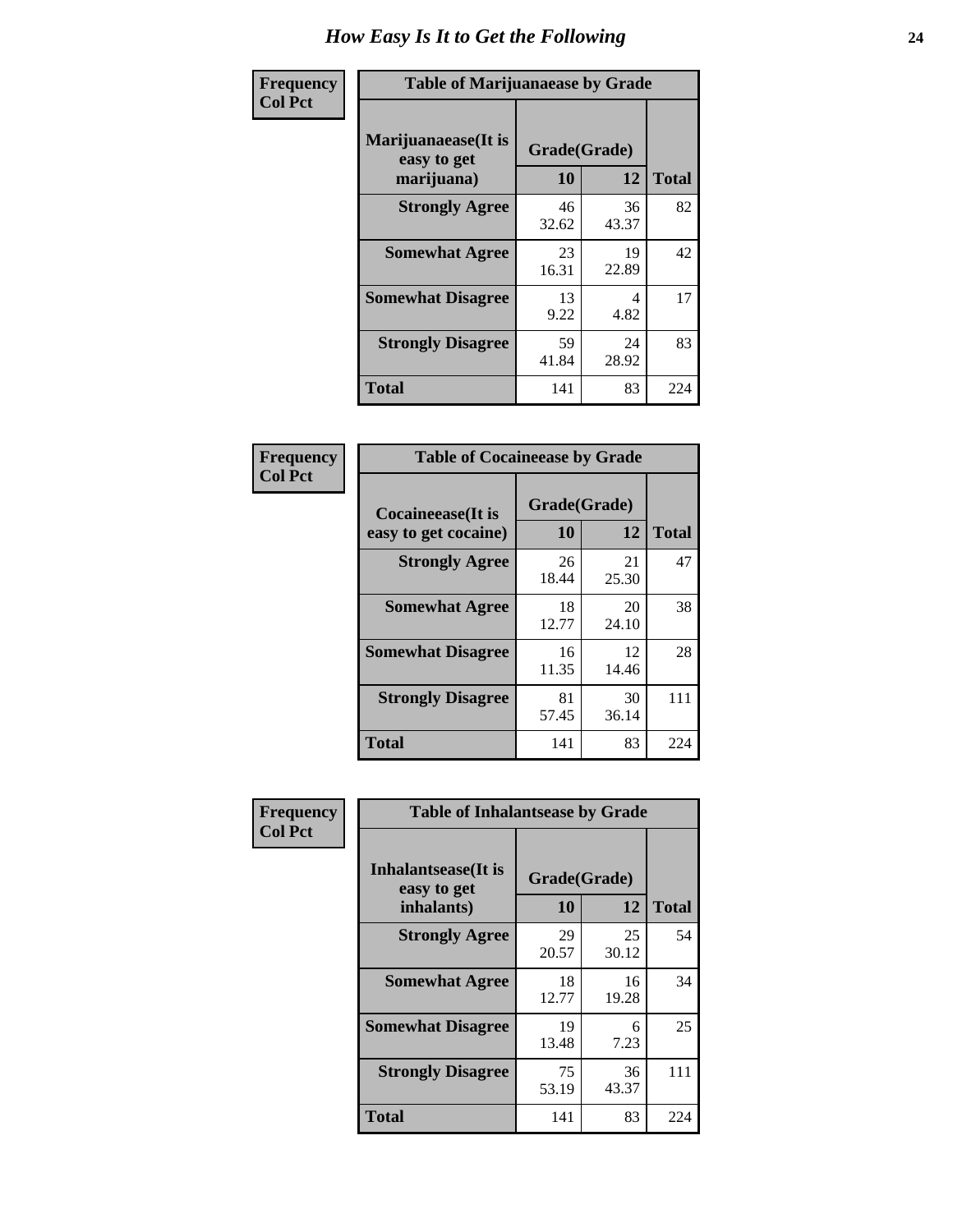# How Easy Is It to Get the Following

**Frequency**
**Col Pct**

**Table of Marijuanaease by Grade**

| Marijuanaease(It is easy to get marijuana) | Grade(Grade) | | Total |
|---|---|---|---|
| | 10 | 12 | |
| Strongly Agree | 46<br>32.62 | 36<br>43.37 | 82 |
| Somewhat Agree | 23<br>16.31 | 19<br>22.89 | 42 |
| Somewhat Disagree | 13<br>9.22 | 4<br>4.82 | 17 |
| Strongly Disagree | 59<br>41.84 | 24<br>28.92 | 83 |
| Total | 141 | 83 | 224 |

**Frequency**
**Col Pct**

**Table of Cocaineease by Grade**

| Cocaineease(It is easy to get cocaine) | Grade(Grade) | | Total |
|---|---|---|---|
| | 10 | 12 | |
| Strongly Agree | 26<br>18.44 | 21<br>25.30 | 47 |
| Somewhat Agree | 18<br>12.77 | 20<br>24.10 | 38 |
| Somewhat Disagree | 16<br>11.35 | 12<br>14.46 | 28 |
| Strongly Disagree | 81<br>57.45 | 30<br>36.14 | 111 |
| Total | 141 | 83 | 224 |

**Frequency**
**Col Pct**

**Table of Inhalantsease by Grade**

| Inhalantsease(It is easy to get inhalants) | Grade(Grade) | | Total |
|---|---|---|---|
| | 10 | 12 | |
| Strongly Agree | 29<br>20.57 | 25<br>30.12 | 54 |
| Somewhat Agree | 18<br>12.77 | 16<br>19.28 | 34 |
| Somewhat Disagree | 19<br>13.48 | 6<br>7.23 | 25 |
| Strongly Disagree | 75<br>53.19 | 36<br>43.37 | 111 |
| Total | 141 | 83 | 224 |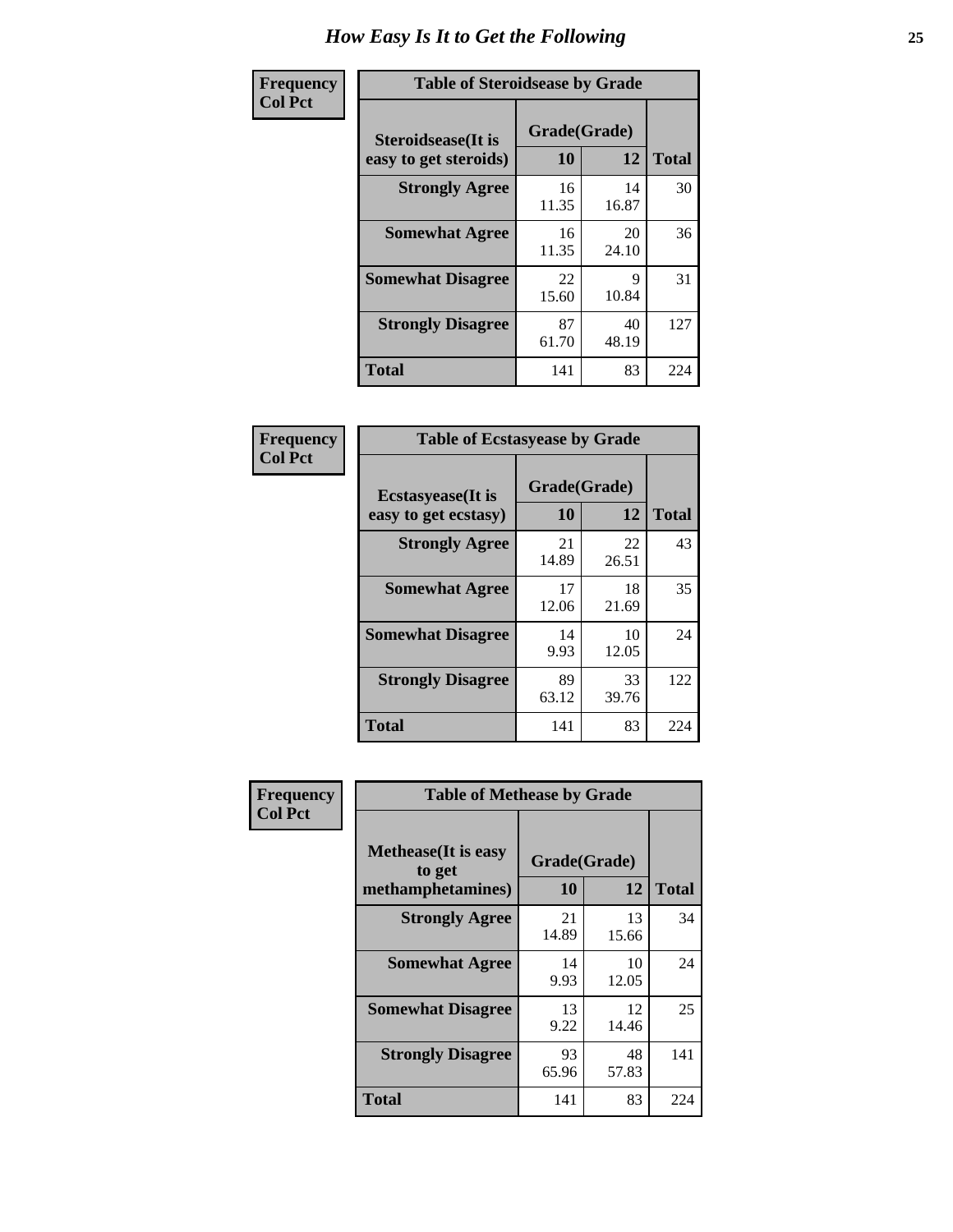# How Easy Is It to Get the Following

**Frequency**
**Col Pct**

**Table of Steroidsease by Grade**

| Steroidsease(It is easy to get steroids) | Grade(Grade) 10 | 12 | Total |
|---|---|---|---|
| **Strongly Agree** | 16<br>11.35 | 14<br>16.87 | 30 |
| **Somewhat Agree** | 16<br>11.35 | 20<br>24.10 | 36 |
| **Somewhat Disagree** | 22<br>15.60 | 9<br>10.84 | 31 |
| **Strongly Disagree** | 87<br>61.70 | 40<br>48.19 | 127 |
| **Total** | 141 | 83 | 224 |

**Frequency**
**Col Pct**

**Table of Ecstasyease by Grade**

| Ecstasyease(It is easy to get ecstasy) | Grade(Grade) 10 | 12 | Total |
|---|---|---|---|
| **Strongly Agree** | 21<br>14.89 | 22<br>26.51 | 43 |
| **Somewhat Agree** | 17<br>12.06 | 18<br>21.69 | 35 |
| **Somewhat Disagree** | 14<br>9.93 | 10<br>12.05 | 24 |
| **Strongly Disagree** | 89<br>63.12 | 33<br>39.76 | 122 |
| **Total** | 141 | 83 | 224 |

**Frequency**
**Col Pct**

**Table of Methease by Grade**

| Methease(It is easy to get methamphetamines) | Grade(Grade) 10 | 12 | Total |
|---|---|---|---|
| **Strongly Agree** | 21<br>14.89 | 13<br>15.66 | 34 |
| **Somewhat Agree** | 14<br>9.93 | 10<br>12.05 | 24 |
| **Somewhat Disagree** | 13<br>9.22 | 12<br>14.46 | 25 |
| **Strongly Disagree** | 93<br>65.96 | 48<br>57.83 | 141 |
| **Total** | 141 | 83 | 224 |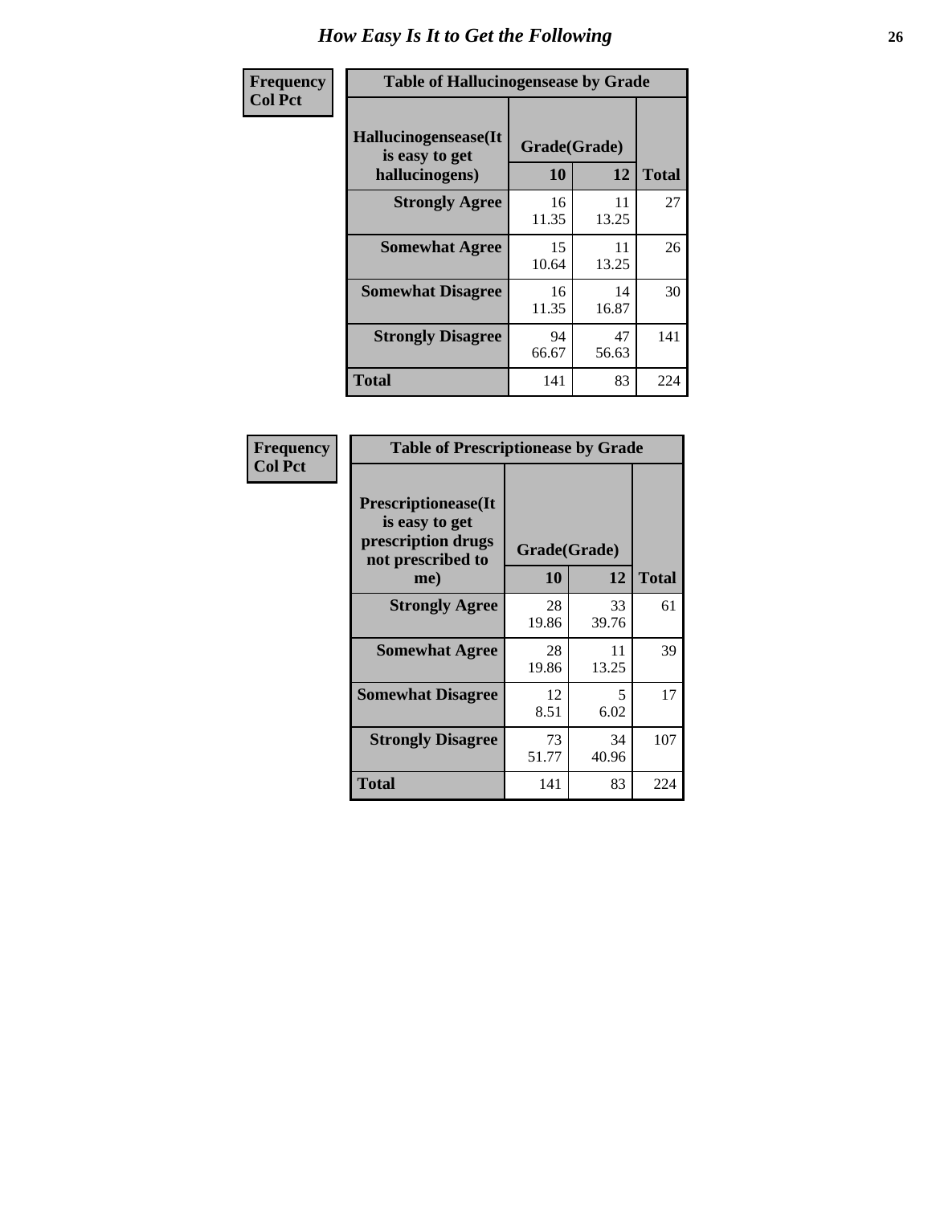# How Easy Is It to Get the Following

**Frequency**
**Col Pct**

**Table of Hallucinogensease by Grade**

| Hallucinogensease(It is easy to get hallucinogens) | Grade(Grade) 10 | 12 | Total |
|---|---|---|---|
| **Strongly Agree** | 16<br>11.35 | 11<br>13.25 | 27 |
| **Somewhat Agree** | 15<br>10.64 | 11<br>13.25 | 26 |
| **Somewhat Disagree** | 16<br>11.35 | 14<br>16.87 | 30 |
| **Strongly Disagree** | 94<br>66.67 | 47<br>56.63 | 141 |
| **Total** | 141 | 83 | 224 |

**Frequency**
**Col Pct**

**Table of Prescriptionease by Grade**

| Prescriptionease(It is easy to get prescription drugs not prescribed to me) | Grade(Grade) 10 | 12 | Total |
|---|---|---|---|
| **Strongly Agree** | 28<br>19.86 | 33<br>39.76 | 61 |
| **Somewhat Agree** | 28<br>19.86 | 11<br>13.25 | 39 |
| **Somewhat Disagree** | 12<br>8.51 | 5<br>6.02 | 17 |
| **Strongly Disagree** | 73<br>51.77 | 34<br>40.96 | 107 |
| **Total** | 141 | 83 | 224 |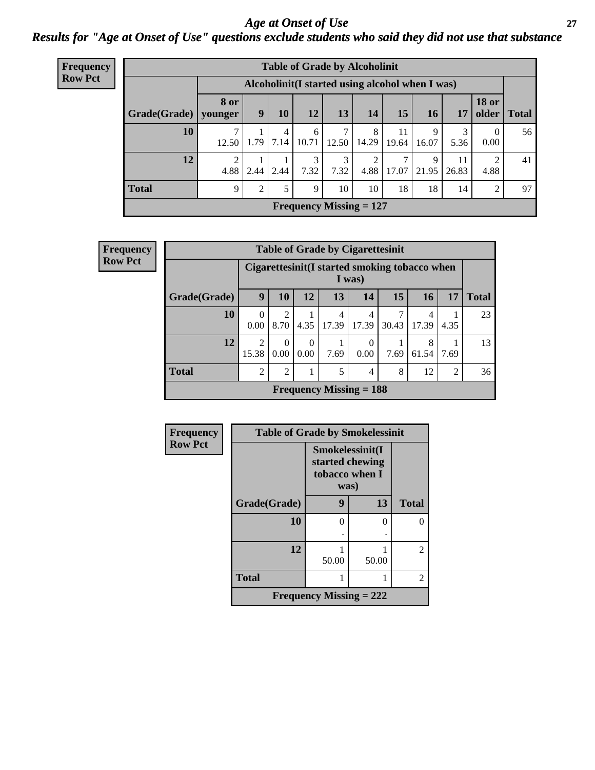## Age at Onset of Use

### Results for "Age at Onset of Use" questions exclude students who said they did not use that substance

**Frequency**
**Row Pct**

**Table of Grade by Alcoholinit**

| Grade(Grade) | Alcoholinit(I started using alcohol when I was) 8 or younger | 9 | 10 | 12 | 13 | 14 | 15 | 16 | 17 | 18 or older | Total |
|---|---|---|---|---|---|---|---|---|---|---|---|
| 10 | 7<br>12.50 | 1<br>1.79 | 4<br>7.14 | 6<br>10.71 | 7<br>12.50 | 8<br>14.29 | 11<br>19.64 | 9<br>16.07 | 3<br>5.36 | 0<br>0.00 | 56 |
| 12 | 2<br>4.88 | 1<br>2.44 | 1<br>2.44 | 3<br>7.32 | 3<br>7.32 | 2<br>4.88 | 7<br>17.07 | 9<br>21.95 | 11<br>26.83 | 2<br>4.88 | 41 |
| Total | 9 | 2 | 5 | 9 | 10 | 10 | 18 | 18 | 14 | 2 | 97 |

Frequency Missing = 127

**Frequency**
**Row Pct**

**Table of Grade by Cigarettesinit**

| Grade(Grade) | Cigarettesinit(I started smoking tobacco when I was) 9 | 10 | 12 | 13 | 14 | 15 | 16 | 17 | Total |
|---|---|---|---|---|---|---|---|---|---|
| 10 | 0<br>0.00 | 2<br>8.70 | 1<br>4.35 | 4<br>17.39 | 4<br>17.39 | 7<br>30.43 | 4<br>17.39 | 1<br>4.35 | 23 |
| 12 | 2<br>15.38 | 0<br>0.00 | 0<br>0.00 | 1<br>7.69 | 0<br>0.00 | 1<br>7.69 | 8<br>61.54 | 1<br>7.69 | 13 |
| Total | 2 | 2 | 1 | 5 | 4 | 8 | 12 | 2 | 36 |

Frequency Missing = 188

**Frequency**
**Row Pct**

**Table of Grade by Smokelessinit**

| Grade(Grade) | Smokelessinit(I started chewing tobacco when I was) 9 | 13 | Total |
|---|---|---|---|
| 10 | 0<br>. | 0<br>. | 0 |
| 12 | 1<br>50.00 | 1<br>50.00 | 2 |
| Total | 1 | 1 | 2 |

Frequency Missing = 222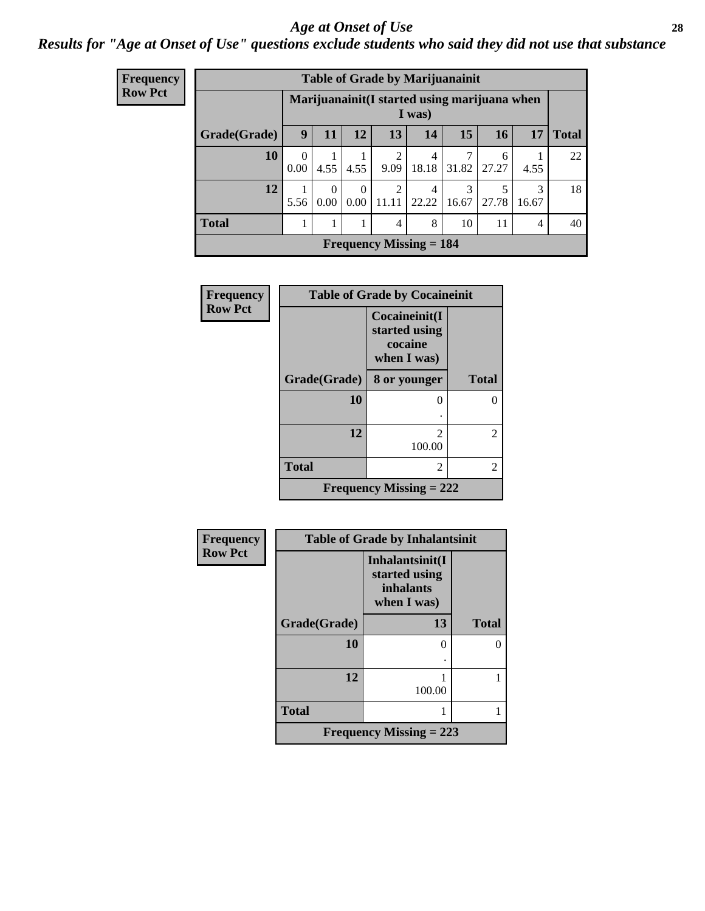# Age at Onset of Use

## *Results for "Age at Onset of Use" questions exclude students who said they did not use that substance*

**Frequency**
**Row Pct**

| Table of Grade by Marijuanainit | | | | | | | | | |
|---|---|---|---|---|---|---|---|---|---|
| | Marijuanainit(I started using marijuana when I was) | | | | | | | | |
| Grade(Grade) | 9 | 11 | 12 | 13 | 14 | 15 | 16 | 17 | Total |
| 10 | 0<br>0.00 | 1<br>4.55 | 1<br>4.55 | 2<br>9.09 | 4<br>18.18 | 7<br>31.82 | 6<br>27.27 | 1<br>4.55 | 22 |
| 12 | 1<br>5.56 | 0<br>0.00 | 0<br>0.00 | 2<br>11.11 | 4<br>22.22 | 3<br>16.67 | 5<br>27.78 | 3<br>16.67 | 18 |
| Total | 1 | 1 | 1 | 4 | 8 | 10 | 11 | 4 | 40 |
| Frequency Missing = 184 | | | | | | | | | |

**Frequency**
**Row Pct**

| Table of Grade by Cocaineinit | | |
|---|---|---|
| | Cocaineinit(I started using cocaine when I was) | |
| Grade(Grade) | 8 or younger | Total |
| 10 | 0<br>. | 0 |
| 12 | 2<br>100.00 | 2 |
| Total | 2 | 2 |
| Frequency Missing = 222 | | |

**Frequency**
**Row Pct**

| Table of Grade by Inhalantsinit | | |
|---|---|---|
| | Inhalantsinit(I started using inhalants when I was) | |
| Grade(Grade) | 13 | Total |
| 10 | 0<br>. | 0 |
| 12 | 1<br>100.00 | 1 |
| Total | 1 | 1 |
| Frequency Missing = 223 | | |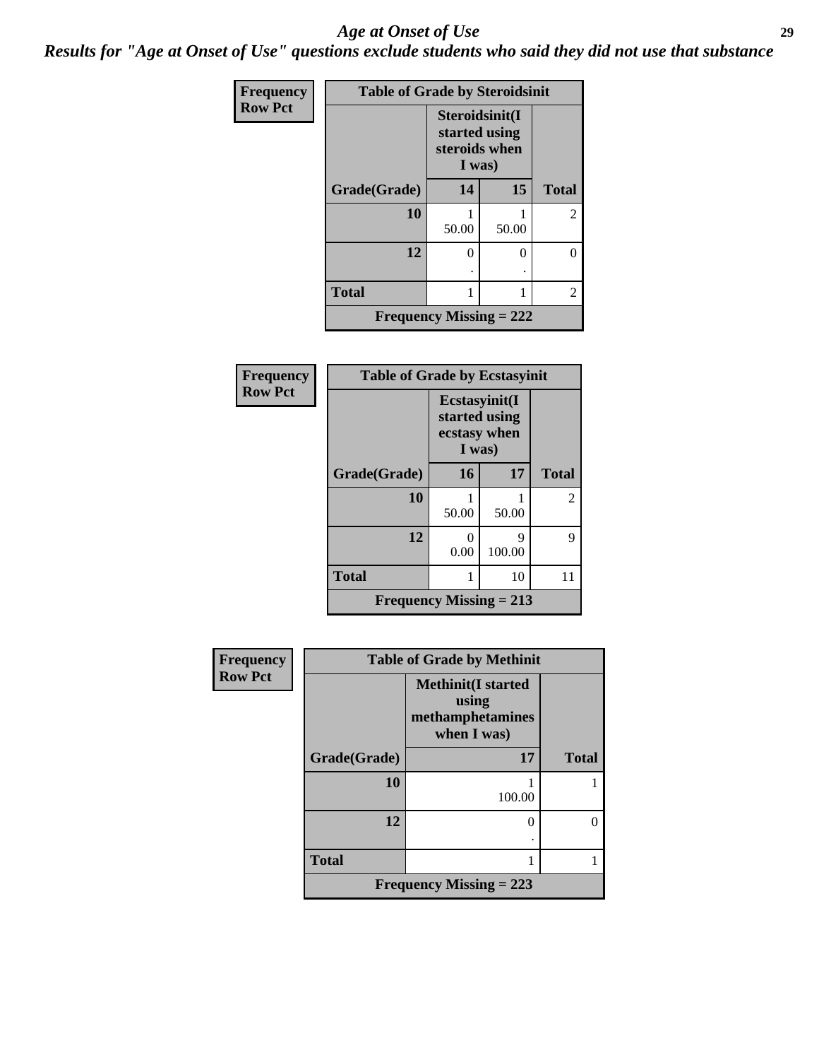# *Age at Onset of Use*

***Results for "Age at Onset of Use" questions exclude students who said they did not use that substance***

**Frequency**
**Row Pct**

**Table of Grade by Steroidsinit**

| Grade(Grade) | Steroidsinit(I started using steroids when I was) | | Total |
|---|---|---|---|
| | 14 | 15 | |
| 10 | 1<br>50.00 | 1<br>50.00 | 2 |
| 12 | 0<br>. | 0<br>. | 0 |
| Total | 1 | 1 | 2 |

**Frequency Missing = 222**

**Frequency**
**Row Pct**

**Table of Grade by Ecstasyinit**

| Grade(Grade) | Ecstasyinit(I started using ecstasy when I was) | | Total |
|---|---|---|---|
| | 16 | 17 | |
| 10 | 1<br>50.00 | 1<br>50.00 | 2 |
| 12 | 0<br>0.00 | 9<br>100.00 | 9 |
| Total | 1 | 10 | 11 |

**Frequency Missing = 213**

**Frequency**
**Row Pct**

**Table of Grade by Methinit**

| Grade(Grade) | Methinit(I started using methamphetamines when I was) | Total |
|---|---|---|
| | 17 | |
| 10 | 1<br>100.00 | 1 |
| 12 | 0<br>. | 0 |
| Total | 1 | 1 |

**Frequency Missing = 223**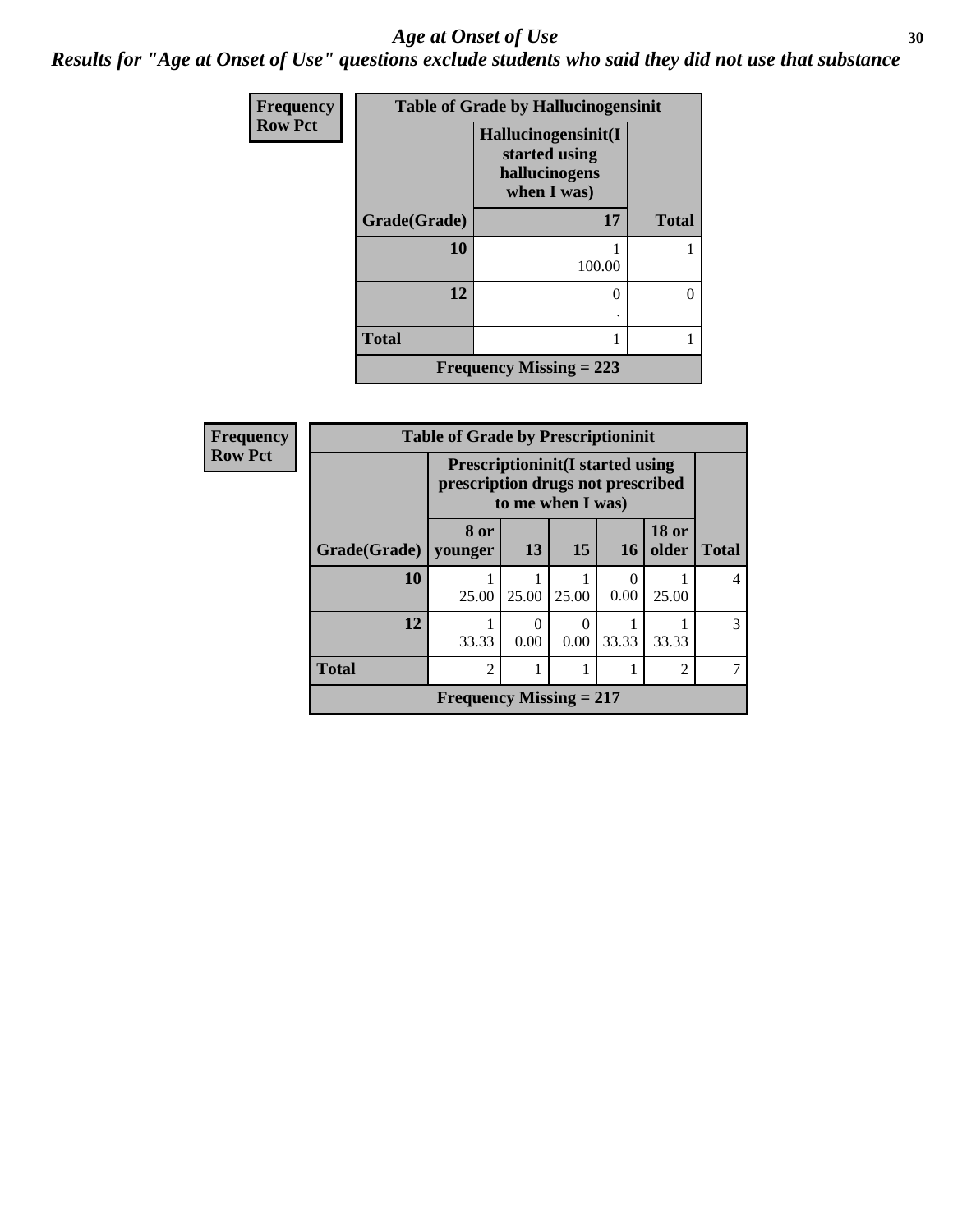# *Age at Onset of Use*

***Results for "Age at Onset of Use" questions exclude students who said they did not use that substance***

**Frequency**
**Row Pct**

| **Table of Grade by Hallucinogensinit** | | |
|---|---|---|
| | **Hallucinogensinit(I started using hallucinogens when I was)** | |
| **Grade(Grade)** | **17** | **Total** |
| **10** | 1<br>100.00 | 1 |
| **12** | 0<br>. | 0 |
| **Total** | 1 | 1 |
| **Frequency Missing = 223** | | |

**Frequency**
**Row Pct**

| **Table of Grade by Prescriptioninit** | | | | | | |
|---|---|---|---|---|---|---|
| | **Prescriptioninit(I started using prescription drugs not prescribed to me when I was)** | | | | | |
| **Grade(Grade)** | **8 or younger** | **13** | **15** | **16** | **18 or older** | **Total** |
| **10** | 1<br>25.00 | 1<br>25.00 | 1<br>25.00 | 0<br>0.00 | 1<br>25.00 | 4 |
| **12** | 1<br>33.33 | 0<br>0.00 | 0<br>0.00 | 1<br>33.33 | 1<br>33.33 | 3 |
| **Total** | 2 | 1 | 1 | 1 | 2 | 7 |
| **Frequency Missing = 217** | | | | | | |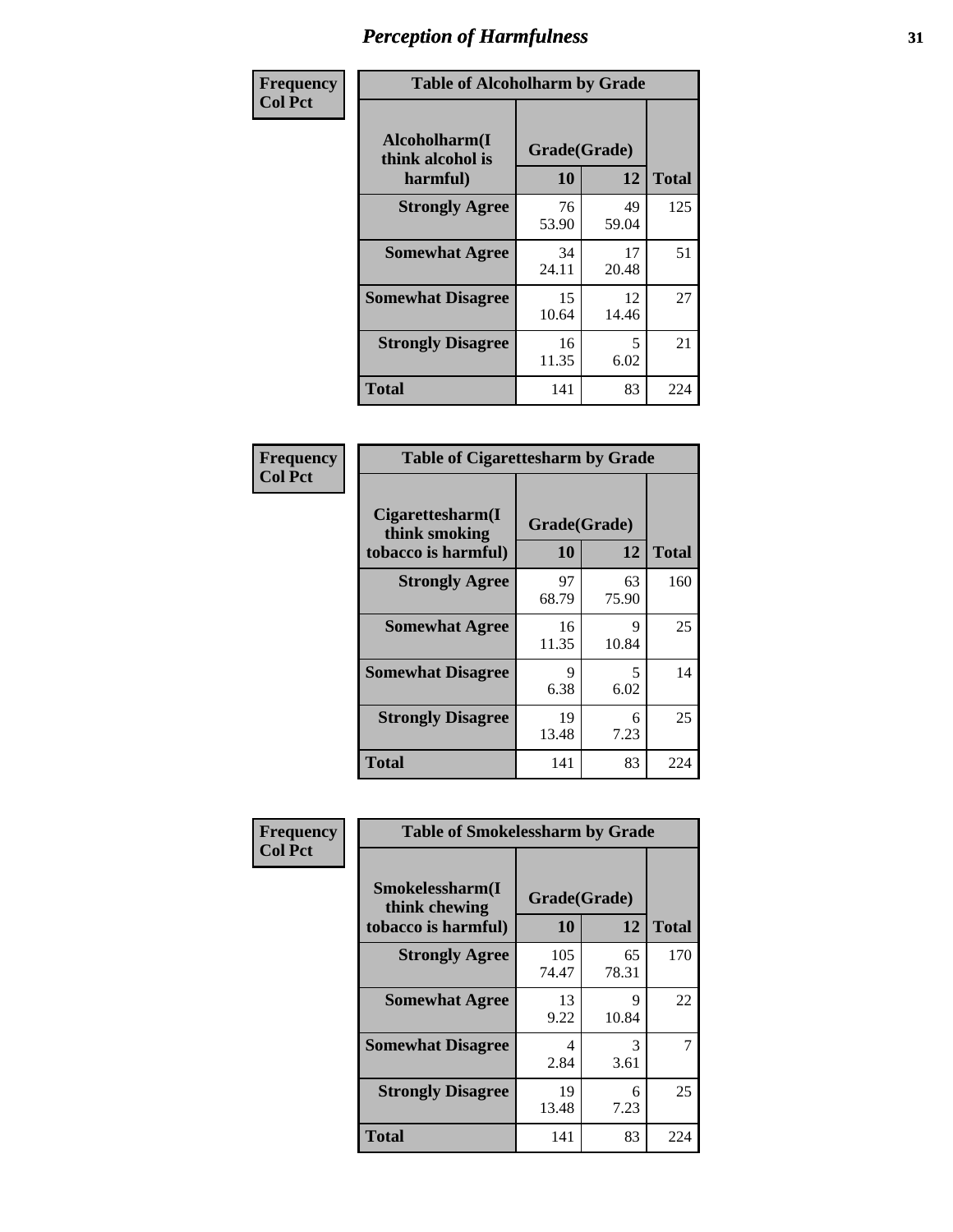# Perception of Harmfulness

| Frequency Col Pct | Table of Alcoholharm by Grade | | |
|---|---|---|---|
| Alcoholharm(I think alcohol is harmful) | Grade(Grade) | | |
| | 10 | 12 | Total |
| Strongly Agree | 76<br>53.90 | 49<br>59.04 | 125 |
| Somewhat Agree | 34<br>24.11 | 17<br>20.48 | 51 |
| Somewhat Disagree | 15<br>10.64 | 12<br>14.46 | 27 |
| Strongly Disagree | 16<br>11.35 | 5<br>6.02 | 21 |
| Total | 141 | 83 | 224 |

| Frequency Col Pct | Table of Cigarettesharm by Grade | | |
|---|---|---|---|
| Cigarettesharm(I think smoking tobacco is harmful) | Grade(Grade) | | |
| | 10 | 12 | Total |
| Strongly Agree | 97<br>68.79 | 63<br>75.90 | 160 |
| Somewhat Agree | 16<br>11.35 | 9<br>10.84 | 25 |
| Somewhat Disagree | 9<br>6.38 | 5<br>6.02 | 14 |
| Strongly Disagree | 19<br>13.48 | 6<br>7.23 | 25 |
| Total | 141 | 83 | 224 |

| Frequency Col Pct | Table of Smokelessharm by Grade | | |
|---|---|---|---|
| Smokelessharm(I think chewing tobacco is harmful) | Grade(Grade) | | |
| | 10 | 12 | Total |
| Strongly Agree | 105<br>74.47 | 65<br>78.31 | 170 |
| Somewhat Agree | 13<br>9.22 | 9<br>10.84 | 22 |
| Somewhat Disagree | 4<br>2.84 | 3<br>3.61 | 7 |
| Strongly Disagree | 19<br>13.48 | 6<br>7.23 | 25 |
| Total | 141 | 83 | 224 |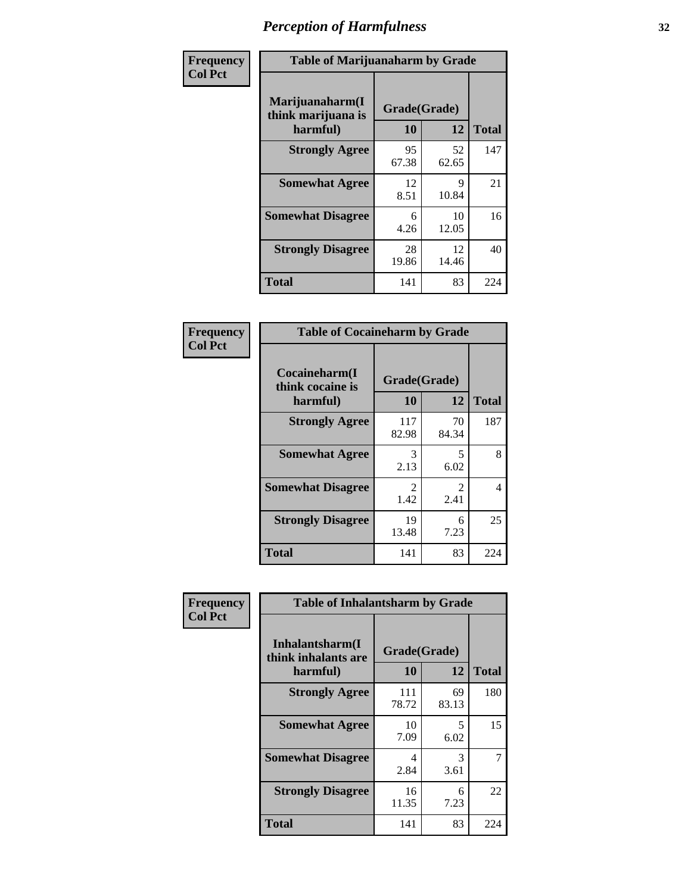## Perception of Harmfulness

**Frequency**
**Col Pct**

| Table of Marijuanaharm by Grade | | | |
|---|---|---|---|
| Marijuanaharm(I think marijuana is harmful) | Grade(Grade) | | Total |
| | 10 | 12 | |
| **Strongly Agree** | 95<br>67.38 | 52<br>62.65 | 147 |
| **Somewhat Agree** | 12<br>8.51 | 9<br>10.84 | 21 |
| **Somewhat Disagree** | 6<br>4.26 | 10<br>12.05 | 16 |
| **Strongly Disagree** | 28<br>19.86 | 12<br>14.46 | 40 |
| **Total** | 141 | 83 | 224 |

**Frequency**
**Col Pct**

| Table of Cocaineharm by Grade | | | |
|---|---|---|---|
| Cocaineharm(I think cocaine is harmful) | Grade(Grade) | | Total |
| | 10 | 12 | |
| **Strongly Agree** | 117<br>82.98 | 70<br>84.34 | 187 |
| **Somewhat Agree** | 3<br>2.13 | 5<br>6.02 | 8 |
| **Somewhat Disagree** | 2<br>1.42 | 2<br>2.41 | 4 |
| **Strongly Disagree** | 19<br>13.48 | 6<br>7.23 | 25 |
| **Total** | 141 | 83 | 224 |

**Frequency**
**Col Pct**

| Table of Inhalantsharm by Grade | | | |
|---|---|---|---|
| Inhalantsharm(I think inhalants are harmful) | Grade(Grade) | | Total |
| | 10 | 12 | |
| **Strongly Agree** | 111<br>78.72 | 69<br>83.13 | 180 |
| **Somewhat Agree** | 10<br>7.09 | 5<br>6.02 | 15 |
| **Somewhat Disagree** | 4<br>2.84 | 3<br>3.61 | 7 |
| **Strongly Disagree** | 16<br>11.35 | 6<br>7.23 | 22 |
| **Total** | 141 | 83 | 224 |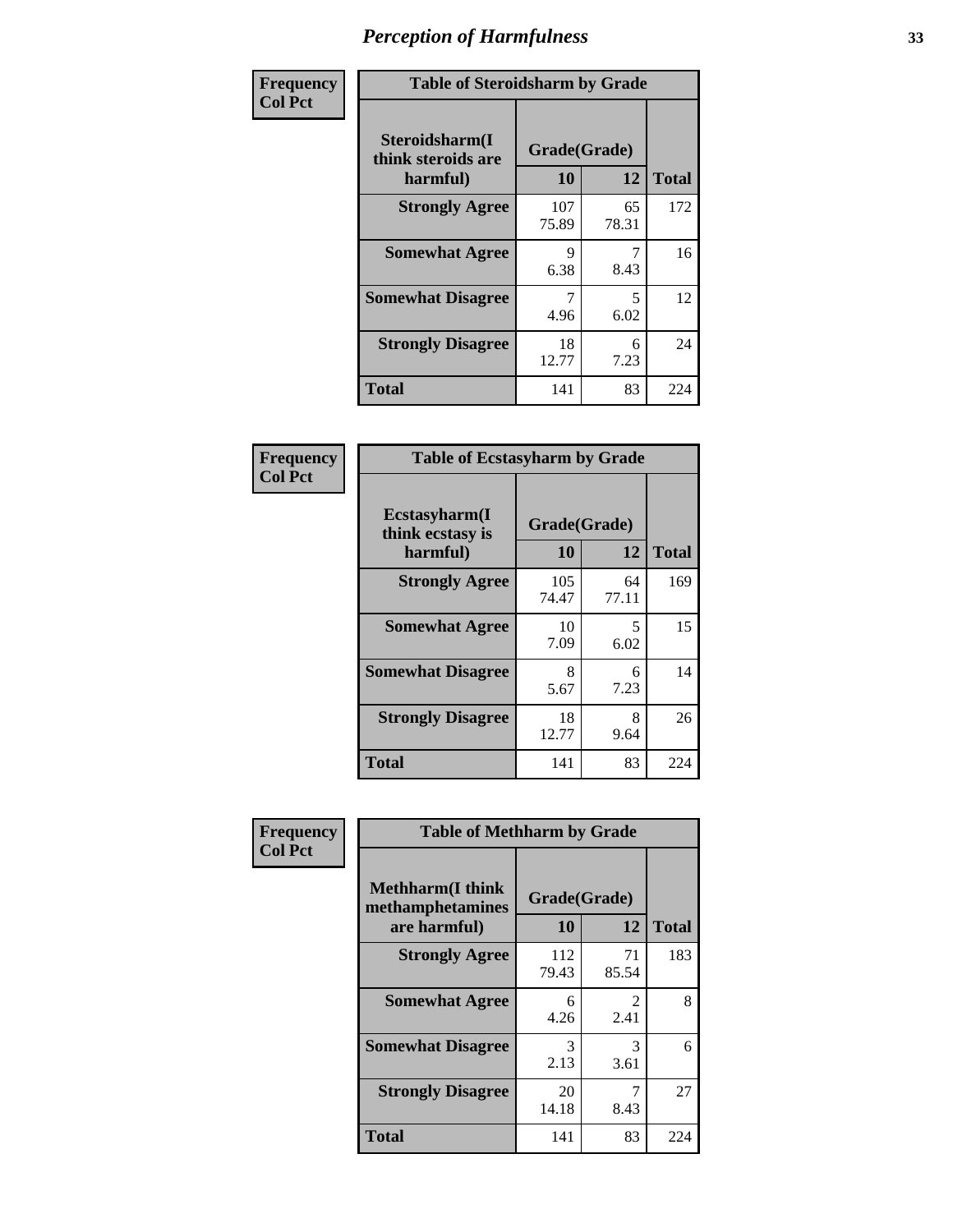# Perception of Harmfulness

**Frequency**
**Col Pct**

| Steroidsharm(I think steroids are harmful) | Grade(Grade) 10 | 12 | Total |
|---|---|---|---|
| **Strongly Agree** | 107<br>75.89 | 65<br>78.31 | 172 |
| **Somewhat Agree** | 9<br>6.38 | 7<br>8.43 | 16 |
| **Somewhat Disagree** | 7<br>4.96 | 5<br>6.02 | 12 |
| **Strongly Disagree** | 18<br>12.77 | 6<br>7.23 | 24 |
| **Total** | 141 | 83 | 224 |

Table of Steroidsharm by Grade

**Frequency**
**Col Pct**

| Ecstasyharm(I think ecstasy is harmful) | Grade(Grade) 10 | 12 | Total |
|---|---|---|---|
| **Strongly Agree** | 105<br>74.47 | 64<br>77.11 | 169 |
| **Somewhat Agree** | 10<br>7.09 | 5<br>6.02 | 15 |
| **Somewhat Disagree** | 8<br>5.67 | 6<br>7.23 | 14 |
| **Strongly Disagree** | 18<br>12.77 | 8<br>9.64 | 26 |
| **Total** | 141 | 83 | 224 |

Table of Ecstasyharm by Grade

**Frequency**
**Col Pct**

| Methharm(I think methamphetamines are harmful) | Grade(Grade) 10 | 12 | Total |
|---|---|---|---|
| **Strongly Agree** | 112<br>79.43 | 71<br>85.54 | 183 |
| **Somewhat Agree** | 6<br>4.26 | 2<br>2.41 | 8 |
| **Somewhat Disagree** | 3<br>2.13 | 3<br>3.61 | 6 |
| **Strongly Disagree** | 20<br>14.18 | 7<br>8.43 | 27 |
| **Total** | 141 | 83 | 224 |

Table of Methharm by Grade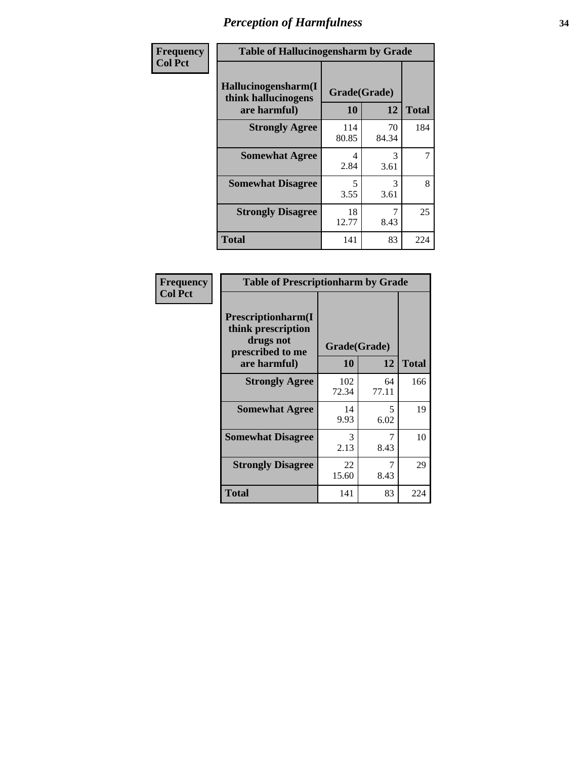# Perception of Harmfulness

| Frequency Col Pct | Table of Hallucinogensharm by Grade | | |
|---|---|---|---|
| Hallucinogensharm(I think hallucinogens are harmful) | Grade(Grade) | | |
| | 10 | 12 | Total |
| Strongly Agree | 114<br>80.85 | 70<br>84.34 | 184 |
| Somewhat Agree | 4<br>2.84 | 3<br>3.61 | 7 |
| Somewhat Disagree | 5<br>3.55 | 3<br>3.61 | 8 |
| Strongly Disagree | 18<br>12.77 | 7<br>8.43 | 25 |
| Total | 141 | 83 | 224 |

| Frequency Col Pct | Table of Prescriptionharm by Grade | | |
|---|---|---|---|
| Prescriptionharm(I think prescription drugs not prescribed to me are harmful) | Grade(Grade) | | |
| | 10 | 12 | Total |
| Strongly Agree | 102<br>72.34 | 64<br>77.11 | 166 |
| Somewhat Agree | 14<br>9.93 | 5<br>6.02 | 19 |
| Somewhat Disagree | 3<br>2.13 | 7<br>8.43 | 10 |
| Strongly Disagree | 22<br>15.60 | 7<br>8.43 | 29 |
| Total | 141 | 83 | 224 |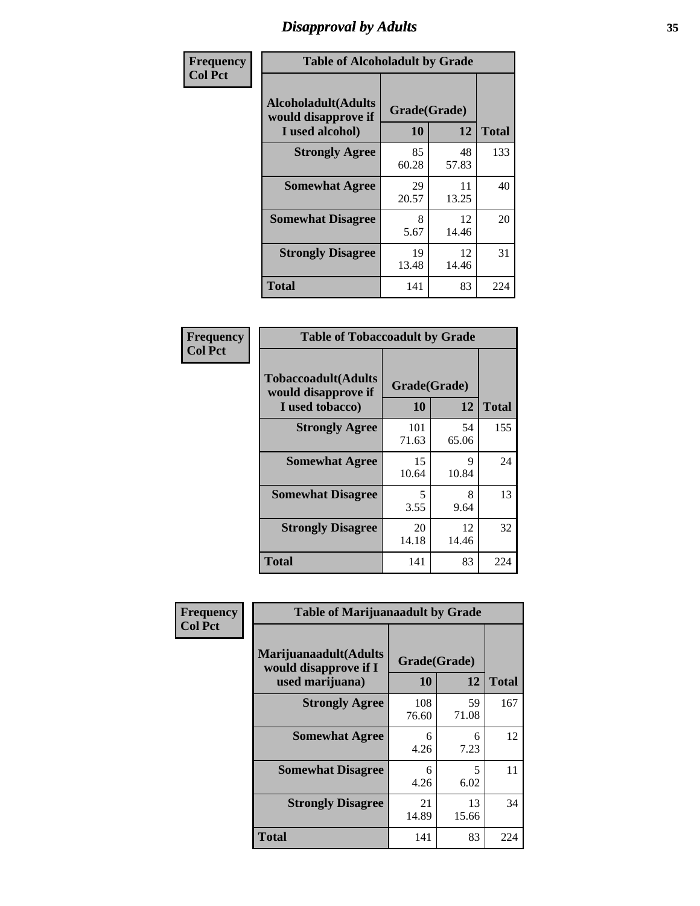## Disapproval by Adults

Frequency
Col Pct

**Table of Alcoholadult by Grade**

| Alcoholadult(Adults would disapprove if I used alcohol) | Grade(Grade) 10 | 12 | Total |
|---|---|---|---|
| **Strongly Agree** | 85<br>60.28 | 48<br>57.83 | 133 |
| **Somewhat Agree** | 29<br>20.57 | 11<br>13.25 | 40 |
| **Somewhat Disagree** | 8<br>5.67 | 12<br>14.46 | 20 |
| **Strongly Disagree** | 19<br>13.48 | 12<br>14.46 | 31 |
| **Total** | 141 | 83 | 224 |

Frequency
Col Pct

**Table of Tobaccoadult by Grade**

| Tobaccoadult(Adults would disapprove if I used tobacco) | Grade(Grade) 10 | 12 | Total |
|---|---|---|---|
| **Strongly Agree** | 101<br>71.63 | 54<br>65.06 | 155 |
| **Somewhat Agree** | 15<br>10.64 | 9<br>10.84 | 24 |
| **Somewhat Disagree** | 5<br>3.55 | 8<br>9.64 | 13 |
| **Strongly Disagree** | 20<br>14.18 | 12<br>14.46 | 32 |
| **Total** | 141 | 83 | 224 |

Frequency
Col Pct

**Table of Marijuanaadult by Grade**

| Marijuanaadult(Adults would disapprove if I used marijuana) | Grade(Grade) 10 | 12 | Total |
|---|---|---|---|
| **Strongly Agree** | 108<br>76.60 | 59<br>71.08 | 167 |
| **Somewhat Agree** | 6<br>4.26 | 6<br>7.23 | 12 |
| **Somewhat Disagree** | 6<br>4.26 | 5<br>6.02 | 11 |
| **Strongly Disagree** | 21<br>14.89 | 13<br>15.66 | 34 |
| **Total** | 141 | 83 | 224 |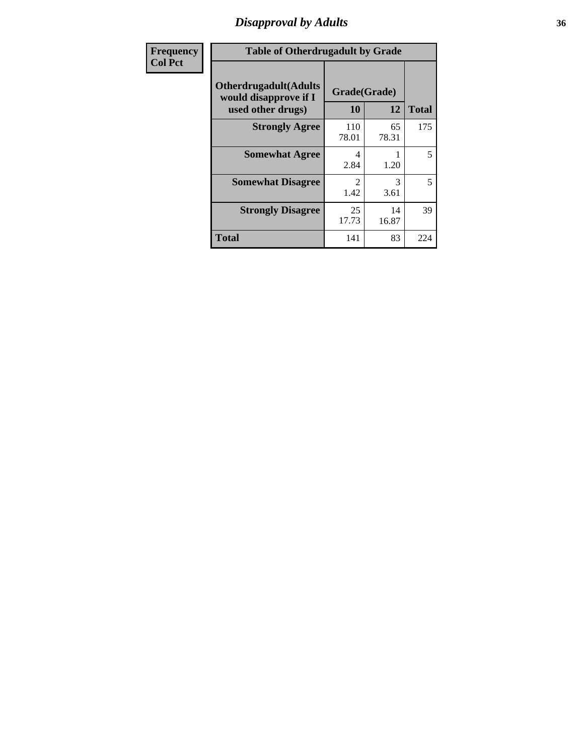## Disapproval by Adults

| Frequency<br>Col Pct |
|---|

**Table of Otherdrugadult by Grade**

| Otherdrugadult(Adults would disapprove if I used other drugs) | Grade(Grade) 10 | 12 | Total |
|---|---|---|---|
| **Strongly Agree** | 110<br>78.01 | 65<br>78.31 | 175 |
| **Somewhat Agree** | 4<br>2.84 | 1<br>1.20 | 5 |
| **Somewhat Disagree** | 2<br>1.42 | 3<br>3.61 | 5 |
| **Strongly Disagree** | 25<br>17.73 | 14<br>16.87 | 39 |
| **Total** | 141 | 83 | 224 |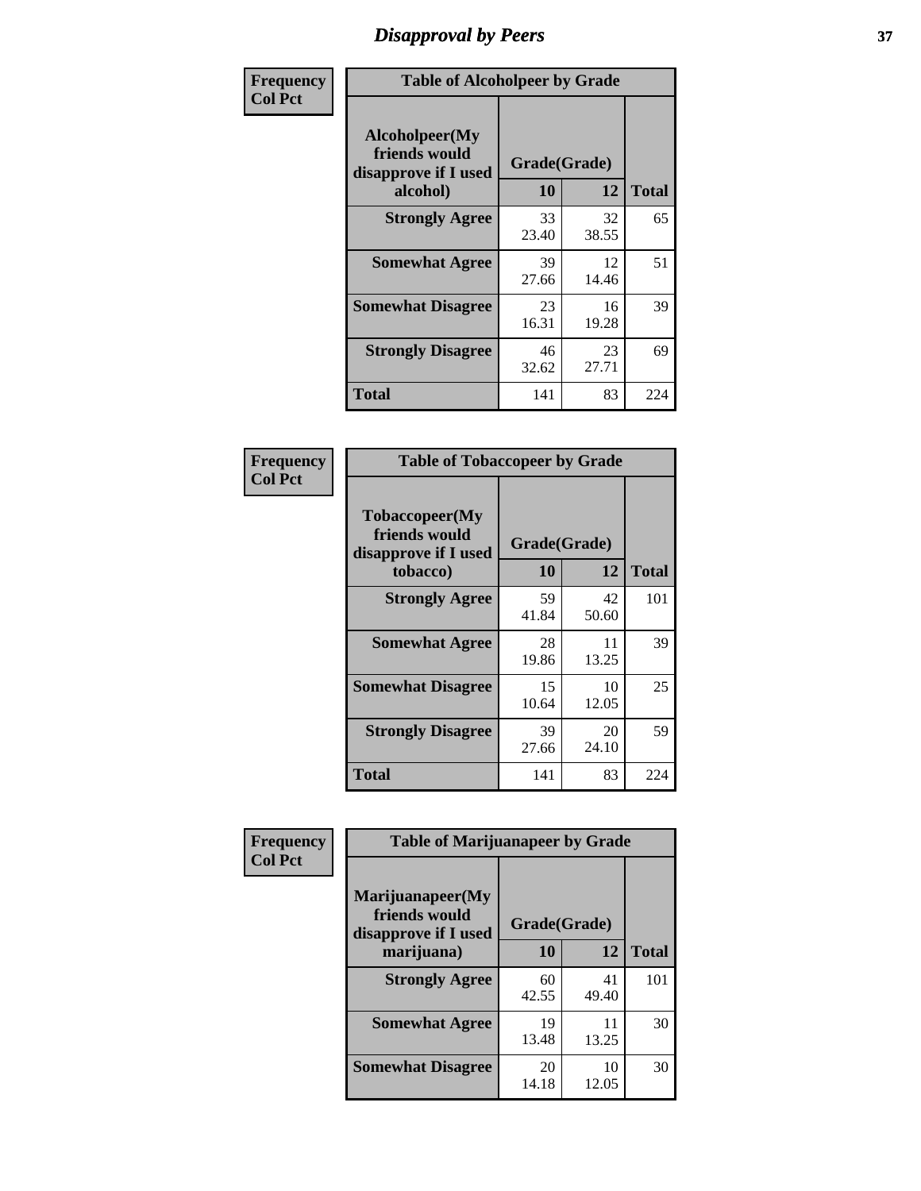# Disapproval by Peers

| Frequency Col Pct | Table of Alcoholpeer by Grade | | |
|---|---|---|---|
| Alcoholpeer(My friends would disapprove if I used alcohol) | Grade(Grade) | | |
| | 10 | 12 | Total |
| Strongly Agree | 33<br>23.40 | 32<br>38.55 | 65 |
| Somewhat Agree | 39<br>27.66 | 12<br>14.46 | 51 |
| Somewhat Disagree | 23<br>16.31 | 16<br>19.28 | 39 |
| Strongly Disagree | 46<br>32.62 | 23<br>27.71 | 69 |
| Total | 141 | 83 | 224 |

| Frequency Col Pct | Table of Tobaccopeer by Grade | | |
|---|---|---|---|
| Tobaccopeer(My friends would disapprove if I used tobacco) | Grade(Grade) | | |
| | 10 | 12 | Total |
| Strongly Agree | 59<br>41.84 | 42<br>50.60 | 101 |
| Somewhat Agree | 28<br>19.86 | 11<br>13.25 | 39 |
| Somewhat Disagree | 15<br>10.64 | 10<br>12.05 | 25 |
| Strongly Disagree | 39<br>27.66 | 20<br>24.10 | 59 |
| Total | 141 | 83 | 224 |

| Frequency Col Pct | Table of Marijuanapeer by Grade | | |
|---|---|---|---|
| Marijuanapeer(My friends would disapprove if I used marijuana) | Grade(Grade) | | |
| | 10 | 12 | Total |
| Strongly Agree | 60<br>42.55 | 41<br>49.40 | 101 |
| Somewhat Agree | 19<br>13.48 | 11<br>13.25 | 30 |
| Somewhat Disagree | 20<br>14.18 | 10<br>12.05 | 30 |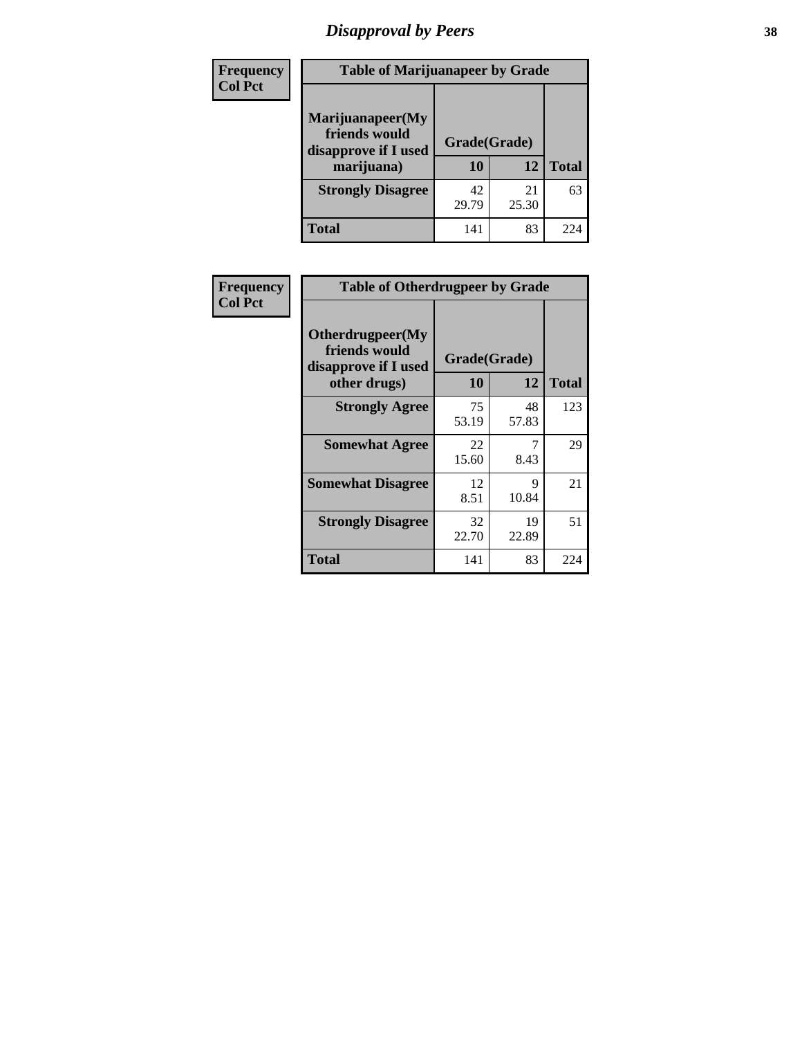# Disapproval by Peers

| Frequency<br>Col Pct | Table of Marijuanapeer by Grade | | |
|---|---|---|---|
| Marijuanapeer(My friends would disapprove if I used marijuana) | Grade(Grade) | | |
| | 10 | 12 | Total |
| Strongly Disagree | 42<br>29.79 | 21<br>25.30 | 63 |
| Total | 141 | 83 | 224 |

| Frequency<br>Col Pct | Table of Otherdrugpeer by Grade | | |
|---|---|---|---|
| Otherdrugpeer(My friends would disapprove if I used other drugs) | Grade(Grade) | | |
| | 10 | 12 | Total |
| Strongly Agree | 75<br>53.19 | 48<br>57.83 | 123 |
| Somewhat Agree | 22<br>15.60 | 7<br>8.43 | 29 |
| Somewhat Disagree | 12<br>8.51 | 9<br>10.84 | 21 |
| Strongly Disagree | 32<br>22.70 | 19<br>22.89 | 51 |
| Total | 141 | 83 | 224 |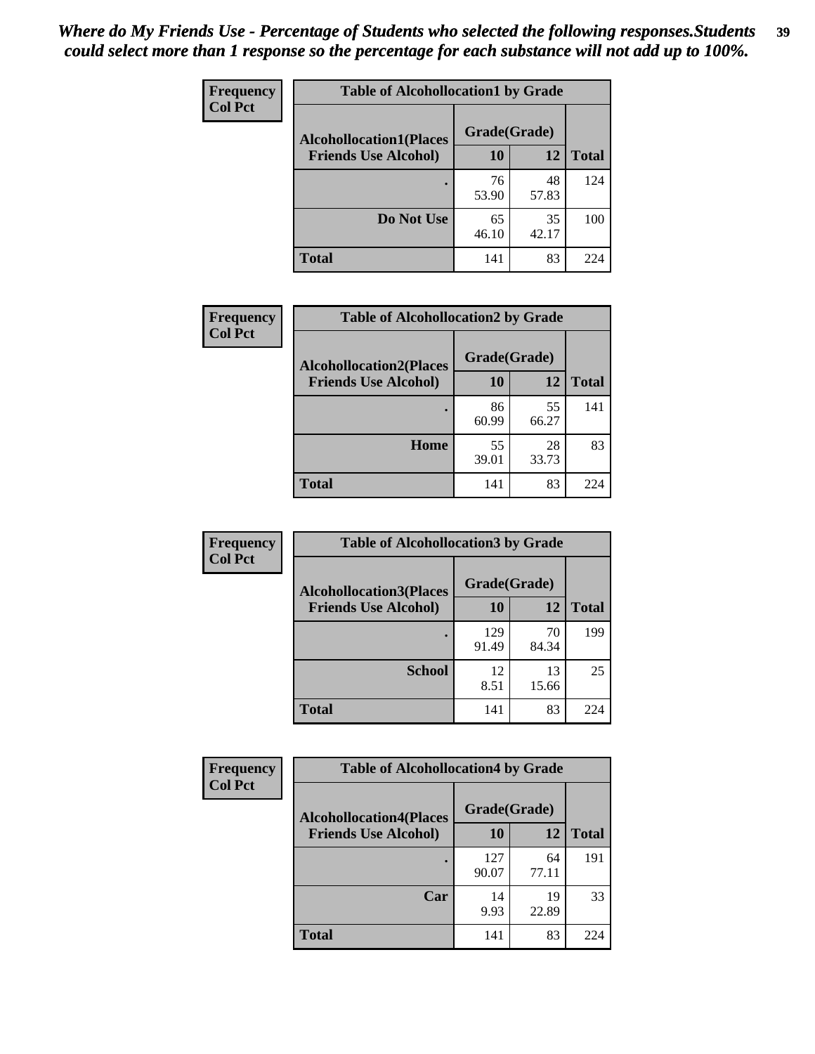*Where do My Friends Use - Percentage of Students who selected the following responses.Students could select more than 1 response so the percentage for each substance will not add up to 100%.*

**Frequency**
**Col Pct**

| Table of Alcohollocation1 by Grade | | | |
|---|---|---|---|
| **Alcohollocation1(Places Friends Use Alcohol)** | **Grade(Grade)** | | |
| | **10** | **12** | **Total** |
| **.** | 76<br>53.90 | 48<br>57.83 | 124 |
| **Do Not Use** | 65<br>46.10 | 35<br>42.17 | 100 |
| **Total** | 141 | 83 | 224 |

**Frequency**
**Col Pct**

| Table of Alcohollocation2 by Grade | | | |
|---|---|---|---|
| **Alcohollocation2(Places Friends Use Alcohol)** | **Grade(Grade)** | | |
| | **10** | **12** | **Total** |
| **.** | 86<br>60.99 | 55<br>66.27 | 141 |
| **Home** | 55<br>39.01 | 28<br>33.73 | 83 |
| **Total** | 141 | 83 | 224 |

**Frequency**
**Col Pct**

| Table of Alcohollocation3 by Grade | | | |
|---|---|---|---|
| **Alcohollocation3(Places Friends Use Alcohol)** | **Grade(Grade)** | | |
| | **10** | **12** | **Total** |
| **.** | 129<br>91.49 | 70<br>84.34 | 199 |
| **School** | 12<br>8.51 | 13<br>15.66 | 25 |
| **Total** | 141 | 83 | 224 |

**Frequency**
**Col Pct**

| Table of Alcohollocation4 by Grade | | | |
|---|---|---|---|
| **Alcohollocation4(Places Friends Use Alcohol)** | **Grade(Grade)** | | |
| | **10** | **12** | **Total** |
| **.** | 127<br>90.07 | 64<br>77.11 | 191 |
| **Car** | 14<br>9.93 | 19<br>22.89 | 33 |
| **Total** | 141 | 83 | 224 |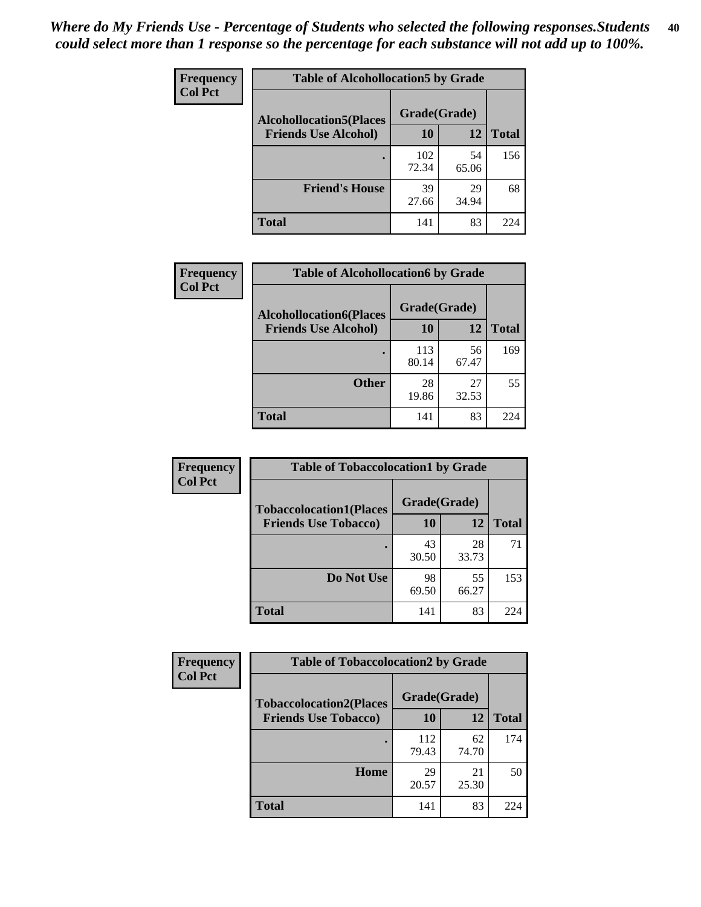*Where do My Friends Use - Percentage of Students who selected the following responses.Students could select more than 1 response so the percentage for each substance will not add up to 100%.*

**Frequency**
**Col Pct**

| Table of Alcohollocation5 by Grade | | | |
|---|---|---|---|
| **Alcohollocation5(Places Friends Use Alcohol)** | **Grade(Grade)** | | **Total** |
| | **10** | **12** | |
| **.** | 102<br>72.34 | 54<br>65.06 | 156 |
| **Friend's House** | 39<br>27.66 | 29<br>34.94 | 68 |
| **Total** | 141 | 83 | 224 |

**Frequency**
**Col Pct**

| Table of Alcohollocation6 by Grade | | | |
|---|---|---|---|
| **Alcohollocation6(Places Friends Use Alcohol)** | **Grade(Grade)** | | **Total** |
| | **10** | **12** | |
| **.** | 113<br>80.14 | 56<br>67.47 | 169 |
| **Other** | 28<br>19.86 | 27<br>32.53 | 55 |
| **Total** | 141 | 83 | 224 |

**Frequency**
**Col Pct**

| Table of Tobaccolocation1 by Grade | | | |
|---|---|---|---|
| **Tobaccolocation1(Places Friends Use Tobacco)** | **Grade(Grade)** | | **Total** |
| | **10** | **12** | |
| **.** | 43<br>30.50 | 28<br>33.73 | 71 |
| **Do Not Use** | 98<br>69.50 | 55<br>66.27 | 153 |
| **Total** | 141 | 83 | 224 |

**Frequency**
**Col Pct**

| Table of Tobaccolocation2 by Grade | | | |
|---|---|---|---|
| **Tobaccolocation2(Places Friends Use Tobacco)** | **Grade(Grade)** | | **Total** |
| | **10** | **12** | |
| **.** | 112<br>79.43 | 62<br>74.70 | 174 |
| **Home** | 29<br>20.57 | 21<br>25.30 | 50 |
| **Total** | 141 | 83 | 224 |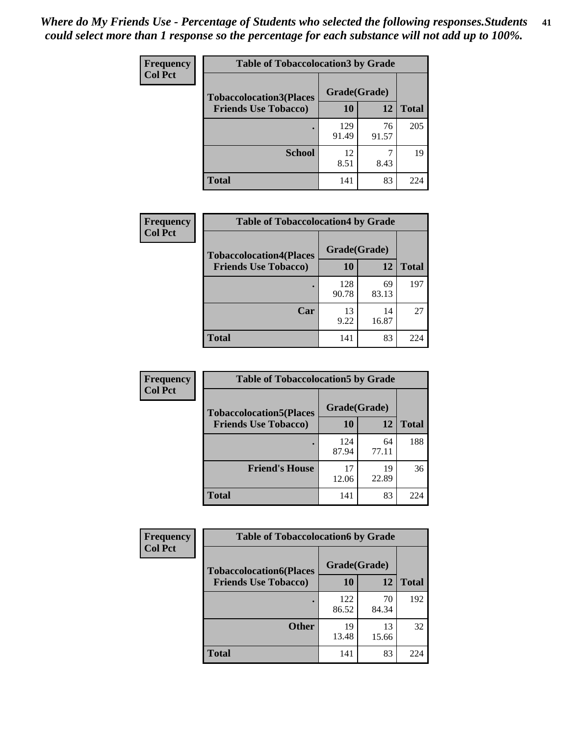*Where do My Friends Use - Percentage of Students who selected the following responses.Students could select more than 1 response so the percentage for each substance will not add up to 100%.*

**Frequency**
**Col Pct**

| Table of Tobaccolocation3 by Grade | | | |
|---|---|---|---|
| **Tobaccolocation3(Places Friends Use Tobacco)** | **Grade(Grade)** | | |
| | **10** | **12** | **Total** |
| **.** | 129<br>91.49 | 76<br>91.57 | 205 |
| **School** | 12<br>8.51 | 7<br>8.43 | 19 |
| **Total** | 141 | 83 | 224 |

**Frequency**
**Col Pct**

| Table of Tobaccolocation4 by Grade | | | |
|---|---|---|---|
| **Tobaccolocation4(Places Friends Use Tobacco)** | **Grade(Grade)** | | |
| | **10** | **12** | **Total** |
| **.** | 128<br>90.78 | 69<br>83.13 | 197 |
| **Car** | 13<br>9.22 | 14<br>16.87 | 27 |
| **Total** | 141 | 83 | 224 |

**Frequency**
**Col Pct**

| Table of Tobaccolocation5 by Grade | | | |
|---|---|---|---|
| **Tobaccolocation5(Places Friends Use Tobacco)** | **Grade(Grade)** | | |
| | **10** | **12** | **Total** |
| **.** | 124<br>87.94 | 64<br>77.11 | 188 |
| **Friend's House** | 17<br>12.06 | 19<br>22.89 | 36 |
| **Total** | 141 | 83 | 224 |

**Frequency**
**Col Pct**

| Table of Tobaccolocation6 by Grade | | | |
|---|---|---|---|
| **Tobaccolocation6(Places Friends Use Tobacco)** | **Grade(Grade)** | | |
| | **10** | **12** | **Total** |
| **.** | 122<br>86.52 | 70<br>84.34 | 192 |
| **Other** | 19<br>13.48 | 13<br>15.66 | 32 |
| **Total** | 141 | 83 | 224 |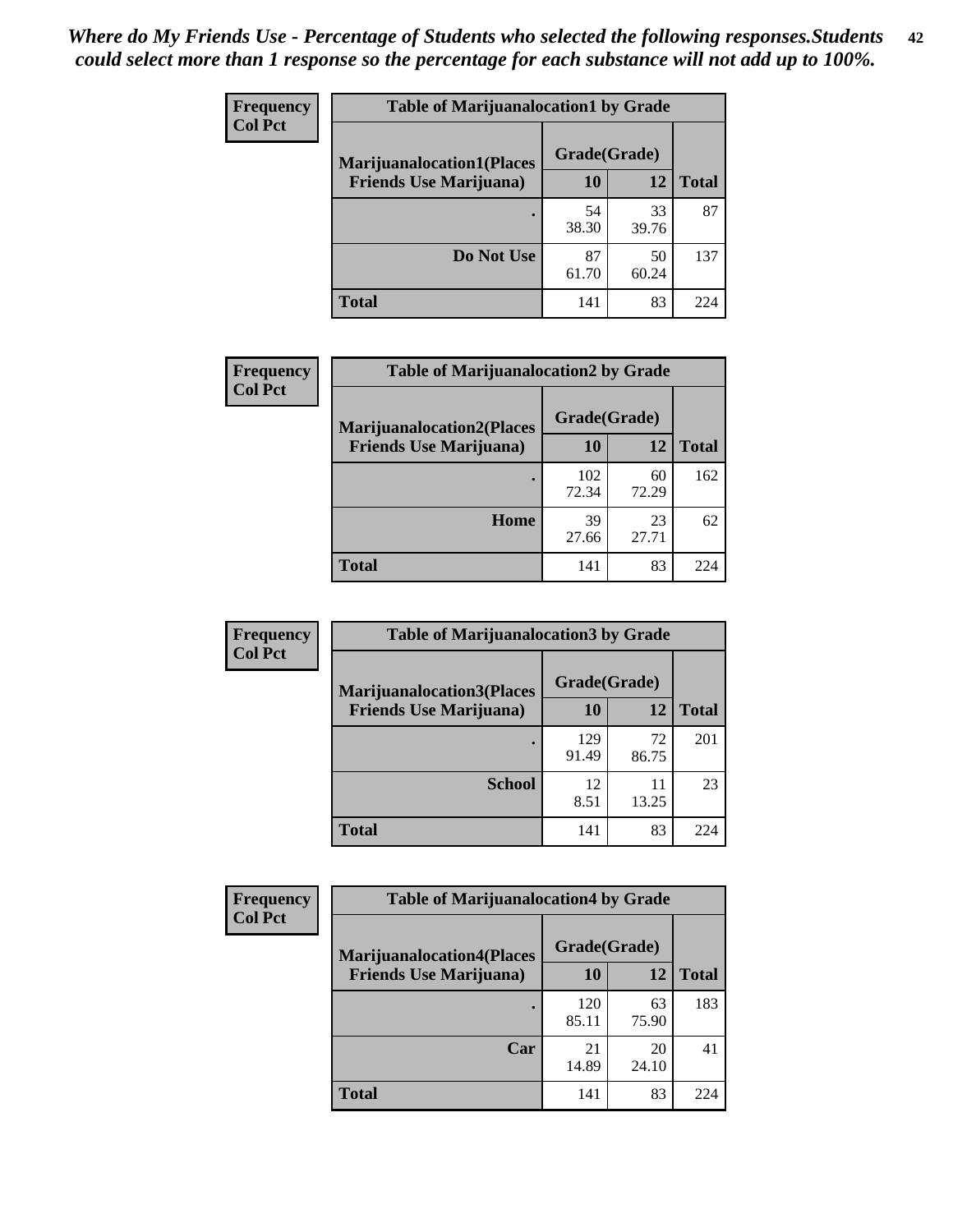*Where do My Friends Use - Percentage of Students who selected the following responses.Students could select more than 1 response so the percentage for each substance will not add up to 100%.*

**Frequency**
**Col Pct**

| Table of Marijuanalocation1 by Grade | | | |
|---|---|---|---|
| **Marijuanalocation1(Places Friends Use Marijuana)** | **Grade(Grade)** | | **Total** |
| | **10** | **12** | |
| **.** | 54<br>38.30 | 33<br>39.76 | 87 |
| **Do Not Use** | 87<br>61.70 | 50<br>60.24 | 137 |
| **Total** | 141 | 83 | 224 |

**Frequency**
**Col Pct**

| Table of Marijuanalocation2 by Grade | | | |
|---|---|---|---|
| **Marijuanalocation2(Places Friends Use Marijuana)** | **Grade(Grade)** | | **Total** |
| | **10** | **12** | |
| **.** | 102<br>72.34 | 60<br>72.29 | 162 |
| **Home** | 39<br>27.66 | 23<br>27.71 | 62 |
| **Total** | 141 | 83 | 224 |

**Frequency**
**Col Pct**

| Table of Marijuanalocation3 by Grade | | | |
|---|---|---|---|
| **Marijuanalocation3(Places Friends Use Marijuana)** | **Grade(Grade)** | | **Total** |
| | **10** | **12** | |
| **.** | 129<br>91.49 | 72<br>86.75 | 201 |
| **School** | 12<br>8.51 | 11<br>13.25 | 23 |
| **Total** | 141 | 83 | 224 |

**Frequency**
**Col Pct**

| Table of Marijuanalocation4 by Grade | | | |
|---|---|---|---|
| **Marijuanalocation4(Places Friends Use Marijuana)** | **Grade(Grade)** | | **Total** |
| | **10** | **12** | |
| **.** | 120<br>85.11 | 63<br>75.90 | 183 |
| **Car** | 21<br>14.89 | 20<br>24.10 | 41 |
| **Total** | 141 | 83 | 224 |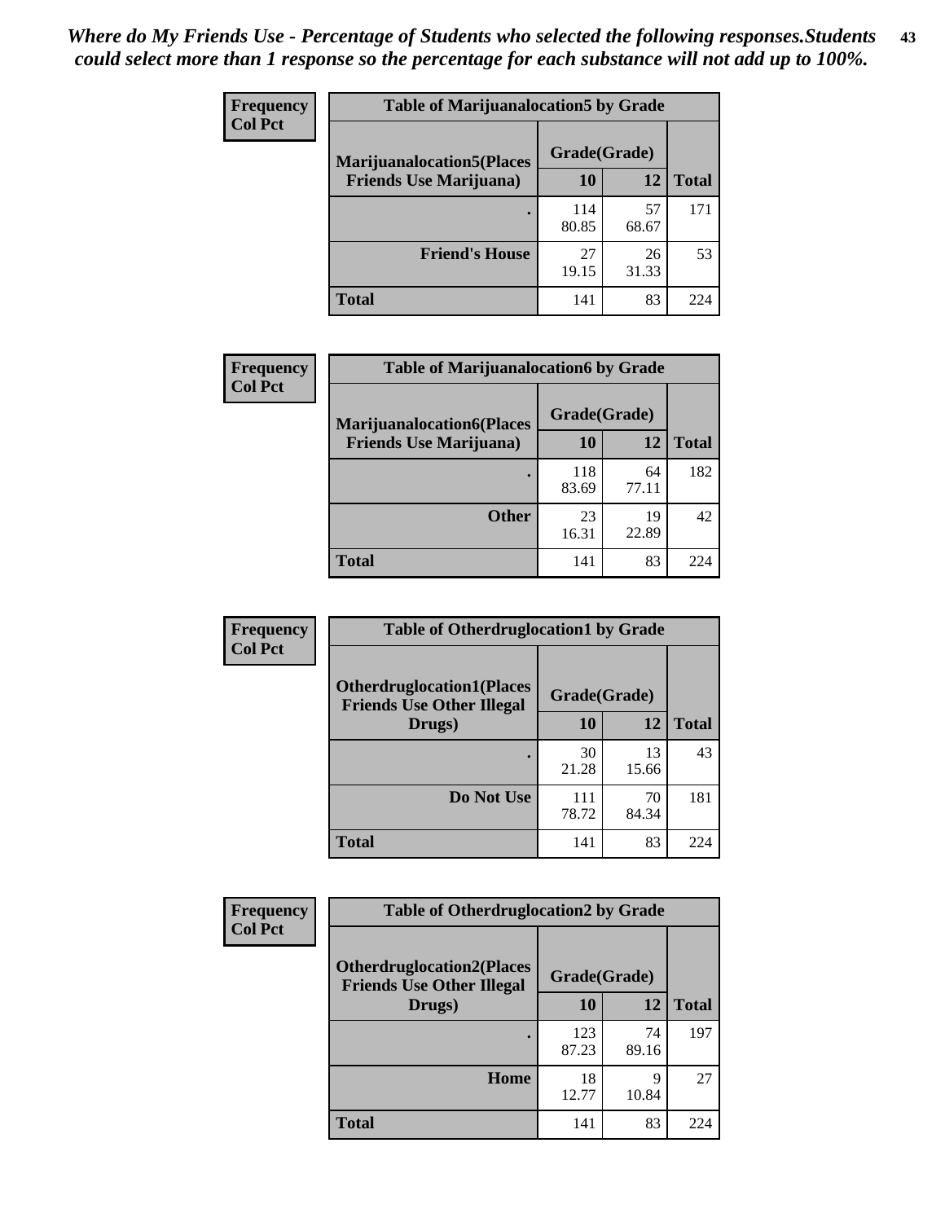*Where do My Friends Use - Percentage of Students who selected the following responses.Students could select more than 1 response so the percentage for each substance will not add up to 100%.*

**Frequency**
**Col Pct**

| Table of Marijuanalocation5 by Grade | | | |
|---|---|---|---|
| **Marijuanalocation5(Places Friends Use Marijuana)** | **Grade(Grade)** | | |
| | **10** | **12** | **Total** |
| **.** | 114<br>80.85 | 57<br>68.67 | 171 |
| **Friend's House** | 27<br>19.15 | 26<br>31.33 | 53 |
| **Total** | 141 | 83 | 224 |

**Frequency**
**Col Pct**

| Table of Marijuanalocation6 by Grade | | | |
|---|---|---|---|
| **Marijuanalocation6(Places Friends Use Marijuana)** | **Grade(Grade)** | | |
| | **10** | **12** | **Total** |
| **.** | 118<br>83.69 | 64<br>77.11 | 182 |
| **Other** | 23<br>16.31 | 19<br>22.89 | 42 |
| **Total** | 141 | 83 | 224 |

**Frequency**
**Col Pct**

| Table of Otherdruglocation1 by Grade | | | |
|---|---|---|---|
| **Otherdruglocation1(Places Friends Use Other Illegal Drugs)** | **Grade(Grade)** | | |
| | **10** | **12** | **Total** |
| **.** | 30<br>21.28 | 13<br>15.66 | 43 |
| **Do Not Use** | 111<br>78.72 | 70<br>84.34 | 181 |
| **Total** | 141 | 83 | 224 |

**Frequency**
**Col Pct**

| Table of Otherdruglocation2 by Grade | | | |
|---|---|---|---|
| **Otherdruglocation2(Places Friends Use Other Illegal Drugs)** | **Grade(Grade)** | | |
| | **10** | **12** | **Total** |
| **.** | 123<br>87.23 | 74<br>89.16 | 197 |
| **Home** | 18<br>12.77 | 9<br>10.84 | 27 |
| **Total** | 141 | 83 | 224 |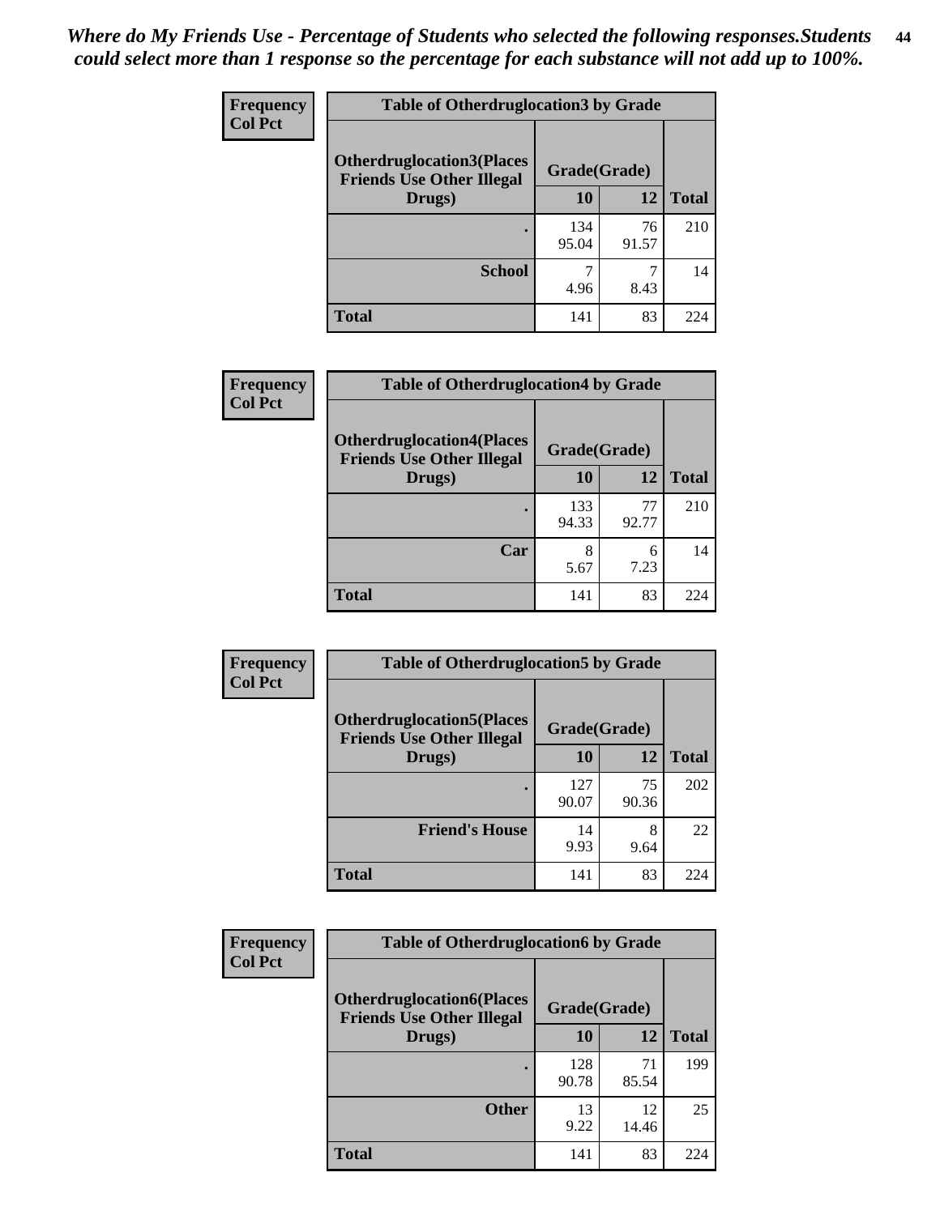*Where do My Friends Use - Percentage of Students who selected the following responses.Students could select more than 1 response so the percentage for each substance will not add up to 100%.*

**Frequency / Col Pct**

| Table of Otherdruglocation3 by Grade | | | |
|---|---|---|---|
| Otherdruglocation3(Places Friends Use Other Illegal Drugs) | Grade(Grade) | | |
| | 10 | 12 | Total |
| . | 134<br>95.04 | 76<br>91.57 | 210 |
| School | 7<br>4.96 | 7<br>8.43 | 14 |
| Total | 141 | 83 | 224 |

**Frequency / Col Pct**

| Table of Otherdruglocation4 by Grade | | | |
|---|---|---|---|
| Otherdruglocation4(Places Friends Use Other Illegal Drugs) | Grade(Grade) | | |
| | 10 | 12 | Total |
| . | 133<br>94.33 | 77<br>92.77 | 210 |
| Car | 8<br>5.67 | 6<br>7.23 | 14 |
| Total | 141 | 83 | 224 |

**Frequency / Col Pct**

| Table of Otherdruglocation5 by Grade | | | |
|---|---|---|---|
| Otherdruglocation5(Places Friends Use Other Illegal Drugs) | Grade(Grade) | | |
| | 10 | 12 | Total |
| . | 127<br>90.07 | 75<br>90.36 | 202 |
| Friend's House | 14<br>9.93 | 8<br>9.64 | 22 |
| Total | 141 | 83 | 224 |

**Frequency / Col Pct**

| Table of Otherdruglocation6 by Grade | | | |
|---|---|---|---|
| Otherdruglocation6(Places Friends Use Other Illegal Drugs) | Grade(Grade) | | |
| | 10 | 12 | Total |
| . | 128<br>90.78 | 71<br>85.54 | 199 |
| Other | 13<br>9.22 | 12<br>14.46 | 25 |
| Total | 141 | 83 | 224 |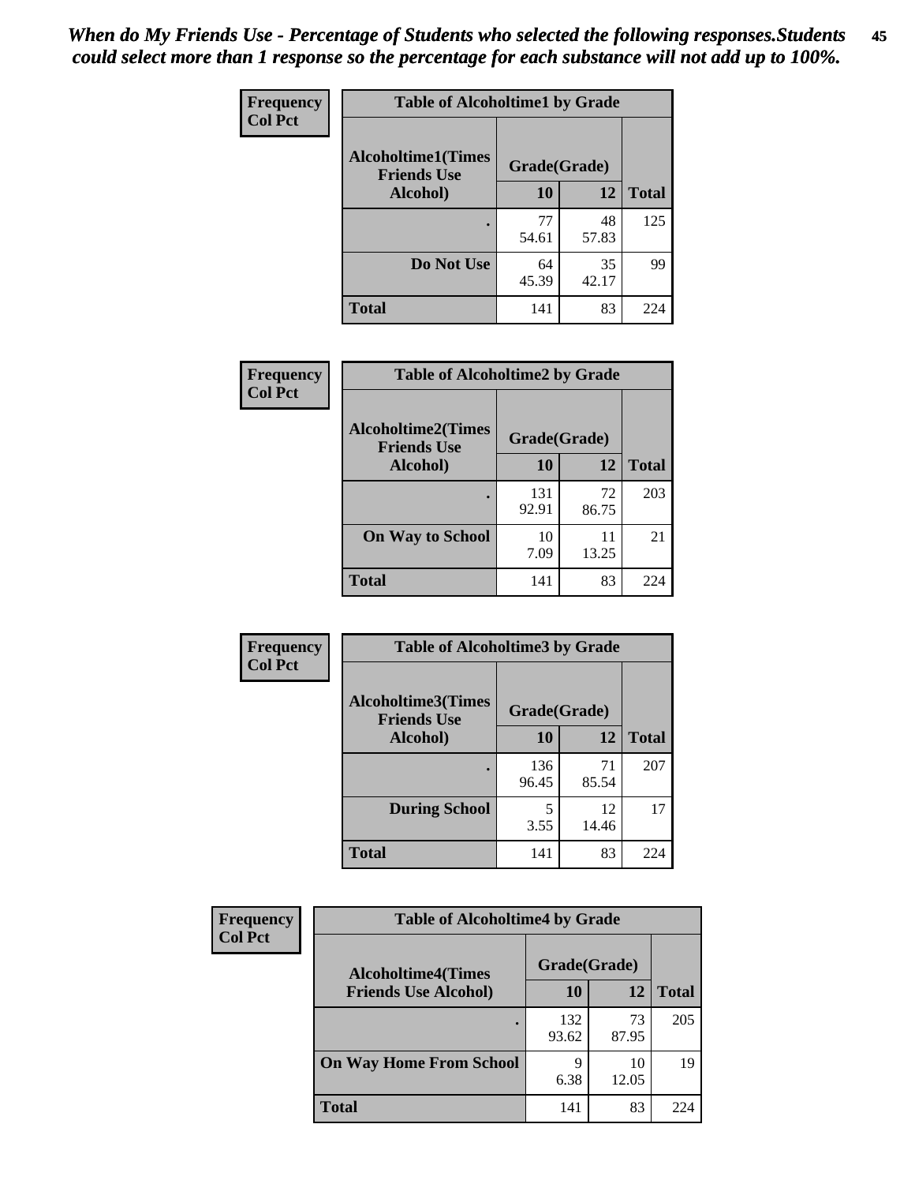*When do My Friends Use - Percentage of Students who selected the following responses.Students could select more than 1 response so the percentage for each substance will not add up to 100%.*

**Frequency**
**Col Pct**

| Table of Alcoholtime1 by Grade | | | |
|---|---|---|---|
| Alcoholtime1(Times Friends Use Alcohol) | Grade(Grade) | | |
| | 10 | 12 | Total |
| . | 77<br>54.61 | 48<br>57.83 | 125 |
| Do Not Use | 64<br>45.39 | 35<br>42.17 | 99 |
| Total | 141 | 83 | 224 |

**Frequency**
**Col Pct**

| Table of Alcoholtime2 by Grade | | | |
|---|---|---|---|
| Alcoholtime2(Times Friends Use Alcohol) | Grade(Grade) | | |
| | 10 | 12 | Total |
| . | 131<br>92.91 | 72<br>86.75 | 203 |
| On Way to School | 10<br>7.09 | 11<br>13.25 | 21 |
| Total | 141 | 83 | 224 |

**Frequency**
**Col Pct**

| Table of Alcoholtime3 by Grade | | | |
|---|---|---|---|
| Alcoholtime3(Times Friends Use Alcohol) | Grade(Grade) | | |
| | 10 | 12 | Total |
| . | 136<br>96.45 | 71<br>85.54 | 207 |
| During School | 5<br>3.55 | 12<br>14.46 | 17 |
| Total | 141 | 83 | 224 |

**Frequency**
**Col Pct**

| Table of Alcoholtime4 by Grade | | | |
|---|---|---|---|
| Alcoholtime4(Times Friends Use Alcohol) | Grade(Grade) | | |
| | 10 | 12 | Total |
| . | 132<br>93.62 | 73<br>87.95 | 205 |
| On Way Home From School | 9<br>6.38 | 10<br>12.05 | 19 |
| Total | 141 | 83 | 224 |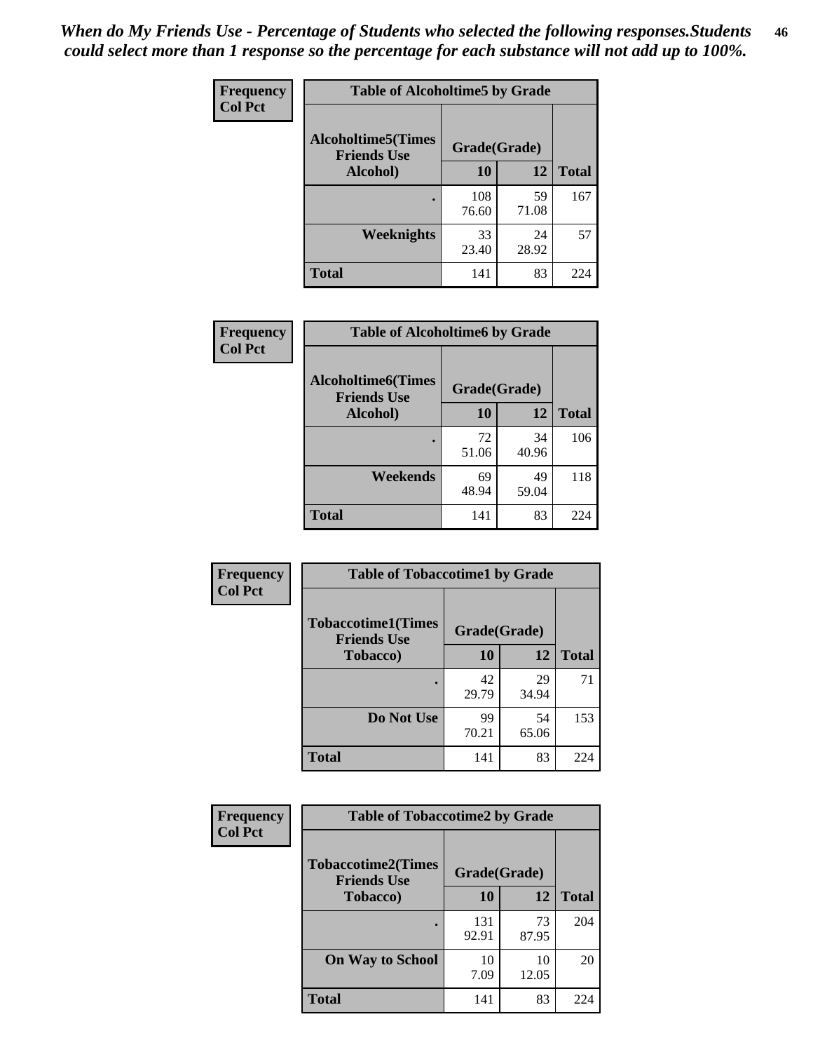*When do My Friends Use - Percentage of Students who selected the following responses.Students could select more than 1 response so the percentage for each substance will not add up to 100%.*

**Frequency**
**Col Pct**

| Table of Alcoholtime5 by Grade | | | |
|---|---|---|---|
| **Alcoholtime5(Times Friends Use Alcohol)** | **Grade(Grade)** | | **Total** |
| | **10** | **12** | |
| **.** | 108<br>76.60 | 59<br>71.08 | 167 |
| **Weeknights** | 33<br>23.40 | 24<br>28.92 | 57 |
| **Total** | 141 | 83 | 224 |

**Frequency**
**Col Pct**

| Table of Alcoholtime6 by Grade | | | |
|---|---|---|---|
| **Alcoholtime6(Times Friends Use Alcohol)** | **Grade(Grade)** | | **Total** |
| | **10** | **12** | |
| **.** | 72<br>51.06 | 34<br>40.96 | 106 |
| **Weekends** | 69<br>48.94 | 49<br>59.04 | 118 |
| **Total** | 141 | 83 | 224 |

**Frequency**
**Col Pct**

| Table of Tobaccotime1 by Grade | | | |
|---|---|---|---|
| **Tobaccotime1(Times Friends Use Tobacco)** | **Grade(Grade)** | | **Total** |
| | **10** | **12** | |
| **.** | 42<br>29.79 | 29<br>34.94 | 71 |
| **Do Not Use** | 99<br>70.21 | 54<br>65.06 | 153 |
| **Total** | 141 | 83 | 224 |

**Frequency**
**Col Pct**

| Table of Tobaccotime2 by Grade | | | |
|---|---|---|---|
| **Tobaccotime2(Times Friends Use Tobacco)** | **Grade(Grade)** | | **Total** |
| | **10** | **12** | |
| **.** | 131<br>92.91 | 73<br>87.95 | 204 |
| **On Way to School** | 10<br>7.09 | 10<br>12.05 | 20 |
| **Total** | 141 | 83 | 224 |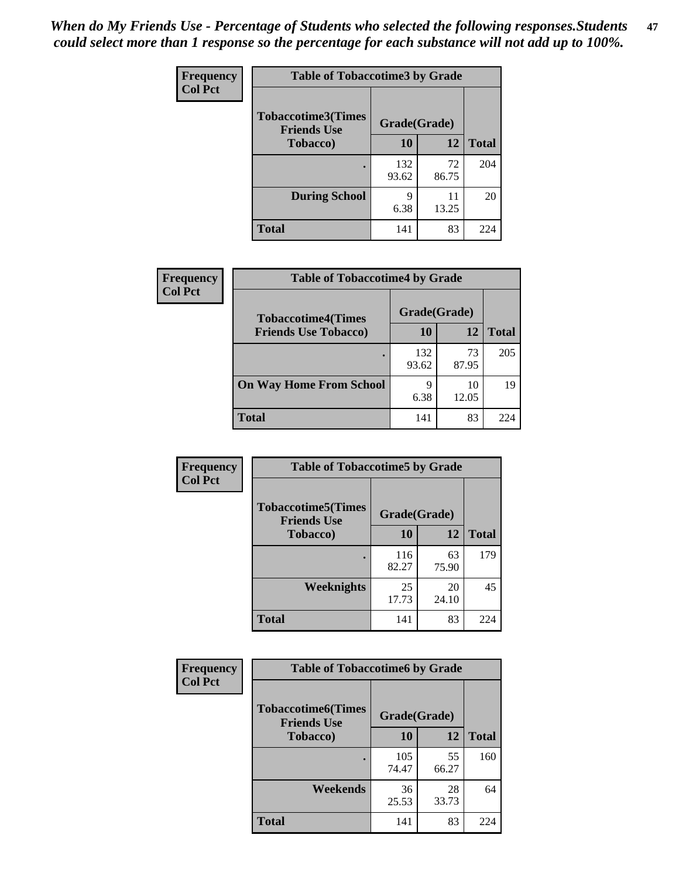*When do My Friends Use - Percentage of Students who selected the following responses.Students could select more than 1 response so the percentage for each substance will not add up to 100%.*

**Frequency**
**Col Pct**

| Table of Tobaccotime3 by Grade | | | |
|---|---|---|---|
| **Tobaccotime3(Times Friends Use Tobacco)** | **Grade(Grade)** | | |
| | **10** | **12** | **Total** |
| **.** | 132<br>93.62 | 72<br>86.75 | 204 |
| **During School** | 9<br>6.38 | 11<br>13.25 | 20 |
| **Total** | 141 | 83 | 224 |

**Frequency**
**Col Pct**

| Table of Tobaccotime4 by Grade | | | |
|---|---|---|---|
| **Tobaccotime4(Times Friends Use Tobacco)** | **Grade(Grade)** | | |
| | **10** | **12** | **Total** |
| **.** | 132<br>93.62 | 73<br>87.95 | 205 |
| **On Way Home From School** | 9<br>6.38 | 10<br>12.05 | 19 |
| **Total** | 141 | 83 | 224 |

**Frequency**
**Col Pct**

| Table of Tobaccotime5 by Grade | | | |
|---|---|---|---|
| **Tobaccotime5(Times Friends Use Tobacco)** | **Grade(Grade)** | | |
| | **10** | **12** | **Total** |
| **.** | 116<br>82.27 | 63<br>75.90 | 179 |
| **Weeknights** | 25<br>17.73 | 20<br>24.10 | 45 |
| **Total** | 141 | 83 | 224 |

**Frequency**
**Col Pct**

| Table of Tobaccotime6 by Grade | | | |
|---|---|---|---|
| **Tobaccotime6(Times Friends Use Tobacco)** | **Grade(Grade)** | | |
| | **10** | **12** | **Total** |
| **.** | 105<br>74.47 | 55<br>66.27 | 160 |
| **Weekends** | 36<br>25.53 | 28<br>33.73 | 64 |
| **Total** | 141 | 83 | 224 |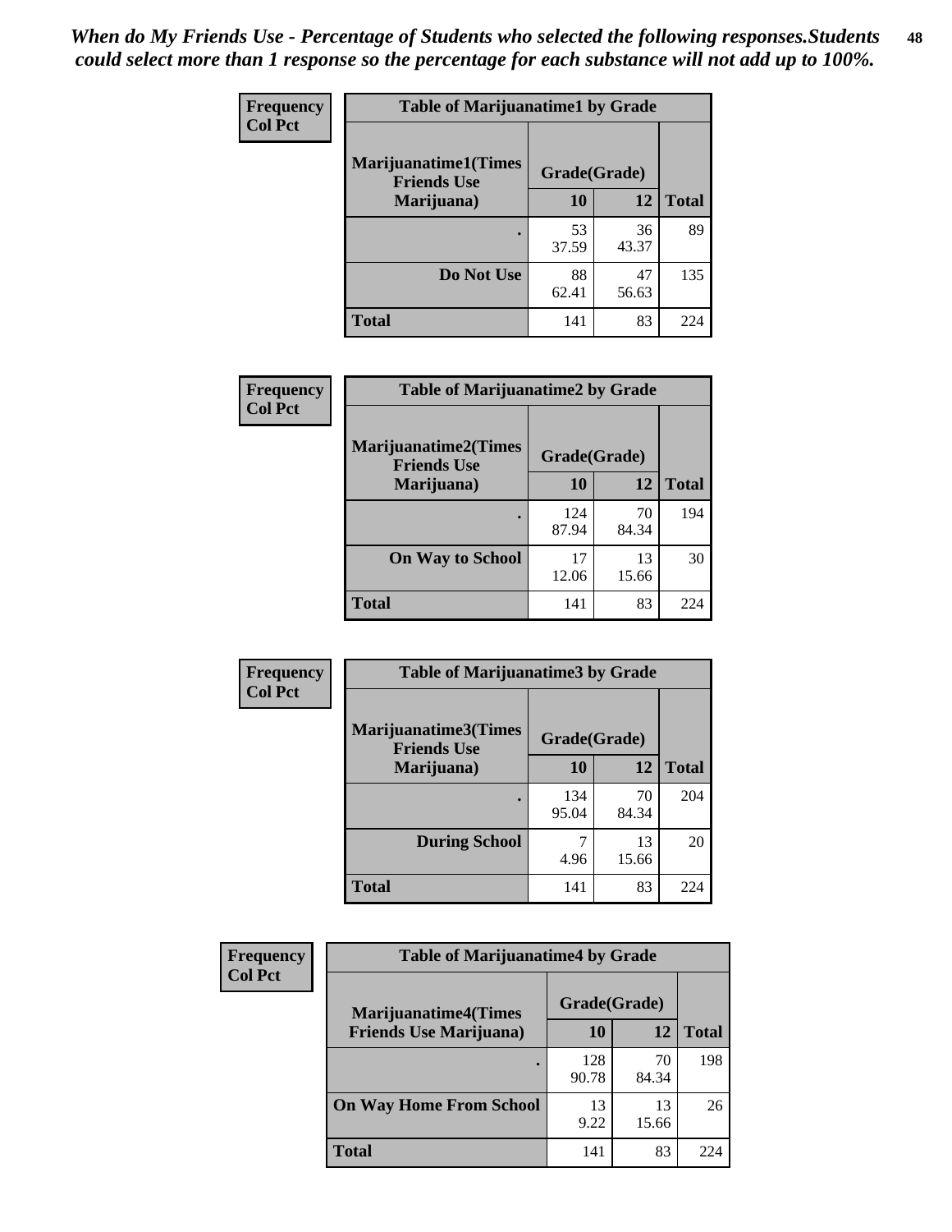*When do My Friends Use - Percentage of Students who selected the following responses.Students could select more than 1 response so the percentage for each substance will not add up to 100%.*

**Frequency**
**Col Pct**

| Table of Marijuanatime1 by Grade | | | |
|---|---|---|---|
| **Marijuanatime1(Times Friends Use Marijuana)** | **Grade(Grade)** | | **Total** |
| | **10** | **12** | |
| **.** | 53<br>37.59 | 36<br>43.37 | 89 |
| **Do Not Use** | 88<br>62.41 | 47<br>56.63 | 135 |
| **Total** | 141 | 83 | 224 |

**Frequency**
**Col Pct**

| Table of Marijuanatime2 by Grade | | | |
|---|---|---|---|
| **Marijuanatime2(Times Friends Use Marijuana)** | **Grade(Grade)** | | **Total** |
| | **10** | **12** | |
| **.** | 124<br>87.94 | 70<br>84.34 | 194 |
| **On Way to School** | 17<br>12.06 | 13<br>15.66 | 30 |
| **Total** | 141 | 83 | 224 |

**Frequency**
**Col Pct**

| Table of Marijuanatime3 by Grade | | | |
|---|---|---|---|
| **Marijuanatime3(Times Friends Use Marijuana)** | **Grade(Grade)** | | **Total** |
| | **10** | **12** | |
| **.** | 134<br>95.04 | 70<br>84.34 | 204 |
| **During School** | 7<br>4.96 | 13<br>15.66 | 20 |
| **Total** | 141 | 83 | 224 |

**Frequency**
**Col Pct**

| Table of Marijuanatime4 by Grade | | | |
|---|---|---|---|
| **Marijuanatime4(Times Friends Use Marijuana)** | **Grade(Grade)** | | **Total** |
| | **10** | **12** | |
| **.** | 128<br>90.78 | 70<br>84.34 | 198 |
| **On Way Home From School** | 13<br>9.22 | 13<br>15.66 | 26 |
| **Total** | 141 | 83 | 224 |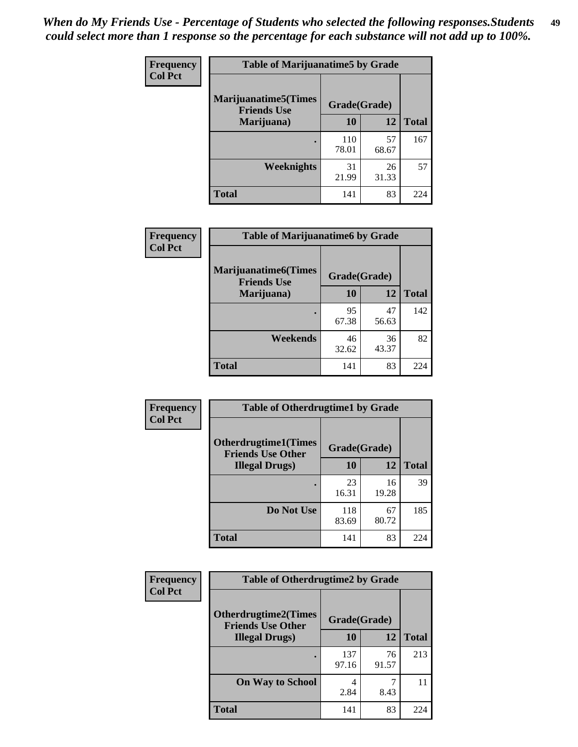*When do My Friends Use - Percentage of Students who selected the following responses.Students could select more than 1 response so the percentage for each substance will not add up to 100%.*

**Frequency**
**Col Pct**

| Table of Marijuanatime5 by Grade | | | |
|---|---|---|---|
| **Marijuanatime5(Times Friends Use Marijuana)** | **Grade(Grade)** | | **Total** |
| | **10** | **12** | |
| **.** | 110<br>78.01 | 57<br>68.67 | 167 |
| **Weeknights** | 31<br>21.99 | 26<br>31.33 | 57 |
| **Total** | 141 | 83 | 224 |

**Frequency**
**Col Pct**

| Table of Marijuanatime6 by Grade | | | |
|---|---|---|---|
| **Marijuanatime6(Times Friends Use Marijuana)** | **Grade(Grade)** | | **Total** |
| | **10** | **12** | |
| **.** | 95<br>67.38 | 47<br>56.63 | 142 |
| **Weekends** | 46<br>32.62 | 36<br>43.37 | 82 |
| **Total** | 141 | 83 | 224 |

**Frequency**
**Col Pct**

| Table of Otherdrugtime1 by Grade | | | |
|---|---|---|---|
| **Otherdrugtime1(Times Friends Use Other Illegal Drugs)** | **Grade(Grade)** | | **Total** |
| | **10** | **12** | |
| **.** | 23<br>16.31 | 16<br>19.28 | 39 |
| **Do Not Use** | 118<br>83.69 | 67<br>80.72 | 185 |
| **Total** | 141 | 83 | 224 |

**Frequency**
**Col Pct**

| Table of Otherdrugtime2 by Grade | | | |
|---|---|---|---|
| **Otherdrugtime2(Times Friends Use Other Illegal Drugs)** | **Grade(Grade)** | | **Total** |
| | **10** | **12** | |
| **.** | 137<br>97.16 | 76<br>91.57 | 213 |
| **On Way to School** | 4<br>2.84 | 7<br>8.43 | 11 |
| **Total** | 141 | 83 | 224 |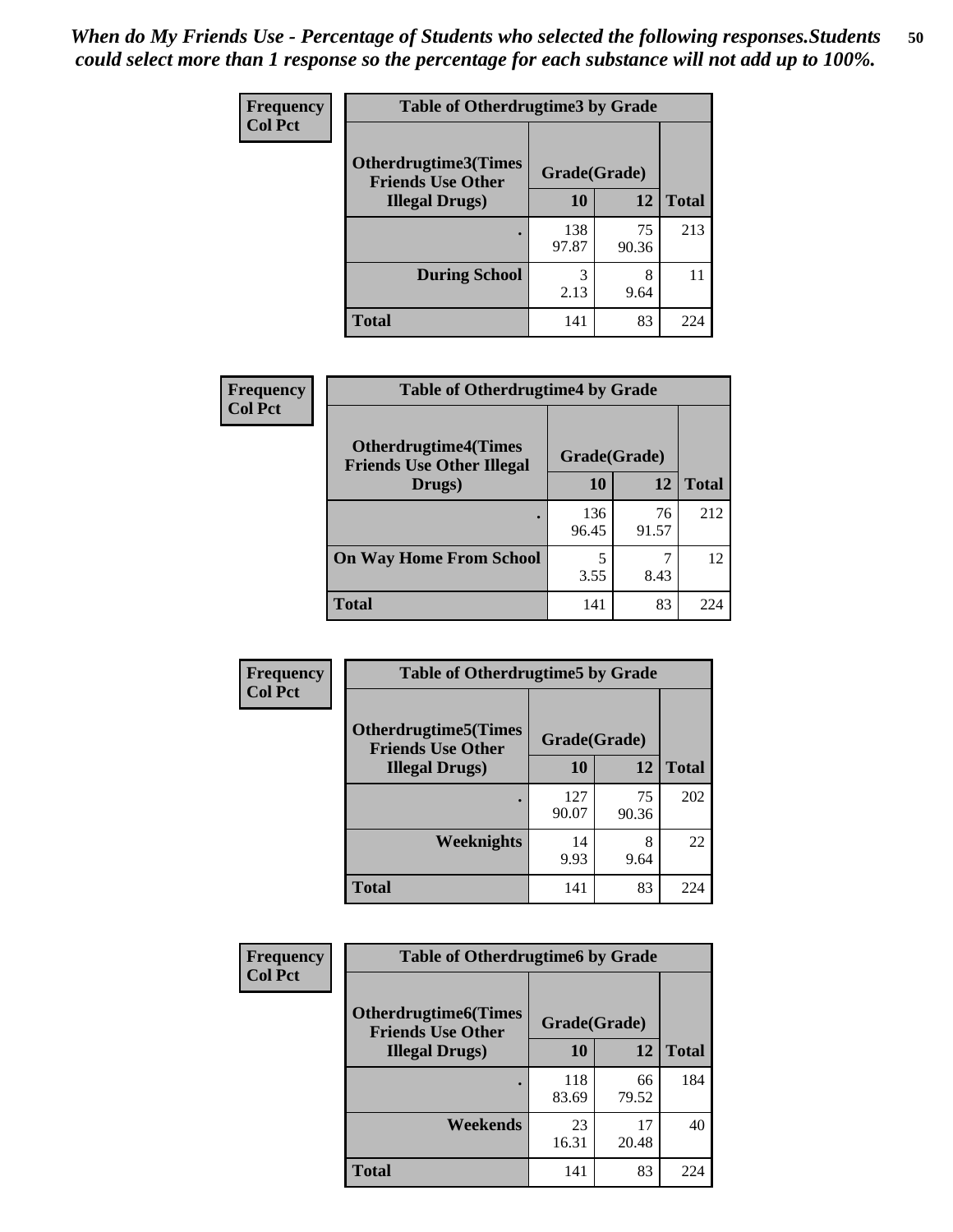*When do My Friends Use - Percentage of Students who selected the following responses.Students could select more than 1 response so the percentage for each substance will not add up to 100%.*

**Frequency**
**Col Pct**

| Table of Otherdrugtime3 by Grade | | | |
|---|---|---|---|
| **Otherdrugtime3(Times Friends Use Other Illegal Drugs)** | **Grade(Grade)** | | |
| | **10** | **12** | **Total** |
| **.** | 138<br>97.87 | 75<br>90.36 | 213 |
| **During School** | 3<br>2.13 | 8<br>9.64 | 11 |
| **Total** | 141 | 83 | 224 |

**Frequency**
**Col Pct**

| Table of Otherdrugtime4 by Grade | | | |
|---|---|---|---|
| **Otherdrugtime4(Times Friends Use Other Illegal Drugs)** | **Grade(Grade)** | | |
| | **10** | **12** | **Total** |
| **.** | 136<br>96.45 | 76<br>91.57 | 212 |
| **On Way Home From School** | 5<br>3.55 | 7<br>8.43 | 12 |
| **Total** | 141 | 83 | 224 |

**Frequency**
**Col Pct**

| Table of Otherdrugtime5 by Grade | | | |
|---|---|---|---|
| **Otherdrugtime5(Times Friends Use Other Illegal Drugs)** | **Grade(Grade)** | | |
| | **10** | **12** | **Total** |
| **.** | 127<br>90.07 | 75<br>90.36 | 202 |
| **Weeknights** | 14<br>9.93 | 8<br>9.64 | 22 |
| **Total** | 141 | 83 | 224 |

**Frequency**
**Col Pct**

| Table of Otherdrugtime6 by Grade | | | |
|---|---|---|---|
| **Otherdrugtime6(Times Friends Use Other Illegal Drugs)** | **Grade(Grade)** | | |
| | **10** | **12** | **Total** |
| **.** | 118<br>83.69 | 66<br>79.52 | 184 |
| **Weekends** | 23<br>16.31 | 17<br>20.48 | 40 |
| **Total** | 141 | 83 | 224 |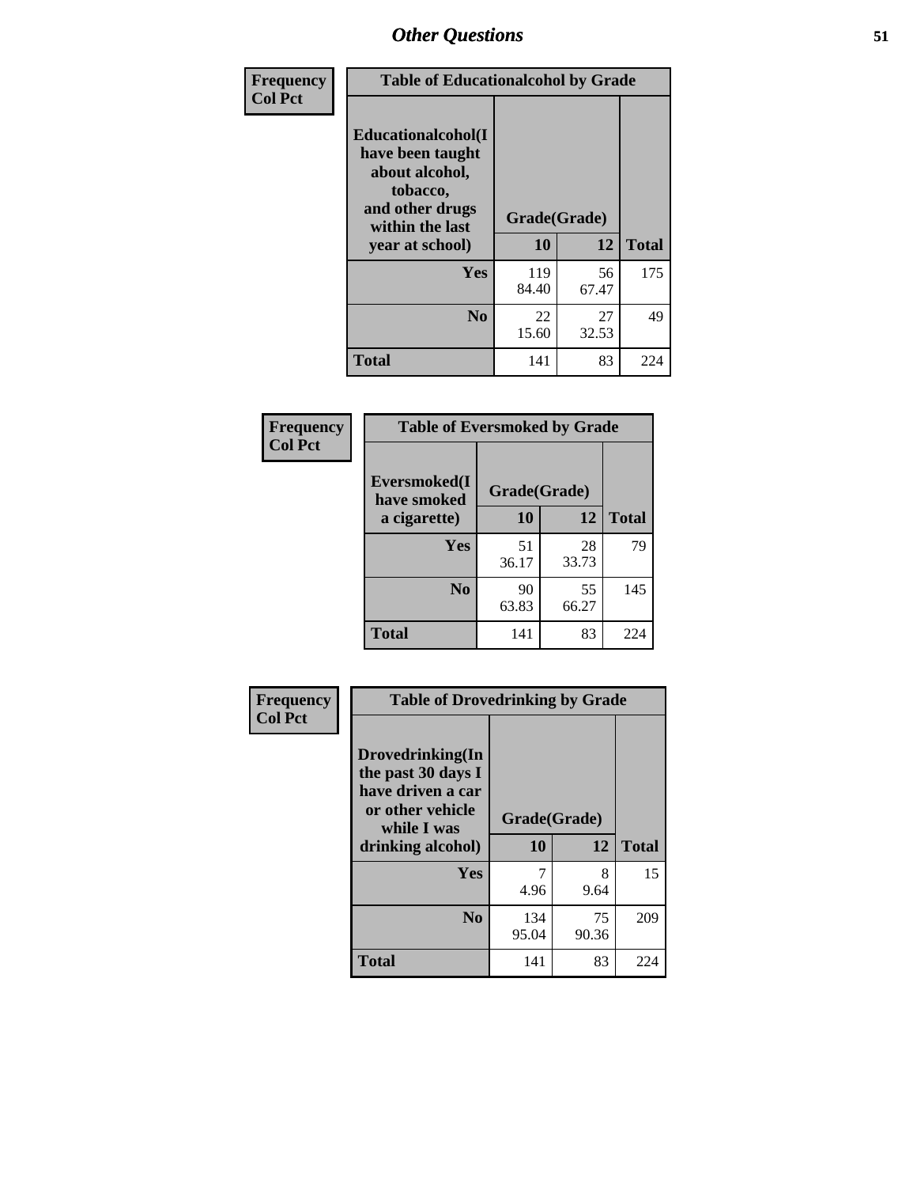# Other Questions

| Frequency Col Pct | Table of Educationalcohol by Grade | | |
|---|---|---|---|
| Educationalcohol(I have been taught about alcohol, tobacco, and other drugs within the last year at school) | Grade(Grade) | | |
| | 10 | 12 | Total |
| Yes | 119<br>84.40 | 56<br>67.47 | 175 |
| No | 22<br>15.60 | 27<br>32.53 | 49 |
| Total | 141 | 83 | 224 |

| Frequency Col Pct | Table of Eversmoked by Grade | | |
|---|---|---|---|
| Eversmoked(I have smoked a cigarette) | Grade(Grade) | | |
| | 10 | 12 | Total |
| Yes | 51<br>36.17 | 28<br>33.73 | 79 |
| No | 90<br>63.83 | 55<br>66.27 | 145 |
| Total | 141 | 83 | 224 |

| Frequency Col Pct | Table of Drovedrinking by Grade | | |
|---|---|---|---|
| Drovedrinking(In the past 30 days I have driven a car or other vehicle while I was drinking alcohol) | Grade(Grade) | | |
| | 10 | 12 | Total |
| Yes | 7<br>4.96 | 8<br>9.64 | 15 |
| No | 134<br>95.04 | 75<br>90.36 | 209 |
| Total | 141 | 83 | 224 |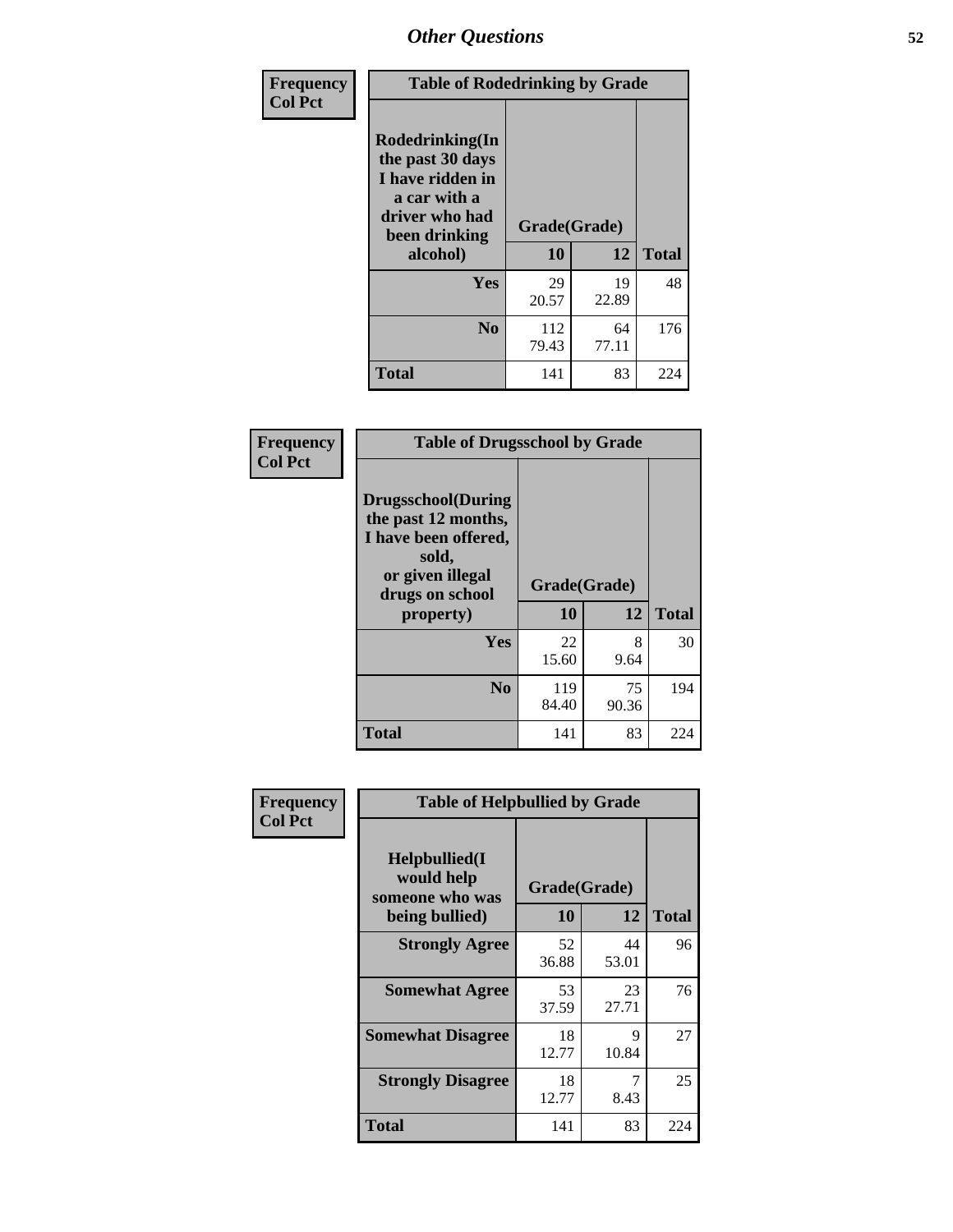# Other Questions

**Frequency**
**Col Pct**

| Table of Rodedrinking by Grade | | | |
|---|---|---|---|
| **Rodedrinking(In the past 30 days I have ridden in a car with a driver who had been drinking alcohol)** | **Grade(Grade)** | | |
| | **10** | **12** | **Total** |
| **Yes** | 29<br>20.57 | 19<br>22.89 | 48 |
| **No** | 112<br>79.43 | 64<br>77.11 | 176 |
| **Total** | 141 | 83 | 224 |

**Frequency**
**Col Pct**

| Table of Drugsschool by Grade | | | |
|---|---|---|---|
| **Drugsschool(During the past 12 months, I have been offered, sold, or given illegal drugs on school property)** | **Grade(Grade)** | | |
| | **10** | **12** | **Total** |
| **Yes** | 22<br>15.60 | 8<br>9.64 | 30 |
| **No** | 119<br>84.40 | 75<br>90.36 | 194 |
| **Total** | 141 | 83 | 224 |

**Frequency**
**Col Pct**

| Table of Helpbullied by Grade | | | |
|---|---|---|---|
| **Helpbullied(I would help someone who was being bullied)** | **Grade(Grade)** | | |
| | **10** | **12** | **Total** |
| **Strongly Agree** | 52<br>36.88 | 44<br>53.01 | 96 |
| **Somewhat Agree** | 53<br>37.59 | 23<br>27.71 | 76 |
| **Somewhat Disagree** | 18<br>12.77 | 9<br>10.84 | 27 |
| **Strongly Disagree** | 18<br>12.77 | 7<br>8.43 | 25 |
| **Total** | 141 | 83 | 224 |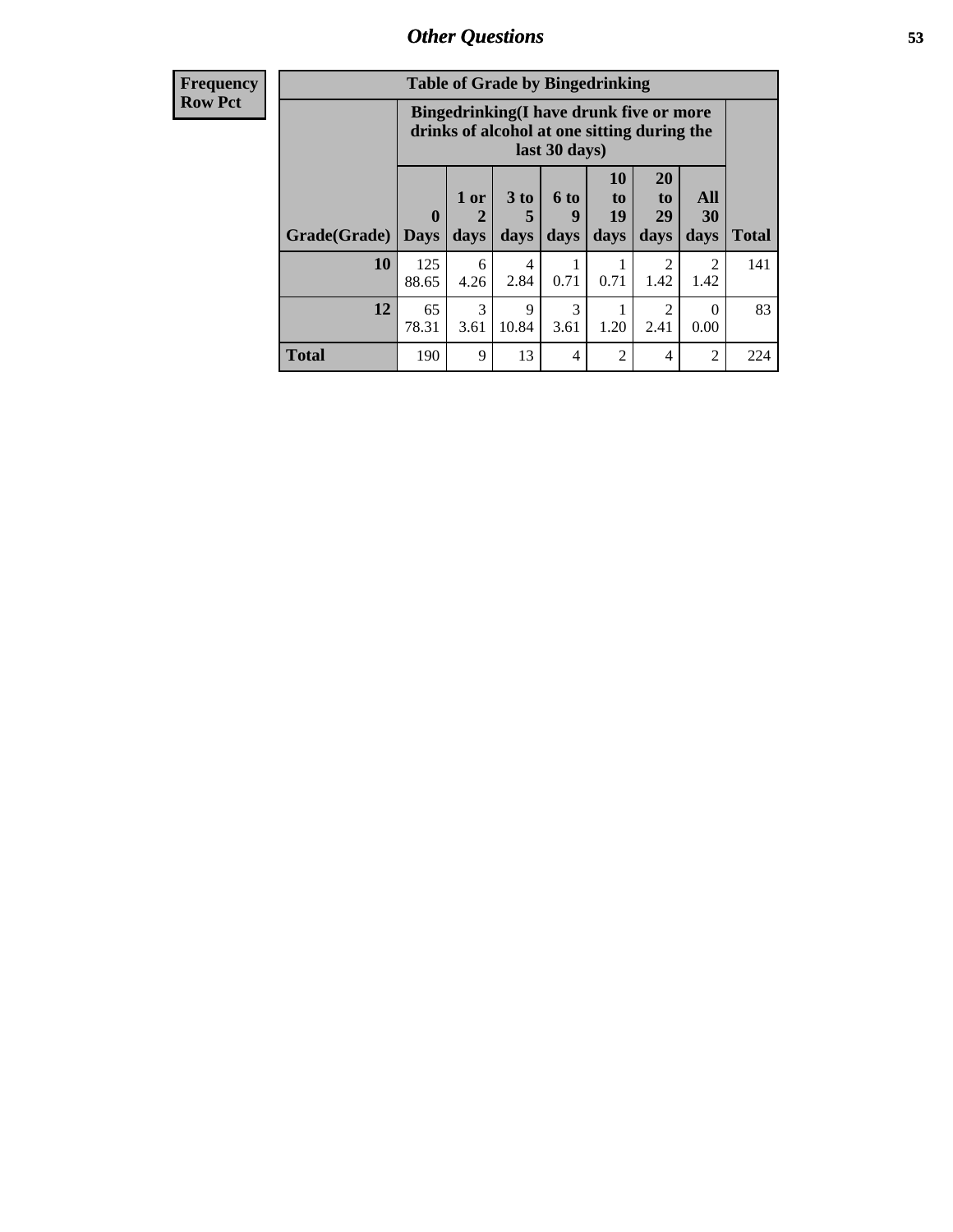## Other Questions

| Frequency<br>Row Pct |
|---|

**Table of Grade by Bingedrinking**

| Grade(Grade) | Bingedrinking(I have drunk five or more drinks of alcohol at one sitting during the last 30 days) | | | | | | | Total |
|---|---|---|---|---|---|---|---|---|
| | 0 Days | 1 or 2 days | 3 to 5 days | 6 to 9 days | 10 to 19 days | 20 to 29 days | All 30 days | |
| **10** | 125<br>88.65 | 6<br>4.26 | 4<br>2.84 | 1<br>0.71 | 1<br>0.71 | 2<br>1.42 | 2<br>1.42 | 141 |
| **12** | 65<br>78.31 | 3<br>3.61 | 9<br>10.84 | 3<br>3.61 | 1<br>1.20 | 2<br>2.41 | 0<br>0.00 | 83 |
| **Total** | 190 | 9 | 13 | 4 | 2 | 4 | 2 | 224 |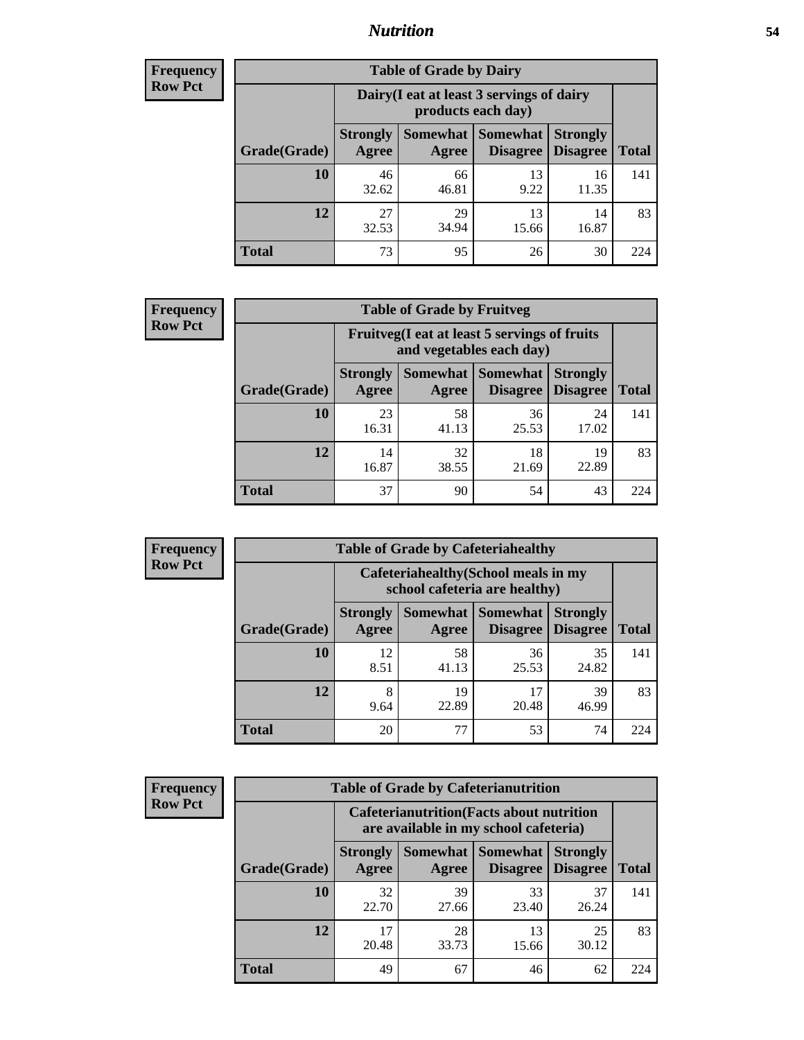# Nutrition

**Frequency**
**Row Pct**

| Table of Grade by Dairy | | | | | |
|---|---|---|---|---|---|
| | Dairy(I eat at least 3 servings of dairy products each day) | | | | |
| Grade(Grade) | Strongly Agree | Somewhat Agree | Somewhat Disagree | Strongly Disagree | Total |
| **10** | 46<br>32.62 | 66<br>46.81 | 13<br>9.22 | 16<br>11.35 | 141 |
| **12** | 27<br>32.53 | 29<br>34.94 | 13<br>15.66 | 14<br>16.87 | 83 |
| **Total** | 73 | 95 | 26 | 30 | 224 |

**Frequency**
**Row Pct**

| Table of Grade by Fruitveg | | | | | |
|---|---|---|---|---|---|
| | Fruitveg(I eat at least 5 servings of fruits and vegetables each day) | | | | |
| Grade(Grade) | Strongly Agree | Somewhat Agree | Somewhat Disagree | Strongly Disagree | Total |
| **10** | 23<br>16.31 | 58<br>41.13 | 36<br>25.53 | 24<br>17.02 | 141 |
| **12** | 14<br>16.87 | 32<br>38.55 | 18<br>21.69 | 19<br>22.89 | 83 |
| **Total** | 37 | 90 | 54 | 43 | 224 |

**Frequency**
**Row Pct**

| Table of Grade by Cafeteriahealthy | | | | | |
|---|---|---|---|---|---|
| | Cafeteriahealthy(School meals in my school cafeteria are healthy) | | | | |
| Grade(Grade) | Strongly Agree | Somewhat Agree | Somewhat Disagree | Strongly Disagree | Total |
| **10** | 12<br>8.51 | 58<br>41.13 | 36<br>25.53 | 35<br>24.82 | 141 |
| **12** | 8<br>9.64 | 19<br>22.89 | 17<br>20.48 | 39<br>46.99 | 83 |
| **Total** | 20 | 77 | 53 | 74 | 224 |

**Frequency**
**Row Pct**

| Table of Grade by Cafeterianutrition | | | | | |
|---|---|---|---|---|---|
| | Cafeterianutrition(Facts about nutrition are available in my school cafeteria) | | | | |
| Grade(Grade) | Strongly Agree | Somewhat Agree | Somewhat Disagree | Strongly Disagree | Total |
| **10** | 32<br>22.70 | 39<br>27.66 | 33<br>23.40 | 37<br>26.24 | 141 |
| **12** | 17<br>20.48 | 28<br>33.73 | 13<br>15.66 | 25<br>30.12 | 83 |
| **Total** | 49 | 67 | 46 | 62 | 224 |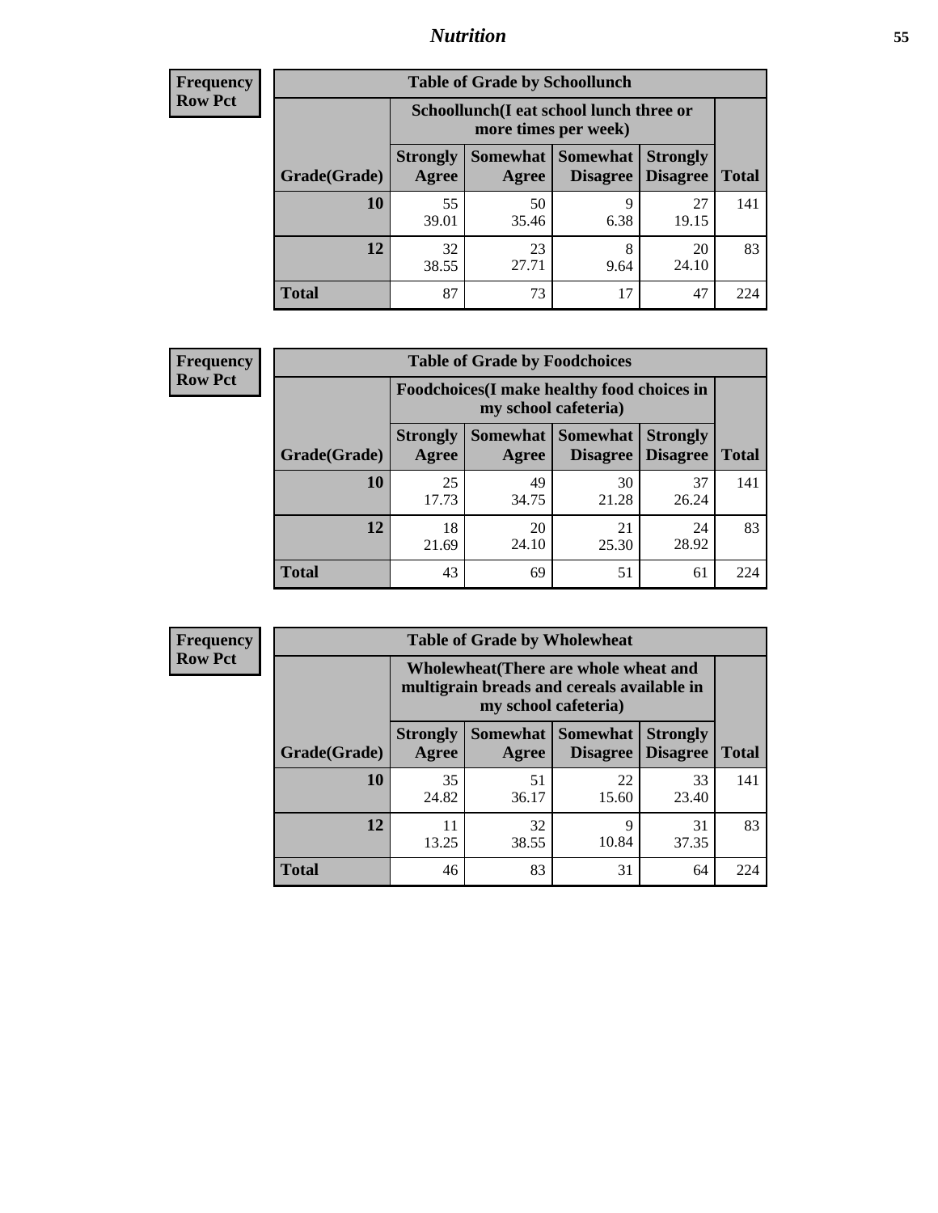| Frequency<br>Row Pct |
|---|

**Table of Grade by Schoollunch**

| Grade(Grade) | Schoollunch(I eat school lunch three or more times per week) | | | | Total |
|---|---|---|---|---|---|
| | Strongly Agree | Somewhat Agree | Somewhat Disagree | Strongly Disagree | |
| 10 | 55<br>39.01 | 50<br>35.46 | 9<br>6.38 | 27<br>19.15 | 141 |
| 12 | 32<br>38.55 | 23<br>27.71 | 8<br>9.64 | 20<br>24.10 | 83 |
| Total | 87 | 73 | 17 | 47 | 224 |

| Frequency<br>Row Pct |
|---|

**Table of Grade by Foodchoices**

| Grade(Grade) | Foodchoices(I make healthy food choices in my school cafeteria) | | | | Total |
|---|---|---|---|---|---|
| | Strongly Agree | Somewhat Agree | Somewhat Disagree | Strongly Disagree | |
| 10 | 25<br>17.73 | 49<br>34.75 | 30<br>21.28 | 37<br>26.24 | 141 |
| 12 | 18<br>21.69 | 20<br>24.10 | 21<br>25.30 | 24<br>28.92 | 83 |
| Total | 43 | 69 | 51 | 61 | 224 |

| Frequency<br>Row Pct |
|---|

**Table of Grade by Wholewheat**

| Grade(Grade) | Wholewheat(There are whole wheat and multigrain breads and cereals available in my school cafeteria) | | | | Total |
|---|---|---|---|---|---|
| | Strongly Agree | Somewhat Agree | Somewhat Disagree | Strongly Disagree | |
| 10 | 35<br>24.82 | 51<br>36.17 | 22<br>15.60 | 33<br>23.40 | 141 |
| 12 | 11<br>13.25 | 32<br>38.55 | 9<br>10.84 | 31<br>37.35 | 83 |
| Total | 46 | 83 | 31 | 64 | 224 |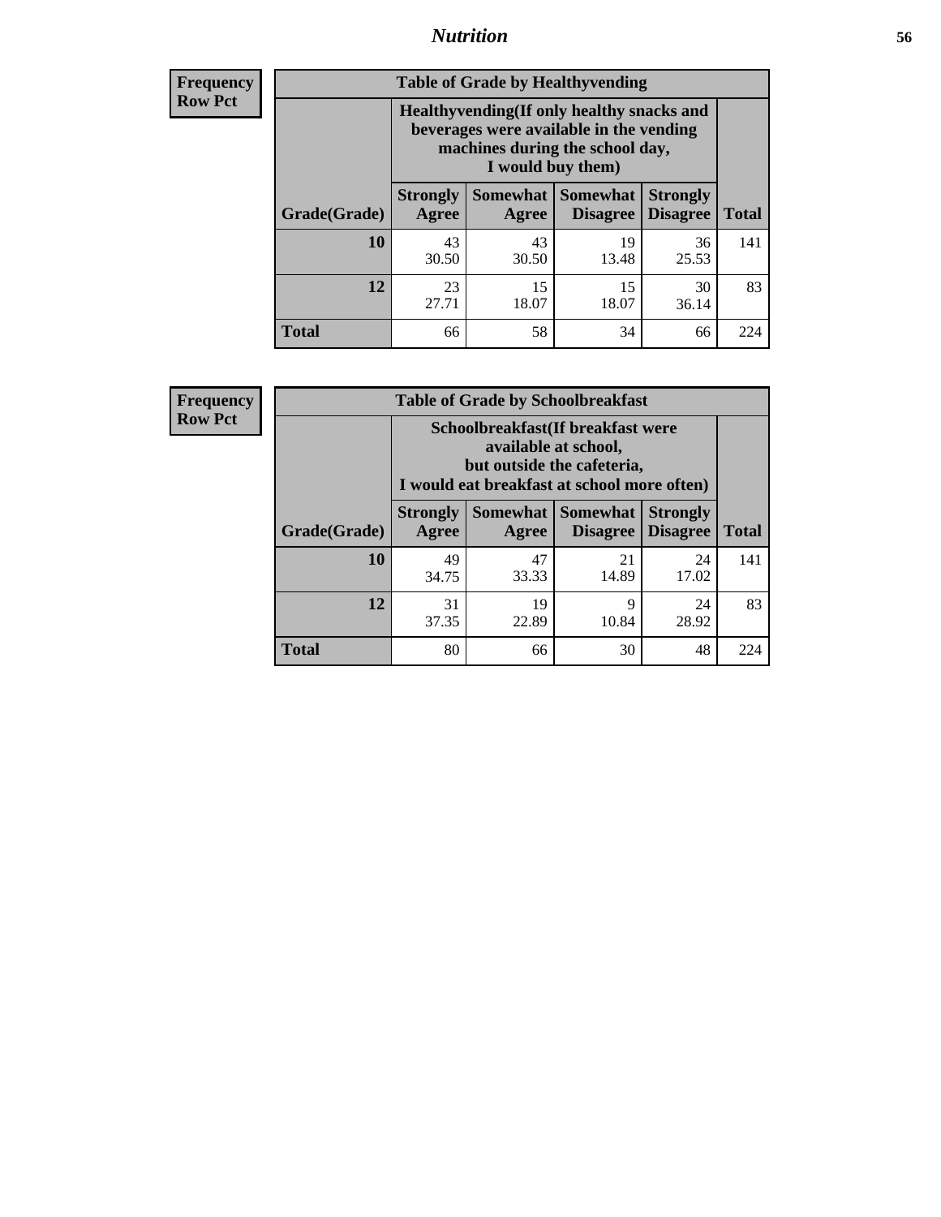**Frequency**
**Row Pct**

| Table of Grade by Healthyvending | | | | | |
|---|---|---|---|---|---|
| | Healthyvending(If only healthy snacks and beverages were available in the vending machines during the school day, I would buy them) | | | | |
| Grade(Grade) | Strongly Agree | Somewhat Agree | Somewhat Disagree | Strongly Disagree | Total |
| **10** | 43<br>30.50 | 43<br>30.50 | 19<br>13.48 | 36<br>25.53 | 141 |
| **12** | 23<br>27.71 | 15<br>18.07 | 15<br>18.07 | 30<br>36.14 | 83 |
| **Total** | 66 | 58 | 34 | 66 | 224 |

**Frequency**
**Row Pct**

| Table of Grade by Schoolbreakfast | | | | | |
|---|---|---|---|---|---|
| | Schoolbreakfast(If breakfast were available at school, but outside the cafeteria, I would eat breakfast at school more often) | | | | |
| Grade(Grade) | Strongly Agree | Somewhat Agree | Somewhat Disagree | Strongly Disagree | Total |
| **10** | 49<br>34.75 | 47<br>33.33 | 21<br>14.89 | 24<br>17.02 | 141 |
| **12** | 31<br>37.35 | 19<br>22.89 | 9<br>10.84 | 24<br>28.92 | 83 |
| **Total** | 80 | 66 | 30 | 48 | 224 |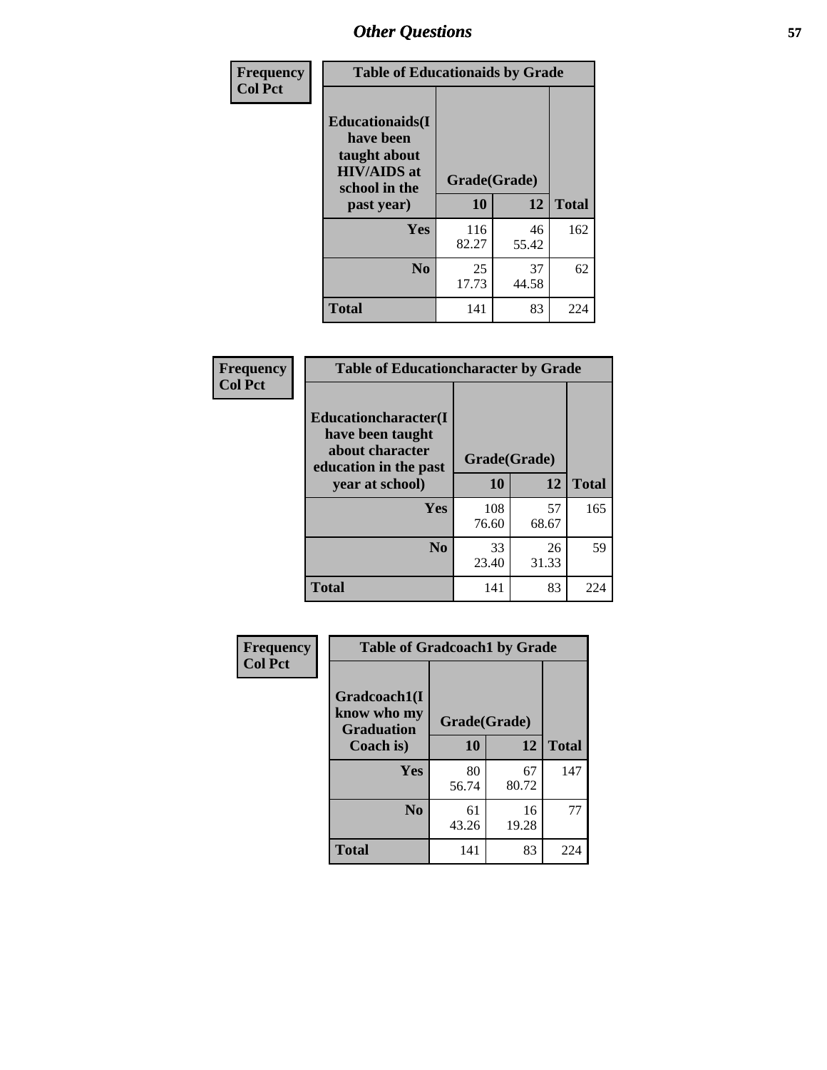## Other Questions

**Frequency**
**Col Pct**

| Table of Educationaids by Grade | | | |
|---|---|---|---|
| Educationaids(I have been taught about HIV/AIDS at school in the past year) | Grade(Grade) | | |
| | 10 | 12 | Total |
| Yes | 116<br>82.27 | 46<br>55.42 | 162 |
| No | 25<br>17.73 | 37<br>44.58 | 62 |
| Total | 141 | 83 | 224 |

**Frequency**
**Col Pct**

| Table of Educationcharacter by Grade | | | |
|---|---|---|---|
| Educationcharacter(I have been taught about character education in the past year at school) | Grade(Grade) | | |
| | 10 | 12 | Total |
| Yes | 108<br>76.60 | 57<br>68.67 | 165 |
| No | 33<br>23.40 | 26<br>31.33 | 59 |
| Total | 141 | 83 | 224 |

**Frequency**
**Col Pct**

| Table of Gradcoach1 by Grade | | | |
|---|---|---|---|
| Gradcoach1(I know who my Graduation Coach is) | Grade(Grade) | | |
| | 10 | 12 | Total |
| Yes | 80<br>56.74 | 67<br>80.72 | 147 |
| No | 61<br>43.26 | 16<br>19.28 | 77 |
| Total | 141 | 83 | 224 |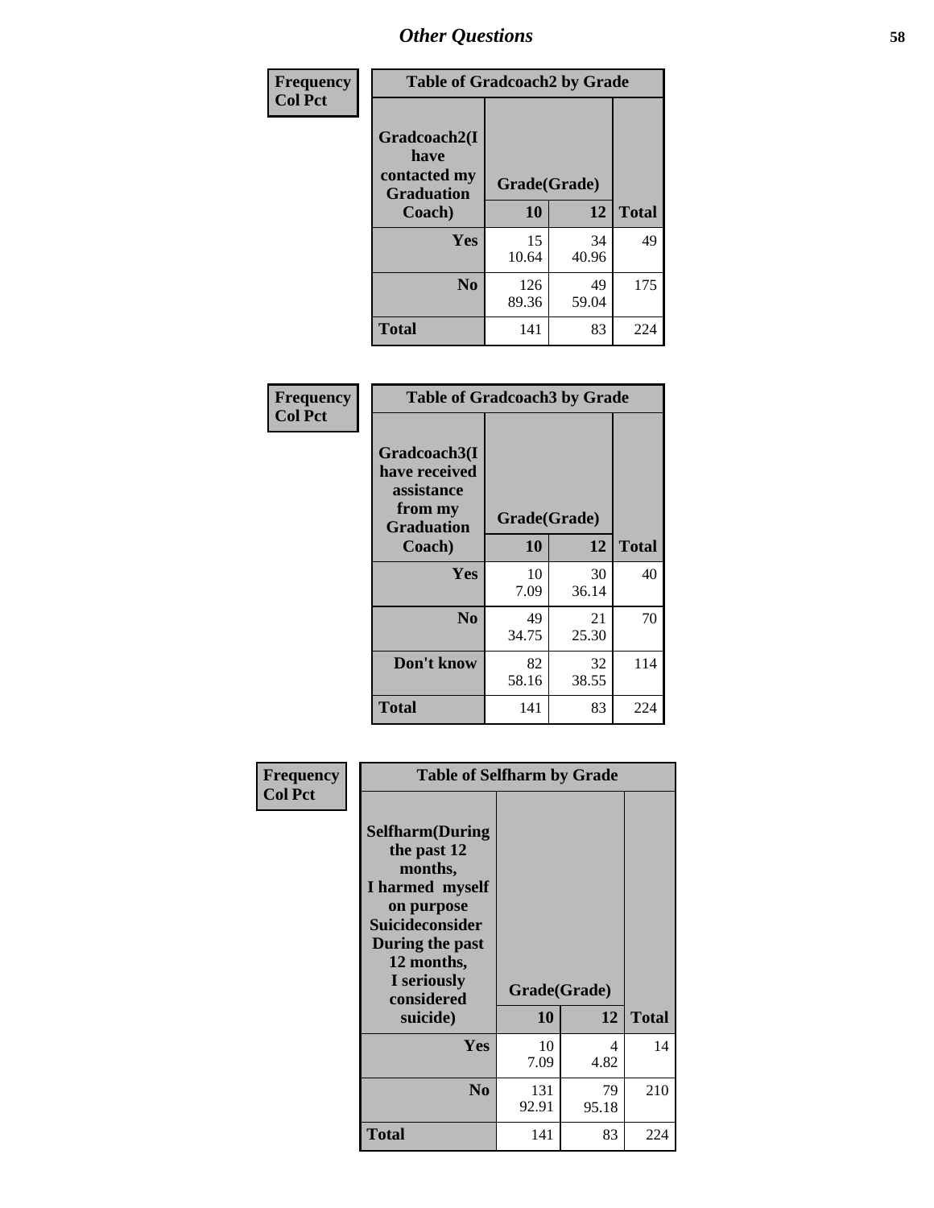## Other Questions

Frequency
Col Pct

**Table of Gradcoach2 by Grade**

| Gradcoach2(I have contacted my Graduation Coach) | Grade(Grade) 10 | 12 | Total |
|---|---|---|---|
| **Yes** | 15<br>10.64 | 34<br>40.96 | 49 |
| **No** | 126<br>89.36 | 49<br>59.04 | 175 |
| **Total** | 141 | 83 | 224 |

Frequency
Col Pct

**Table of Gradcoach3 by Grade**

| Gradcoach3(I have received assistance from my Graduation Coach) | Grade(Grade) 10 | 12 | Total |
|---|---|---|---|
| **Yes** | 10<br>7.09 | 30<br>36.14 | 40 |
| **No** | 49<br>34.75 | 21<br>25.30 | 70 |
| **Don't know** | 82<br>58.16 | 32<br>38.55 | 114 |
| **Total** | 141 | 83 | 224 |

Frequency
Col Pct

**Table of Selfharm by Grade**

| Selfharm(During the past 12 months, I harmed myself on purpose Suicideconsider During the past 12 months, I seriously considered suicide) | Grade(Grade) 10 | 12 | Total |
|---|---|---|---|
| **Yes** | 10<br>7.09 | 4<br>4.82 | 14 |
| **No** | 131<br>92.91 | 79<br>95.18 | 210 |
| **Total** | 141 | 83 | 224 |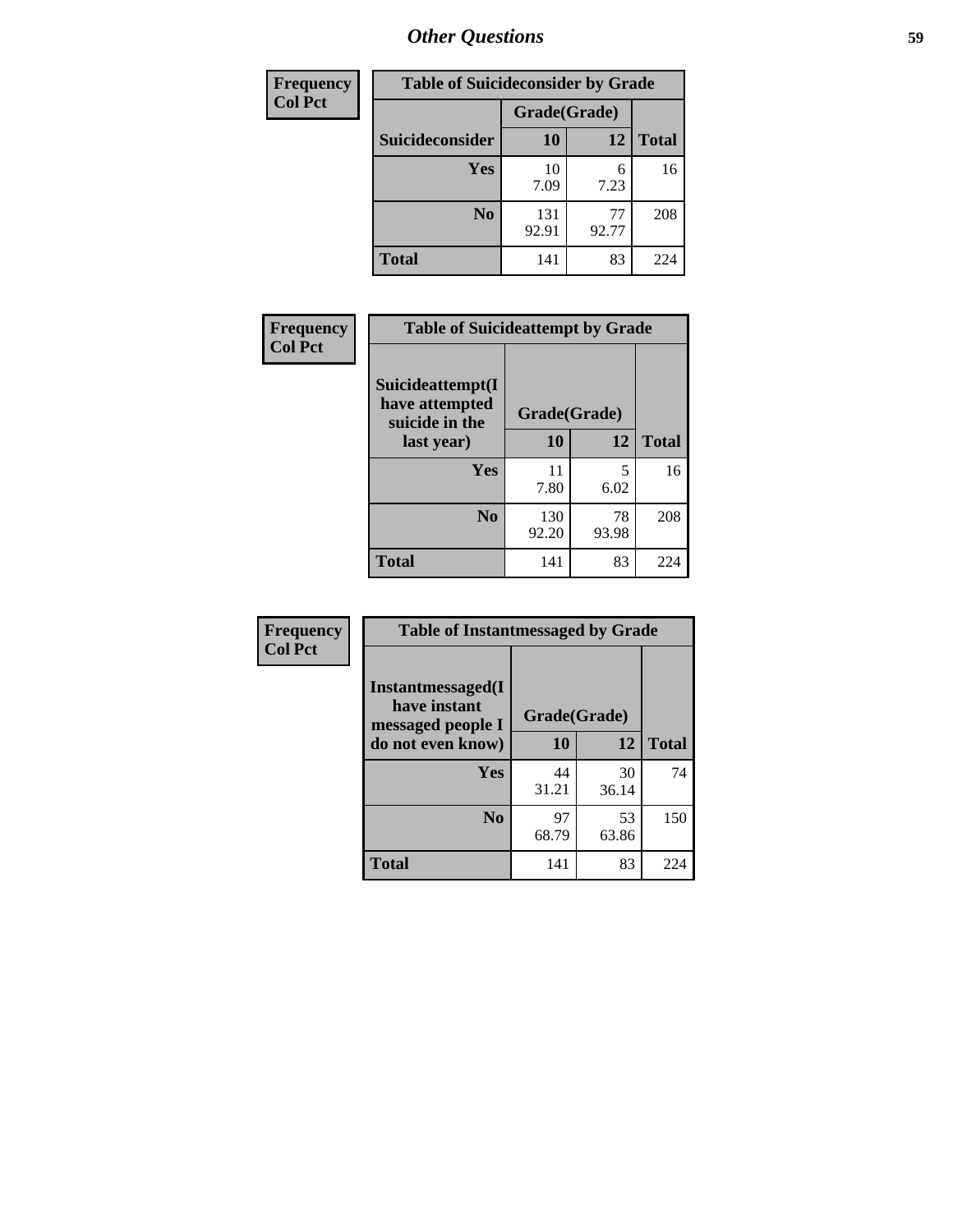## Other Questions

| Frequency<br>Col Pct | Table of Suicideconsider by Grade | | |
|---|---|---|---|
| | Grade(Grade) | | |
| Suicideconsider | 10 | 12 | Total |
| Yes | 10<br>7.09 | 6<br>7.23 | 16 |
| No | 131<br>92.91 | 77<br>92.77 | 208 |
| Total | 141 | 83 | 224 |

| Frequency<br>Col Pct | Table of Suicideattempt by Grade | | |
|---|---|---|---|
| Suicideattempt(I have attempted suicide in the last year) | Grade(Grade)<br>10 | 12 | Total |
| Yes | 11<br>7.80 | 5<br>6.02 | 16 |
| No | 130<br>92.20 | 78<br>93.98 | 208 |
| Total | 141 | 83 | 224 |

| Frequency<br>Col Pct | Table of Instantmessaged by Grade | | |
|---|---|---|---|
| Instantmessaged(I have instant messaged people I do not even know) | Grade(Grade)<br>10 | 12 | Total |
| Yes | 44<br>31.21 | 30<br>36.14 | 74 |
| No | 97<br>68.79 | 53<br>63.86 | 150 |
| Total | 141 | 83 | 224 |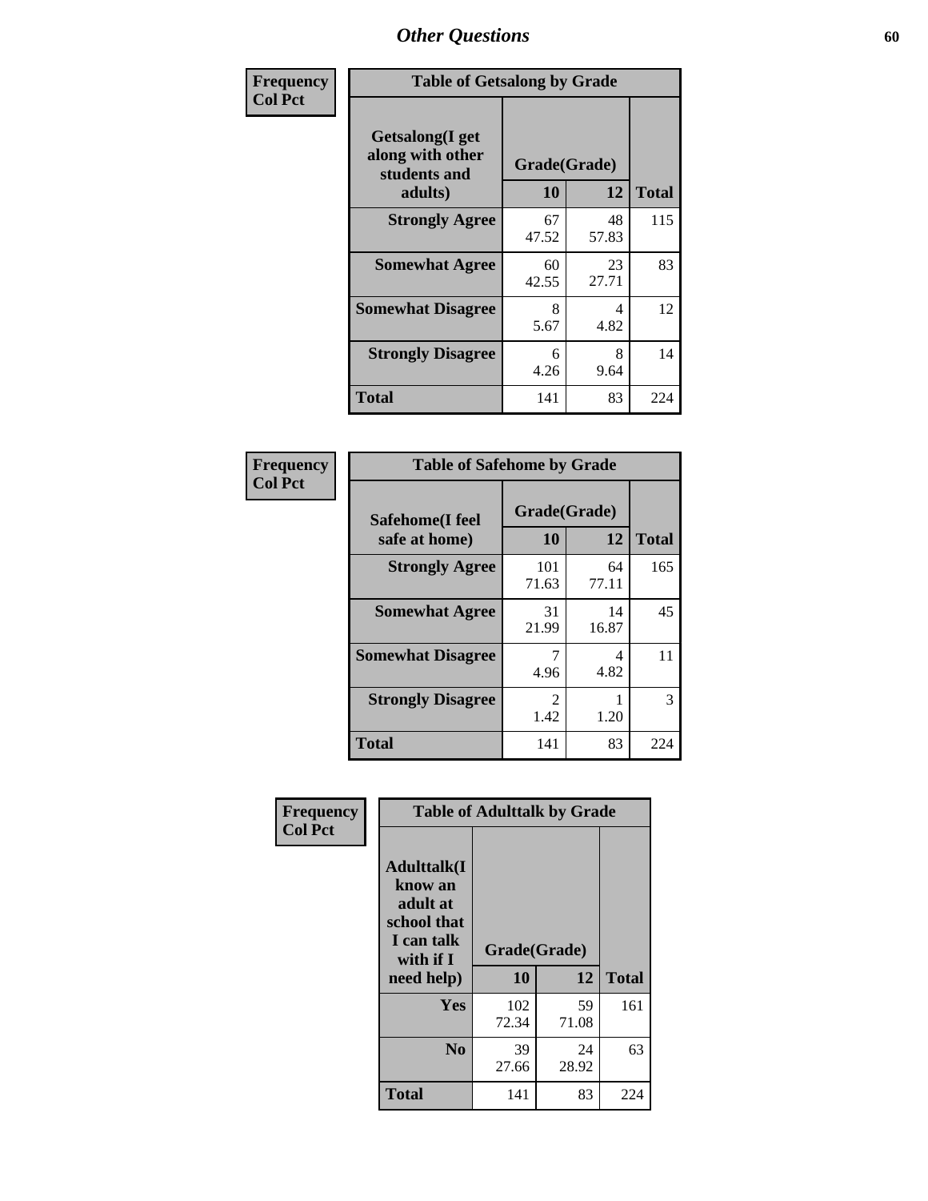| Frequency Col Pct | Table of Getsalong by Grade | | |
|---|---|---|---|
| Getsalong(I get along with other students and adults) | Grade(Grade) | | |
| | 10 | 12 | Total |
| Strongly Agree | 67<br>47.52 | 48<br>57.83 | 115 |
| Somewhat Agree | 60<br>42.55 | 23<br>27.71 | 83 |
| Somewhat Disagree | 8<br>5.67 | 4<br>4.82 | 12 |
| Strongly Disagree | 6<br>4.26 | 8<br>9.64 | 14 |
| Total | 141 | 83 | 224 |

| Frequency Col Pct | Table of Safehome by Grade | | |
|---|---|---|---|
| Safehome(I feel safe at home) | Grade(Grade) | | |
| | 10 | 12 | Total |
| Strongly Agree | 101<br>71.63 | 64<br>77.11 | 165 |
| Somewhat Agree | 31<br>21.99 | 14<br>16.87 | 45 |
| Somewhat Disagree | 7<br>4.96 | 4<br>4.82 | 11 |
| Strongly Disagree | 2<br>1.42 | 1<br>1.20 | 3 |
| Total | 141 | 83 | 224 |

| Frequency Col Pct | Table of Adulttalk by Grade | | |
|---|---|---|---|
| Adulttalk(I know an adult at school that I can talk with if I need help) | Grade(Grade) | | |
| | 10 | 12 | Total |
| Yes | 102<br>72.34 | 59<br>71.08 | 161 |
| No | 39<br>27.66 | 24<br>28.92 | 63 |
| Total | 141 | 83 | 224 |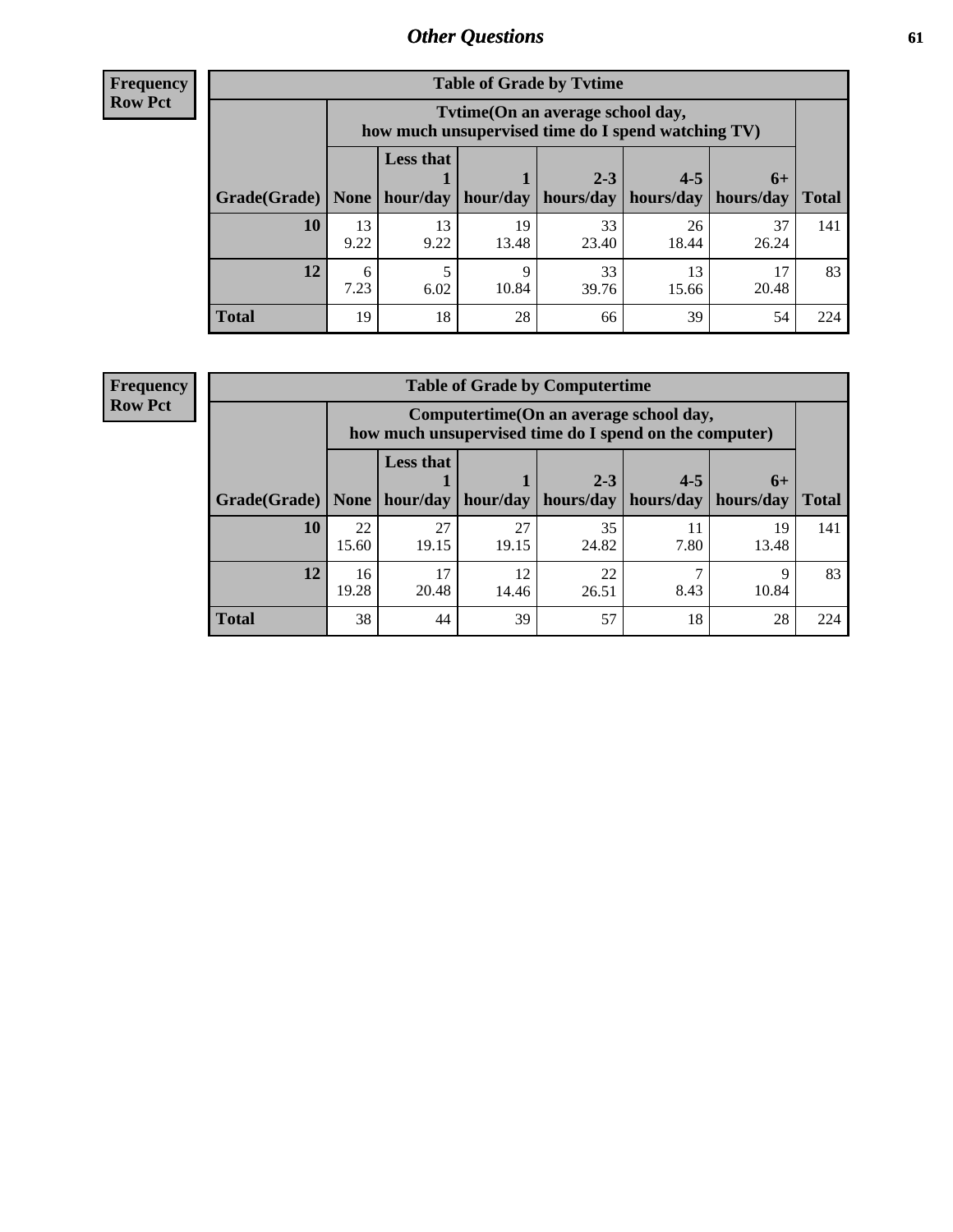## Other Questions

**Frequency**
**Row Pct**

| Table of Grade by Tvtime | | | | | | | |
|---|---|---|---|---|---|---|---|
| | Tvtime(On an average school day, how much unsupervised time do I spend watching TV) | | | | | | |
| Grade(Grade) | None | Less that 1 hour/day | 1 hour/day | 2-3 hours/day | 4-5 hours/day | 6+ hours/day | Total |
| **10** | 13<br>9.22 | 13<br>9.22 | 19<br>13.48 | 33<br>23.40 | 26<br>18.44 | 37<br>26.24 | 141 |
| **12** | 6<br>7.23 | 5<br>6.02 | 9<br>10.84 | 33<br>39.76 | 13<br>15.66 | 17<br>20.48 | 83 |
| **Total** | 19 | 18 | 28 | 66 | 39 | 54 | 224 |

**Frequency**
**Row Pct**

| Table of Grade by Computertime | | | | | | | |
|---|---|---|---|---|---|---|---|
| | Computertime(On an average school day, how much unsupervised time do I spend on the computer) | | | | | | |
| Grade(Grade) | None | Less that 1 hour/day | 1 hour/day | 2-3 hours/day | 4-5 hours/day | 6+ hours/day | Total |
| **10** | 22<br>15.60 | 27<br>19.15 | 27<br>19.15 | 35<br>24.82 | 11<br>7.80 | 19<br>13.48 | 141 |
| **12** | 16<br>19.28 | 17<br>20.48 | 12<br>14.46 | 22<br>26.51 | 7<br>8.43 | 9<br>10.84 | 83 |
| **Total** | 38 | 44 | 39 | 57 | 18 | 28 | 224 |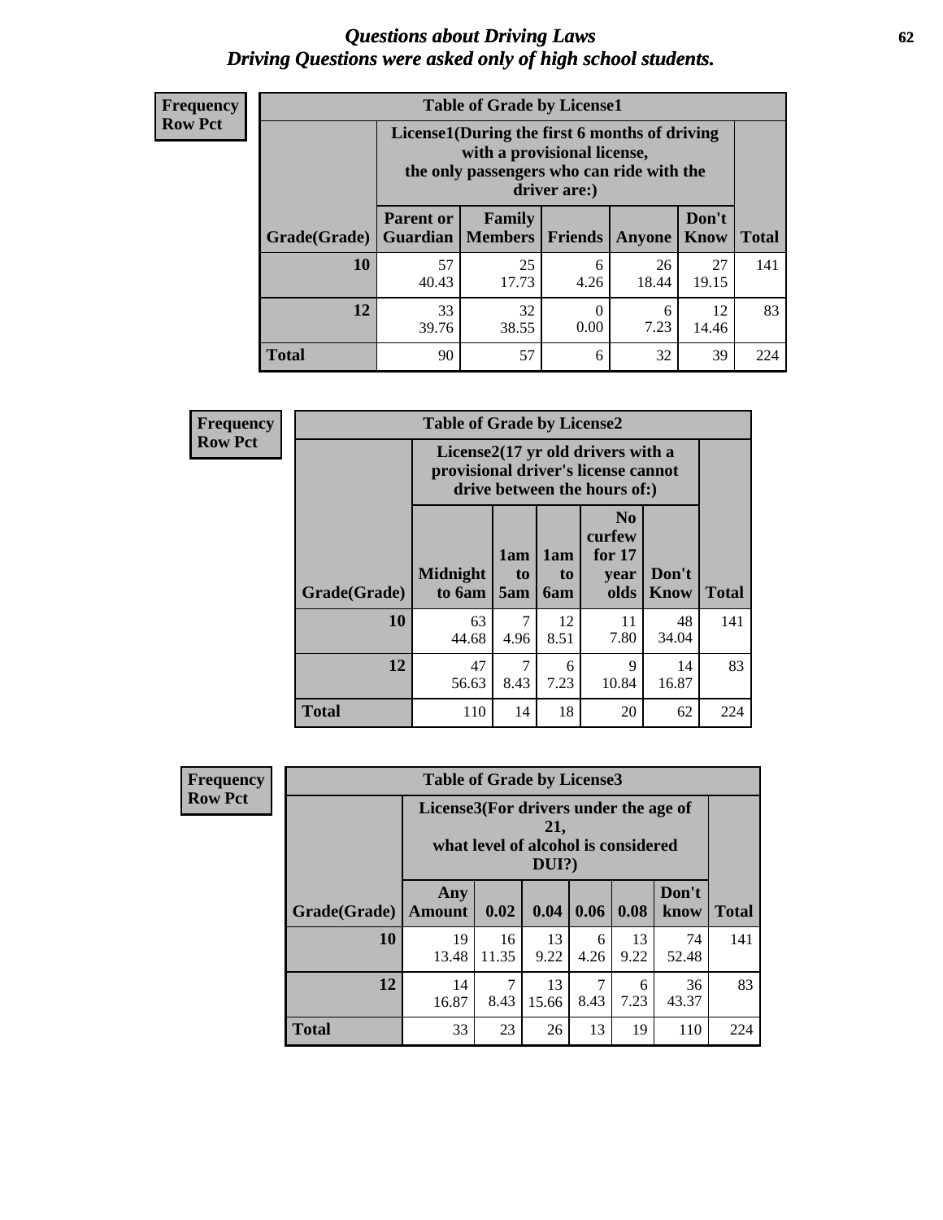# Questions about Driving Laws
## Driving Questions were asked only of high school students.

**Frequency**
**Row Pct**

**Table of Grade by License1**

| Grade(Grade) | License1(During the first 6 months of driving with a provisional license, the only passengers who can ride with the driver are:) | | | | | Total |
|---|---|---|---|---|---|---|
| | Parent or Guardian | Family Members | Friends | Anyone | Don't Know | |
| **10** | 57<br>40.43 | 25<br>17.73 | 6<br>4.26 | 26<br>18.44 | 27<br>19.15 | 141 |
| **12** | 33<br>39.76 | 32<br>38.55 | 0<br>0.00 | 6<br>7.23 | 12<br>14.46 | 83 |
| **Total** | 90 | 57 | 6 | 32 | 39 | 224 |

**Frequency**
**Row Pct**

**Table of Grade by License2**

| Grade(Grade) | License2(17 yr old drivers with a provisional driver's license cannot drive between the hours of:) | | | | | Total |
|---|---|---|---|---|---|---|
| | Midnight to 6am | 1am to 5am | 1am to 6am | No curfew for 17 year olds | Don't Know | |
| **10** | 63<br>44.68 | 7<br>4.96 | 12<br>8.51 | 11<br>7.80 | 48<br>34.04 | 141 |
| **12** | 47<br>56.63 | 7<br>8.43 | 6<br>7.23 | 9<br>10.84 | 14<br>16.87 | 83 |
| **Total** | 110 | 14 | 18 | 20 | 62 | 224 |

**Frequency**
**Row Pct**

**Table of Grade by License3**

| Grade(Grade) | License3(For drivers under the age of 21, what level of alcohol is considered DUI?) | | | | | | Total |
|---|---|---|---|---|---|---|---|
| | Any Amount | 0.02 | 0.04 | 0.06 | 0.08 | Don't know | |
| **10** | 19<br>13.48 | 16<br>11.35 | 13<br>9.22 | 6<br>4.26 | 13<br>9.22 | 74<br>52.48 | 141 |
| **12** | 14<br>16.87 | 7<br>8.43 | 13<br>15.66 | 7<br>8.43 | 6<br>7.23 | 36<br>43.37 | 83 |
| **Total** | 33 | 23 | 26 | 13 | 19 | 110 | 224 |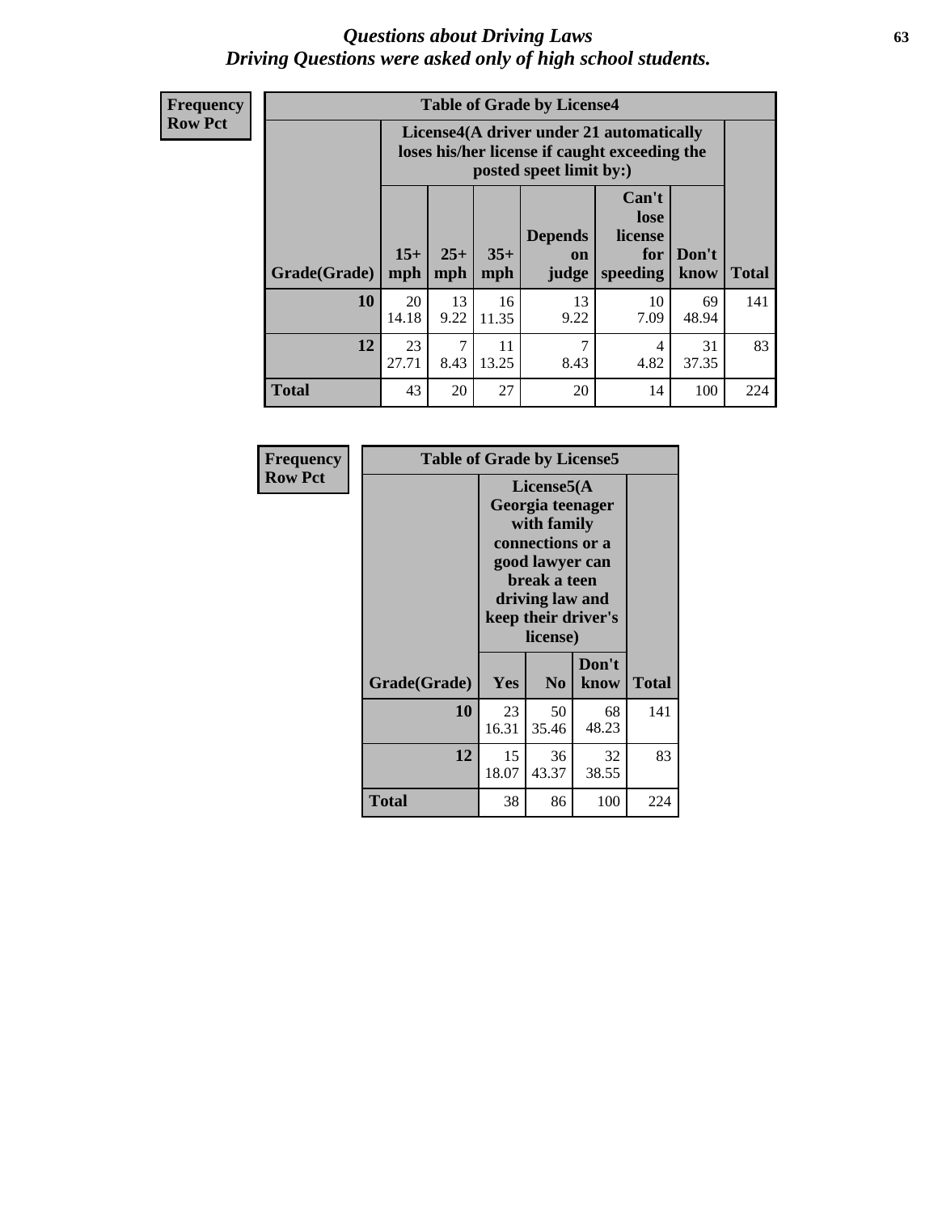# *Questions about Driving Laws*
# *Driving Questions were asked only of high school students.*

**Frequency**
**Row Pct**

| Table of Grade by License4 | | | | | | | |
|---|---|---|---|---|---|---|---|
| | License4(A driver under 21 automatically loses his/her license if caught exceeding the posted speet limit by:) | | | | | | |
| Grade(Grade) | 15+ mph | 25+ mph | 35+ mph | Depends on judge | Can't lose license for speeding | Don't know | Total |
| **10** | 20<br>14.18 | 13<br>9.22 | 16<br>11.35 | 13<br>9.22 | 10<br>7.09 | 69<br>48.94 | 141 |
| **12** | 23<br>27.71 | 7<br>8.43 | 11<br>13.25 | 7<br>8.43 | 4<br>4.82 | 31<br>37.35 | 83 |
| **Total** | 43 | 20 | 27 | 20 | 14 | 100 | 224 |

**Frequency**
**Row Pct**

| Table of Grade by License5 | | | | |
|---|---|---|---|---|
| | License5(A Georgia teenager with family connections or a good lawyer can break a teen driving law and keep their driver's license) | | | |
| Grade(Grade) | Yes | No | Don't know | Total |
| **10** | 23<br>16.31 | 50<br>35.46 | 68<br>48.23 | 141 |
| **12** | 15<br>18.07 | 36<br>43.37 | 32<br>38.55 | 83 |
| **Total** | 38 | 86 | 100 | 224 |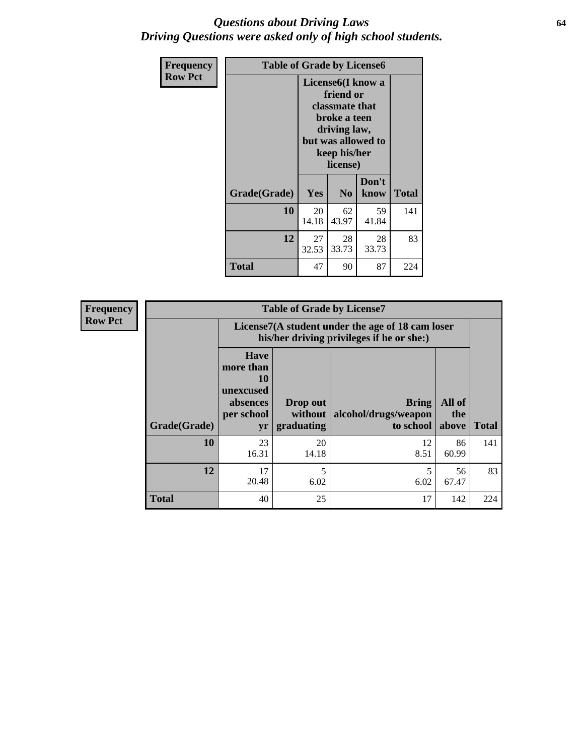# *Questions about Driving Laws*
# *Driving Questions were asked only of high school students.*

| Frequency<br>Row Pct | Table of Grade by License6 | | | |
|---|---|---|---|---|
| | License6(I know a friend or classmate that broke a teen driving law, but was allowed to keep his/her license) | | | |
| Grade(Grade) | Yes | No | Don't know | Total |
| 10 | 20<br>14.18 | 62<br>43.97 | 59<br>41.84 | 141 |
| 12 | 27<br>32.53 | 28<br>33.73 | 28<br>33.73 | 83 |
| Total | 47 | 90 | 87 | 224 |

| Frequency<br>Row Pct | Table of Grade by License7 | | | | |
|---|---|---|---|---|---|
| | License7(A student under the age of 18 cam loser his/her driving privileges if he or she:) | | | | |
| Grade(Grade) | Have more than 10 unexcused absences per school yr | Drop out without graduating | Bring alcohol/drugs/weapon to school | All of the above | Total |
| 10 | 23<br>16.31 | 20<br>14.18 | 12<br>8.51 | 86<br>60.99 | 141 |
| 12 | 17<br>20.48 | 5<br>6.02 | 5<br>6.02 | 56<br>67.47 | 83 |
| Total | 40 | 25 | 17 | 142 | 224 |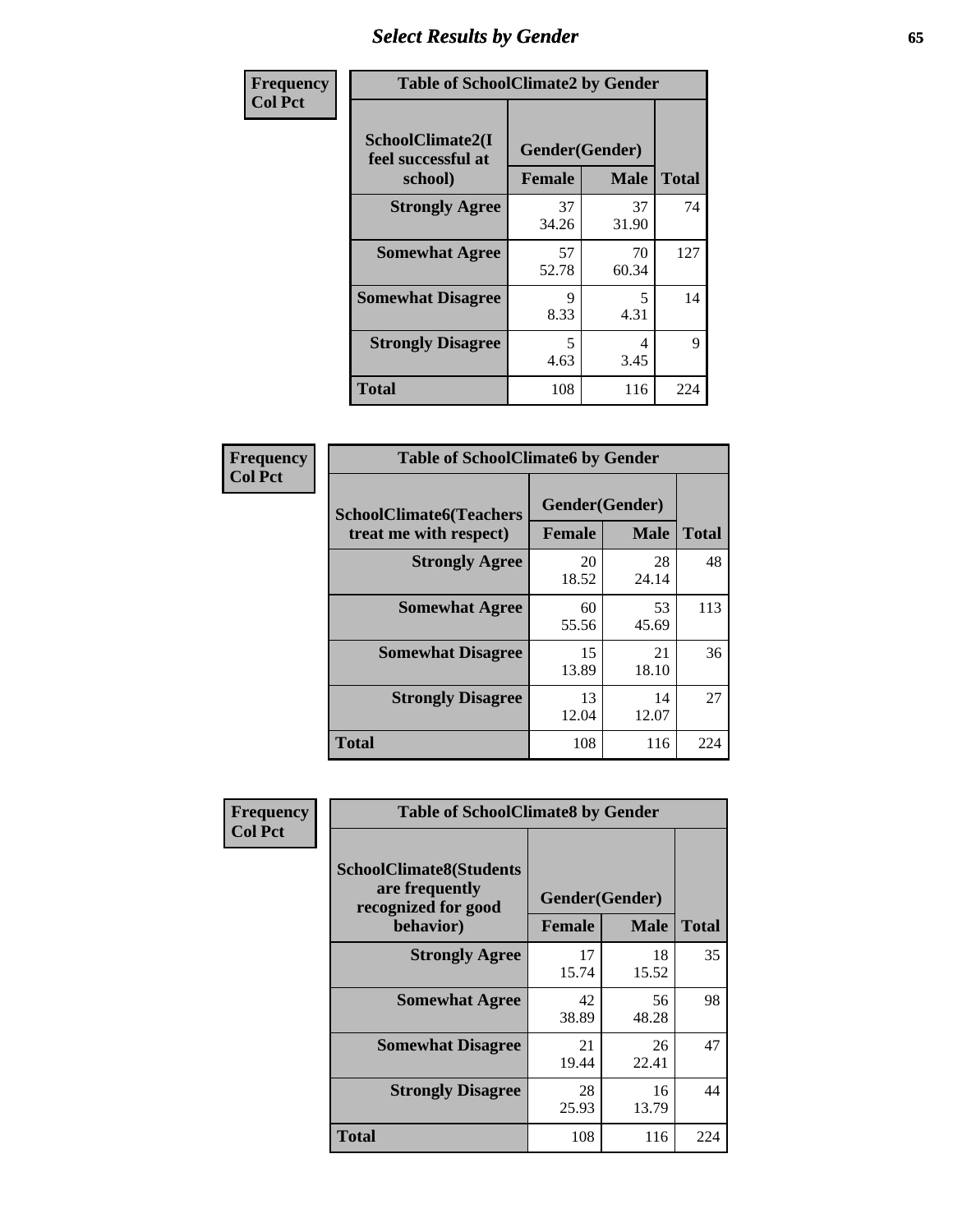# Select Results by Gender

**Frequency**
**Col Pct**

| Table of SchoolClimate2 by Gender | | | |
|---|---|---|---|
| SchoolClimate2(I feel successful at school) | Gender(Gender) | | |
| | Female | Male | Total |
| Strongly Agree | 37<br>34.26 | 37<br>31.90 | 74 |
| Somewhat Agree | 57<br>52.78 | 70<br>60.34 | 127 |
| Somewhat Disagree | 9<br>8.33 | 5<br>4.31 | 14 |
| Strongly Disagree | 5<br>4.63 | 4<br>3.45 | 9 |
| Total | 108 | 116 | 224 |

**Frequency**
**Col Pct**

| Table of SchoolClimate6 by Gender | | | |
|---|---|---|---|
| SchoolClimate6(Teachers treat me with respect) | Gender(Gender) | | |
| | Female | Male | Total |
| Strongly Agree | 20<br>18.52 | 28<br>24.14 | 48 |
| Somewhat Agree | 60<br>55.56 | 53<br>45.69 | 113 |
| Somewhat Disagree | 15<br>13.89 | 21<br>18.10 | 36 |
| Strongly Disagree | 13<br>12.04 | 14<br>12.07 | 27 |
| Total | 108 | 116 | 224 |

**Frequency**
**Col Pct**

| Table of SchoolClimate8 by Gender | | | |
|---|---|---|---|
| SchoolClimate8(Students are frequently recognized for good behavior) | Gender(Gender) | | |
| | Female | Male | Total |
| Strongly Agree | 17<br>15.74 | 18<br>15.52 | 35 |
| Somewhat Agree | 42<br>38.89 | 56<br>48.28 | 98 |
| Somewhat Disagree | 21<br>19.44 | 26<br>22.41 | 47 |
| Strongly Disagree | 28<br>25.93 | 16<br>13.79 | 44 |
| Total | 108 | 116 | 224 |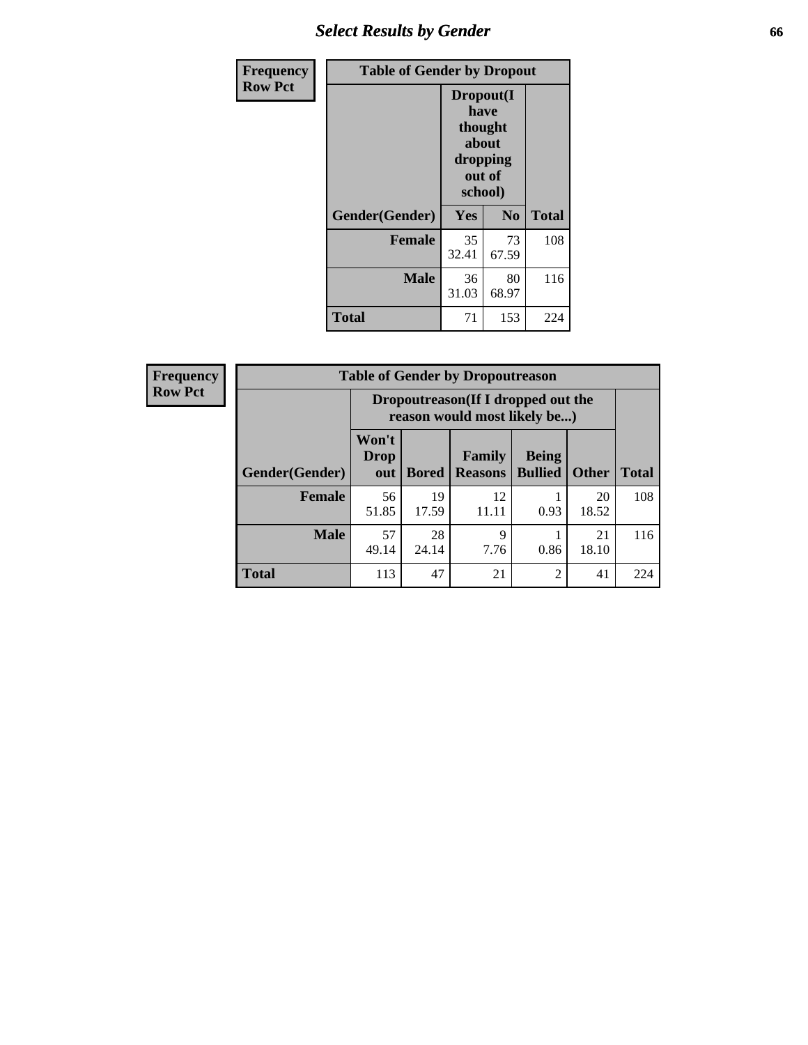## Select Results by Gender

**Frequency / Row Pct**

| Table of Gender by Dropout | | | |
|---|---|---|---|
| | Dropout(I have thought about dropping out of school) | | |
| Gender(Gender) | Yes | No | Total |
| **Female** | 35<br>32.41 | 73<br>67.59 | 108 |
| **Male** | 36<br>31.03 | 80<br>68.97 | 116 |
| **Total** | 71 | 153 | 224 |

**Frequency / Row Pct**

| Table of Gender by Dropoutreason | | | | | | |
|---|---|---|---|---|---|---|
| | Dropoutreason(If I dropped out the reason would most likely be...) | | | | | |
| Gender(Gender) | Won't Drop out | Bored | Family Reasons | Being Bullied | Other | Total |
| **Female** | 56<br>51.85 | 19<br>17.59 | 12<br>11.11 | 1<br>0.93 | 20<br>18.52 | 108 |
| **Male** | 57<br>49.14 | 28<br>24.14 | 9<br>7.76 | 1<br>0.86 | 21<br>18.10 | 116 |
| **Total** | 113 | 47 | 21 | 2 | 41 | 224 |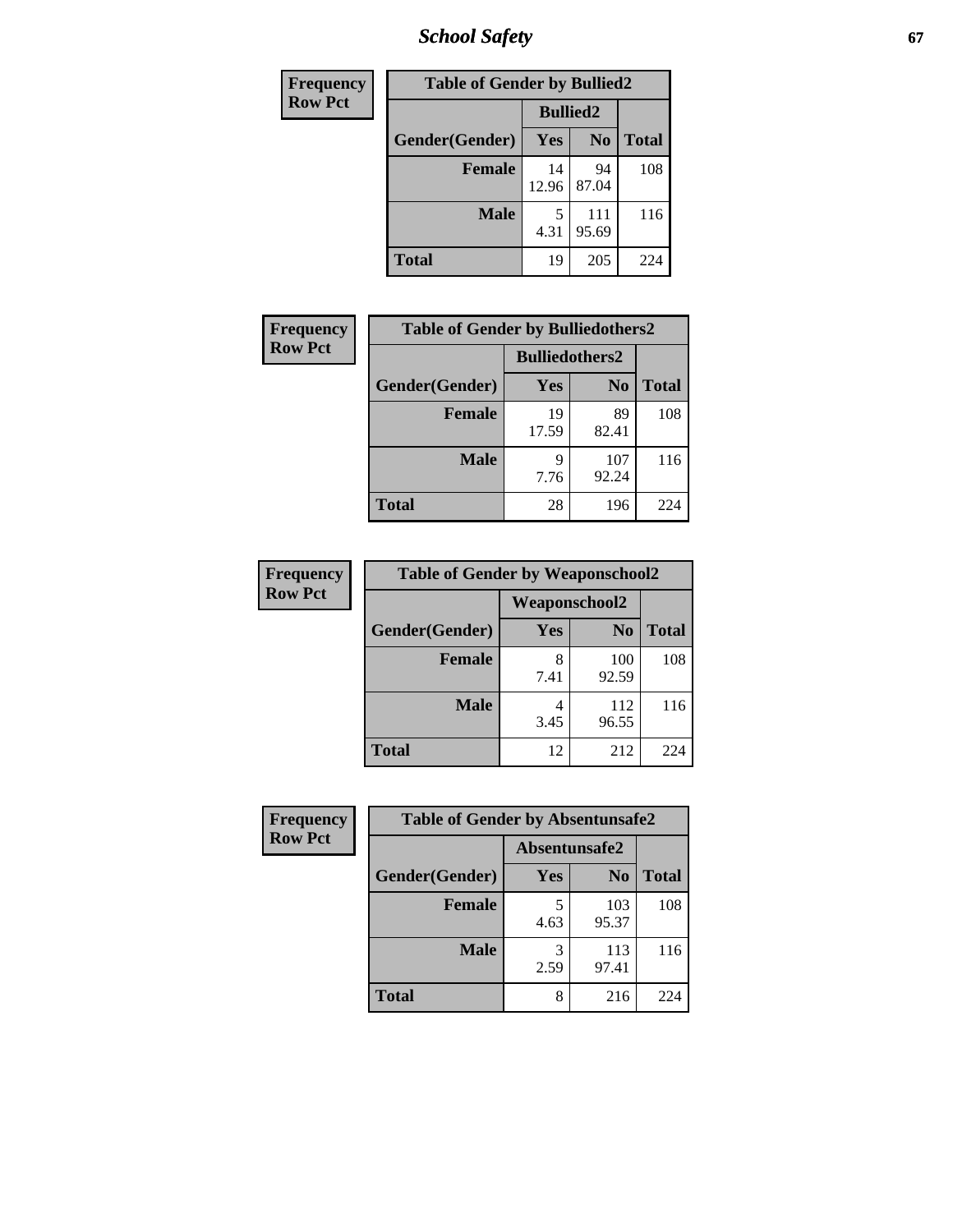| Frequency<br>Row Pct |
|---|

**Table of Gender by Bullied2**

| Gender(Gender) | Bullied2 Yes | Bullied2 No | Total |
|---|---|---|---|
| Female | 14<br>12.96 | 94<br>87.04 | 108 |
| Male | 5<br>4.31 | 111<br>95.69 | 116 |
| Total | 19 | 205 | 224 |

| Frequency<br>Row Pct |
|---|

**Table of Gender by Bulliedothers2**

| Gender(Gender) | Bulliedothers2 Yes | Bulliedothers2 No | Total |
|---|---|---|---|
| Female | 19<br>17.59 | 89<br>82.41 | 108 |
| Male | 9<br>7.76 | 107<br>92.24 | 116 |
| Total | 28 | 196 | 224 |

| Frequency<br>Row Pct |
|---|

**Table of Gender by Weaponschool2**

| Gender(Gender) | Weaponschool2 Yes | Weaponschool2 No | Total |
|---|---|---|---|
| Female | 8<br>7.41 | 100<br>92.59 | 108 |
| Male | 4<br>3.45 | 112<br>96.55 | 116 |
| Total | 12 | 212 | 224 |

| Frequency<br>Row Pct |
|---|

**Table of Gender by Absentunsafe2**

| Gender(Gender) | Absentunsafe2 Yes | Absentunsafe2 No | Total |
|---|---|---|---|
| Female | 5<br>4.63 | 103<br>95.37 | 108 |
| Male | 3<br>2.59 | 113<br>97.41 | 116 |
| Total | 8 | 216 | 224 |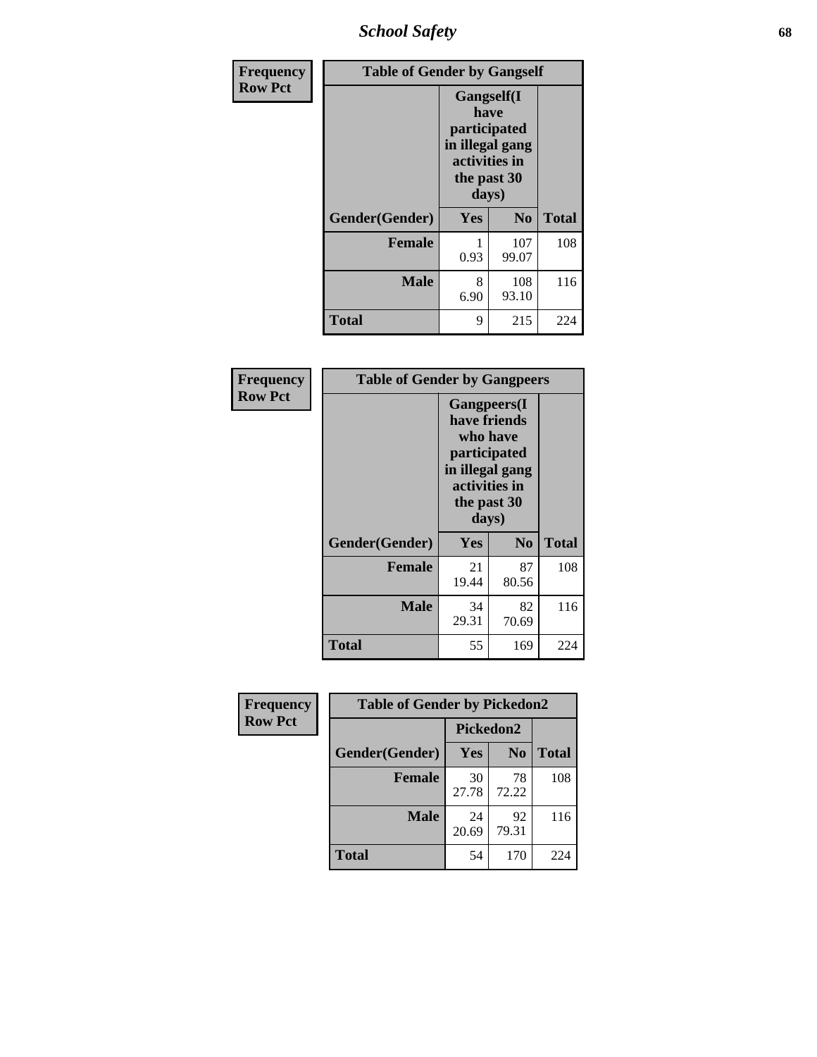| Frequency Row Pct | Table of Gender by Gangself | | |
|---|---|---|---|
| | Gangself(I have participated in illegal gang activities in the past 30 days) | | |
| Gender(Gender) | Yes | No | Total |
| Female | 1<br>0.93 | 107<br>99.07 | 108 |
| Male | 8<br>6.90 | 108<br>93.10 | 116 |
| Total | 9 | 215 | 224 |

| Frequency Row Pct | Table of Gender by Gangpeers | | |
|---|---|---|---|
| | Gangpeers(I have friends who have participated in illegal gang activities in the past 30 days) | | |
| Gender(Gender) | Yes | No | Total |
| Female | 21<br>19.44 | 87<br>80.56 | 108 |
| Male | 34<br>29.31 | 82<br>70.69 | 116 |
| Total | 55 | 169 | 224 |

| Frequency Row Pct | Table of Gender by Pickedon2 | | |
|---|---|---|---|
| | Pickedon2 | | |
| Gender(Gender) | Yes | No | Total |
| Female | 30<br>27.78 | 78<br>72.22 | 108 |
| Male | 24<br>20.69 | 92<br>79.31 | 116 |
| Total | 54 | 170 | 224 |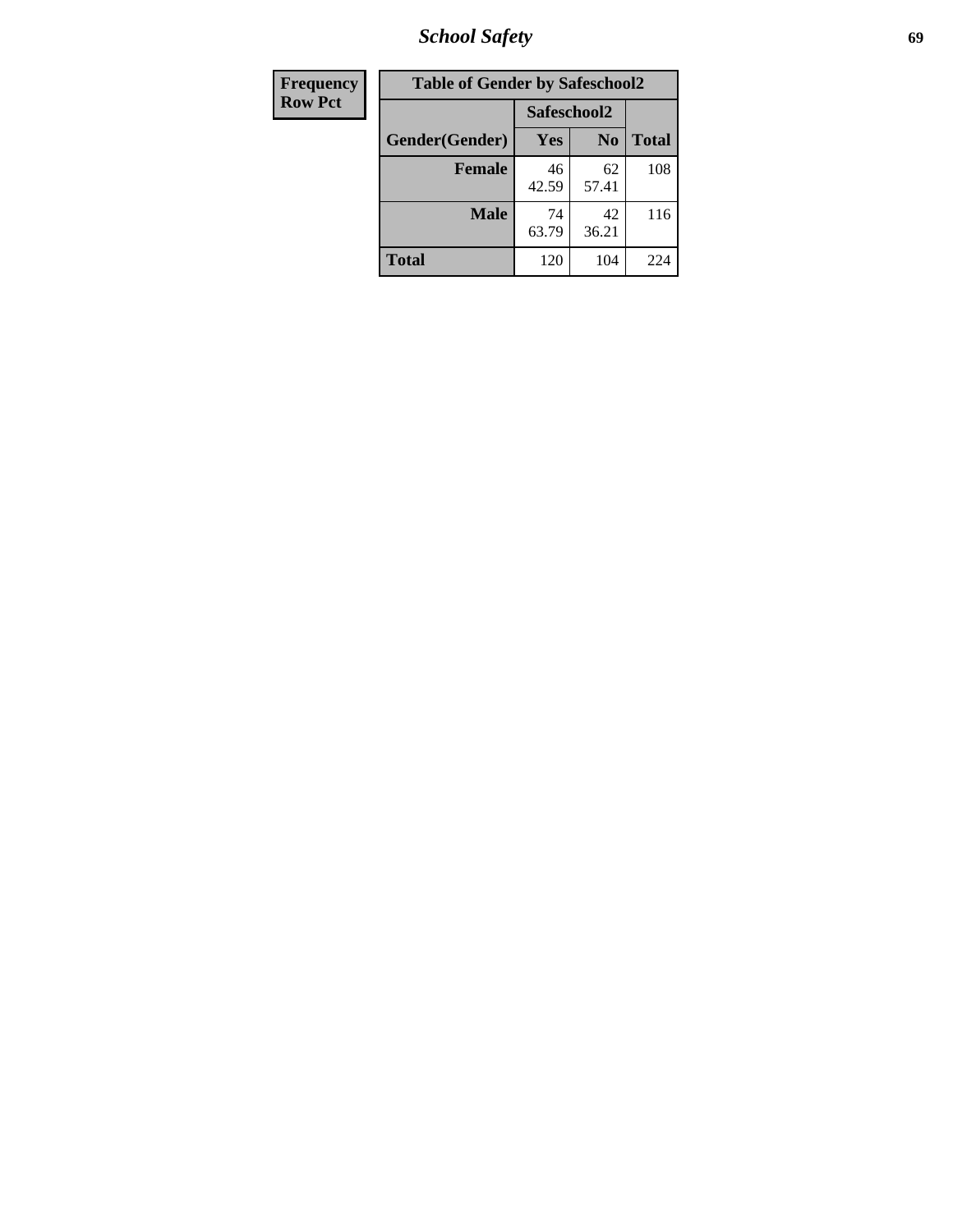| Frequency Row Pct |
|---|

**Table of Gender by Safeschool2**

| Gender(Gender) | Safeschool2 | | Total |
|---|---|---|---|
| | Yes | No | |
| Female | 46<br>42.59 | 62<br>57.41 | 108 |
| Male | 74<br>63.79 | 42<br>36.21 | 116 |
| Total | 120 | 104 | 224 |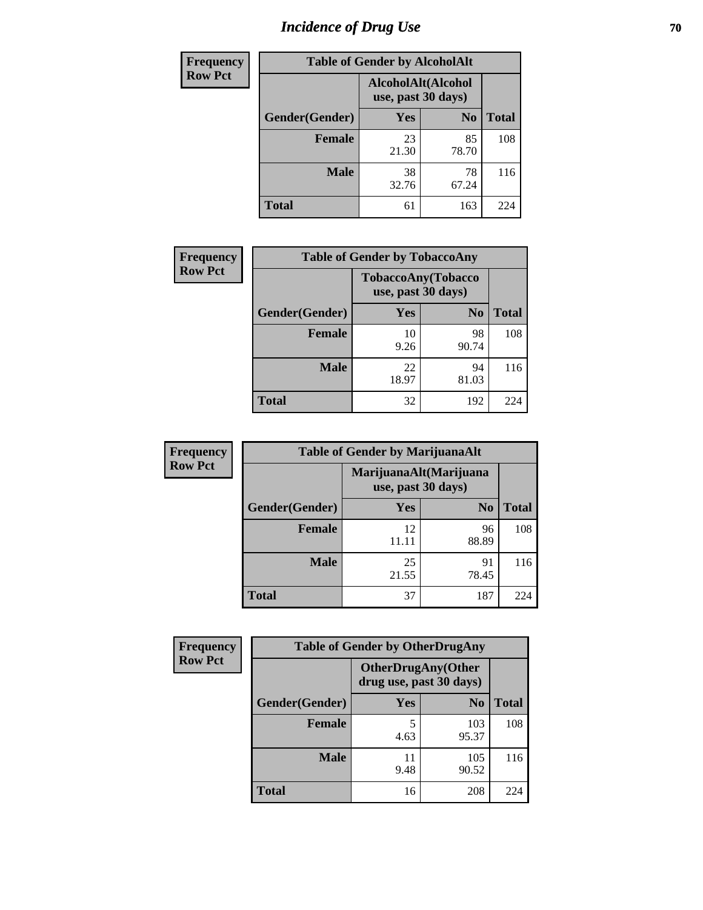# Incidence of Drug Use

| Frequency Row Pct | Table of Gender by AlcoholAlt | | |
|---|---|---|---|
| | AlcoholAlt(Alcohol use, past 30 days) | | |
| Gender(Gender) | Yes | No | Total |
| Female | 23<br>21.30 | 85<br>78.70 | 108 |
| Male | 38<br>32.76 | 78<br>67.24 | 116 |
| Total | 61 | 163 | 224 |

| Frequency Row Pct | Table of Gender by TobaccoAny | | |
|---|---|---|---|
| | TobaccoAny(Tobacco use, past 30 days) | | |
| Gender(Gender) | Yes | No | Total |
| Female | 10<br>9.26 | 98<br>90.74 | 108 |
| Male | 22<br>18.97 | 94<br>81.03 | 116 |
| Total | 32 | 192 | 224 |

| Frequency Row Pct | Table of Gender by MarijuanaAlt | | |
|---|---|---|---|
| | MarijuanaAlt(Marijuana use, past 30 days) | | |
| Gender(Gender) | Yes | No | Total |
| Female | 12<br>11.11 | 96<br>88.89 | 108 |
| Male | 25<br>21.55 | 91<br>78.45 | 116 |
| Total | 37 | 187 | 224 |

| Frequency Row Pct | Table of Gender by OtherDrugAny | | |
|---|---|---|---|
| | OtherDrugAny(Other drug use, past 30 days) | | |
| Gender(Gender) | Yes | No | Total |
| Female | 5<br>4.63 | 103<br>95.37 | 108 |
| Male | 11<br>9.48 | 105<br>90.52 | 116 |
| Total | 16 | 208 | 224 |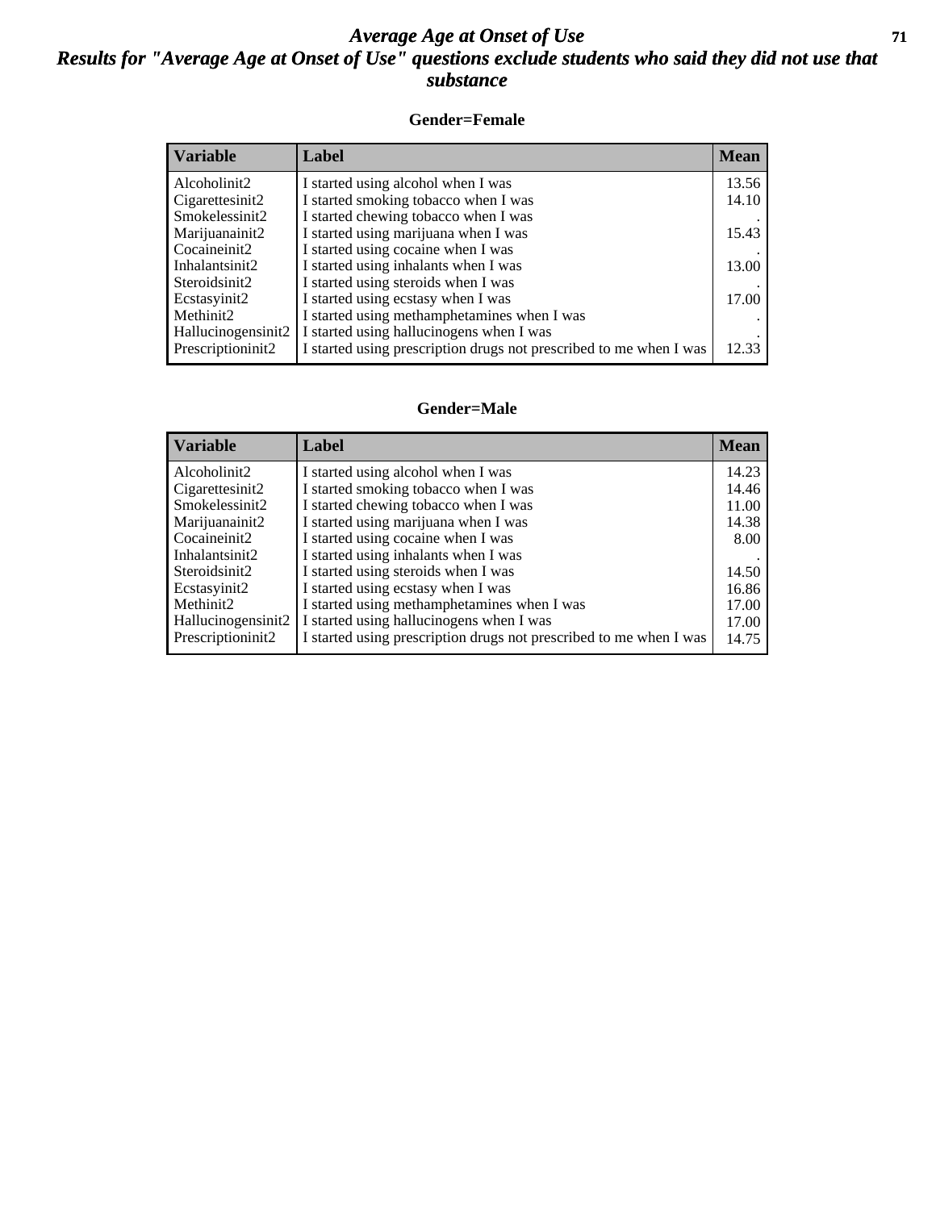# *Average Age at Onset of Use*

## *Results for "Average Age at Onset of Use" questions exclude students who said they did not use that substance*

### Gender=Female

| Variable | Label | Mean |
|---|---|---|
| Alcoholinit2 | I started using alcohol when I was | 13.56 |
| Cigarettesinit2 | I started smoking tobacco when I was | 14.10 |
| Smokelessinit2 | I started chewing tobacco when I was | . |
| Marijuanainit2 | I started using marijuana when I was | 15.43 |
| Cocaineinit2 | I started using cocaine when I was | . |
| Inhalantsinit2 | I started using inhalants when I was | 13.00 |
| Steroidsinit2 | I started using steroids when I was | . |
| Ecstasyinit2 | I started using ecstasy when I was | 17.00 |
| Methinit2 | I started using methamphetamines when I was | . |
| Hallucinogensinit2 | I started using hallucinogens when I was | . |
| Prescriptioninit2 | I started using prescription drugs not prescribed to me when I was | 12.33 |

### Gender=Male

| Variable | Label | Mean |
|---|---|---|
| Alcoholinit2 | I started using alcohol when I was | 14.23 |
| Cigarettesinit2 | I started smoking tobacco when I was | 14.46 |
| Smokelessinit2 | I started chewing tobacco when I was | 11.00 |
| Marijuanainit2 | I started using marijuana when I was | 14.38 |
| Cocaineinit2 | I started using cocaine when I was | 8.00 |
| Inhalantsinit2 | I started using inhalants when I was | . |
| Steroidsinit2 | I started using steroids when I was | 14.50 |
| Ecstasyinit2 | I started using ecstasy when I was | 16.86 |
| Methinit2 | I started using methamphetamines when I was | 17.00 |
| Hallucinogensinit2 | I started using hallucinogens when I was | 17.00 |
| Prescriptioninit2 | I started using prescription drugs not prescribed to me when I was | 14.75 |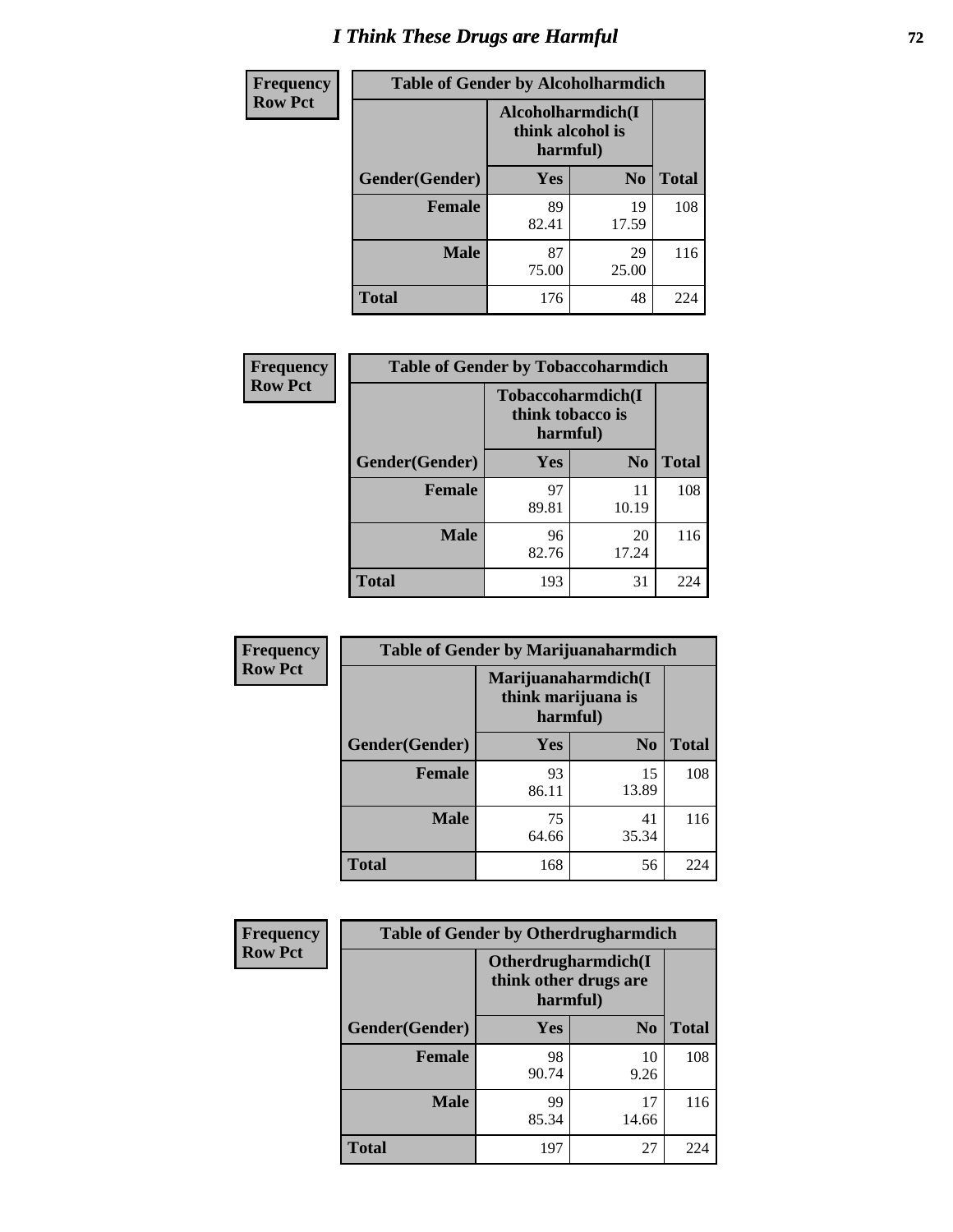# I Think These Drugs are Harmful

**Frequency Row Pct**

| Table of Gender by Alcoholharmdich | | | |
|---|---|---|---|
| | Alcoholharmdich(I think alcohol is harmful) | | |
| Gender(Gender) | Yes | No | Total |
| Female | 89<br>82.41 | 19<br>17.59 | 108 |
| Male | 87<br>75.00 | 29<br>25.00 | 116 |
| Total | 176 | 48 | 224 |

**Frequency Row Pct**

| Table of Gender by Tobaccoharmdich | | | |
|---|---|---|---|
| | Tobaccoharmdich(I think tobacco is harmful) | | |
| Gender(Gender) | Yes | No | Total |
| Female | 97<br>89.81 | 11<br>10.19 | 108 |
| Male | 96<br>82.76 | 20<br>17.24 | 116 |
| Total | 193 | 31 | 224 |

**Frequency Row Pct**

| Table of Gender by Marijuanaharmdich | | | |
|---|---|---|---|
| | Marijuanaharmdich(I think marijuana is harmful) | | |
| Gender(Gender) | Yes | No | Total |
| Female | 93<br>86.11 | 15<br>13.89 | 108 |
| Male | 75<br>64.66 | 41<br>35.34 | 116 |
| Total | 168 | 56 | 224 |

**Frequency Row Pct**

| Table of Gender by Otherdrugharmdich | | | |
|---|---|---|---|
| | Otherdrugharmdich(I think other drugs are harmful) | | |
| Gender(Gender) | Yes | No | Total |
| Female | 98<br>90.74 | 10<br>9.26 | 108 |
| Male | 99<br>85.34 | 17<br>14.66 | 116 |
| Total | 197 | 27 | 224 |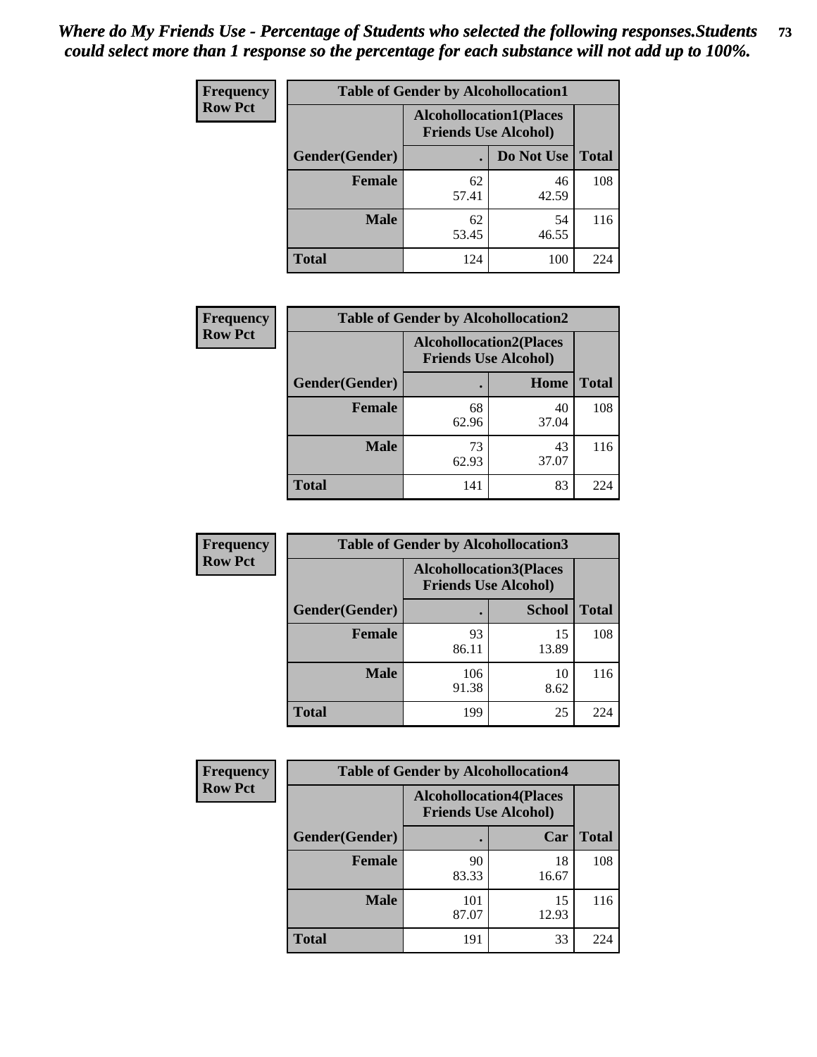*Where do My Friends Use - Percentage of Students who selected the following responses.Students could select more than 1 response so the percentage for each substance will not add up to 100%.*

**Frequency / Row Pct**

**Table of Gender by Alcohollocation1**

| Gender(Gender) | Alcohollocation1(Places Friends Use Alcohol) | | Total |
|---|---|---|---|
| | . | Do Not Use | |
| **Female** | 62<br>57.41 | 46<br>42.59 | 108 |
| **Male** | 62<br>53.45 | 54<br>46.55 | 116 |
| **Total** | 124 | 100 | 224 |

**Frequency / Row Pct**

**Table of Gender by Alcohollocation2**

| Gender(Gender) | Alcohollocation2(Places Friends Use Alcohol) | | Total |
|---|---|---|---|
| | . | Home | |
| **Female** | 68<br>62.96 | 40<br>37.04 | 108 |
| **Male** | 73<br>62.93 | 43<br>37.07 | 116 |
| **Total** | 141 | 83 | 224 |

**Frequency / Row Pct**

**Table of Gender by Alcohollocation3**

| Gender(Gender) | Alcohollocation3(Places Friends Use Alcohol) | | Total |
|---|---|---|---|
| | . | School | |
| **Female** | 93<br>86.11 | 15<br>13.89 | 108 |
| **Male** | 106<br>91.38 | 10<br>8.62 | 116 |
| **Total** | 199 | 25 | 224 |

**Frequency / Row Pct**

**Table of Gender by Alcohollocation4**

| Gender(Gender) | Alcohollocation4(Places Friends Use Alcohol) | | Total |
|---|---|---|---|
| | . | Car | |
| **Female** | 90<br>83.33 | 18<br>16.67 | 108 |
| **Male** | 101<br>87.07 | 15<br>12.93 | 116 |
| **Total** | 191 | 33 | 224 |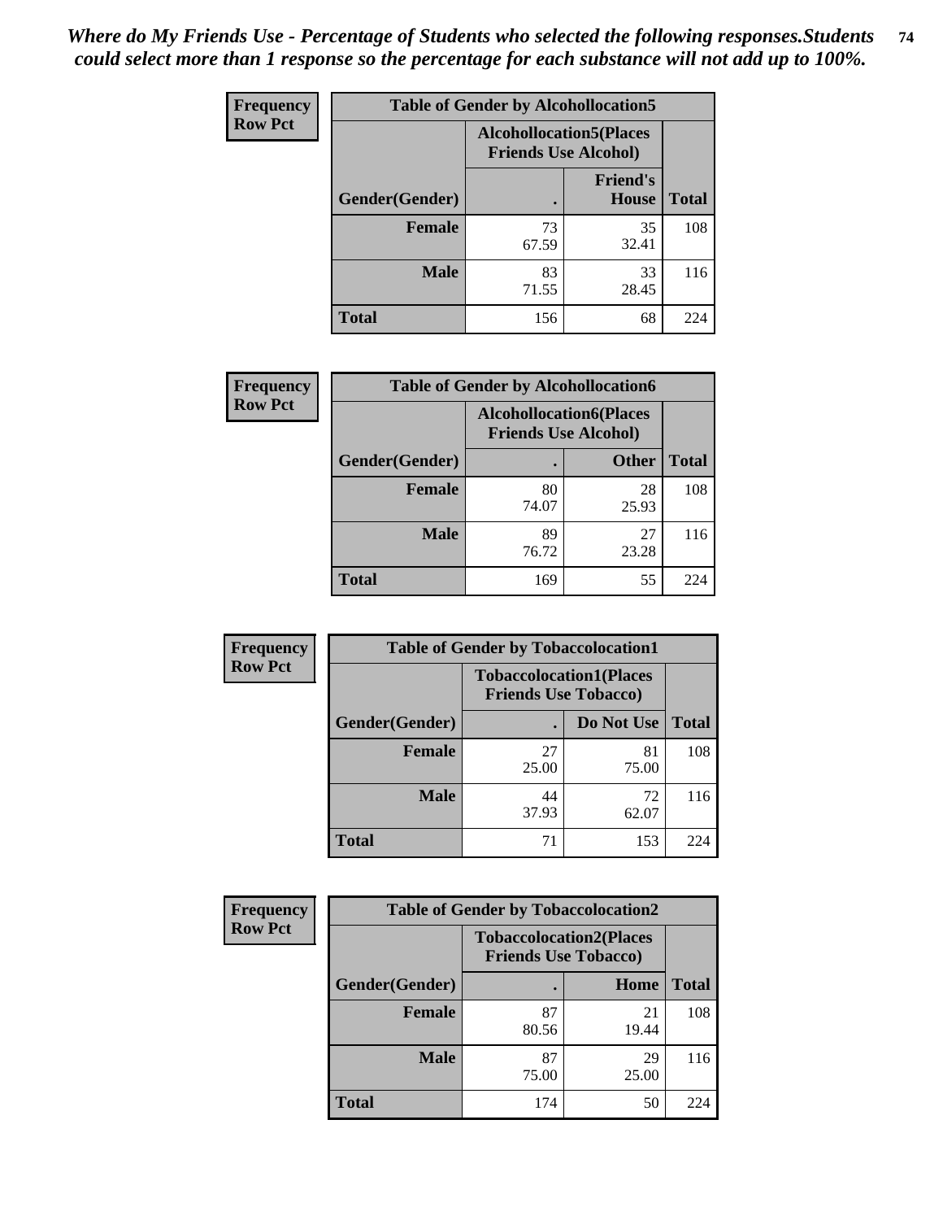*Where do My Friends Use - Percentage of Students who selected the following responses.Students could select more than 1 response so the percentage for each substance will not add up to 100%.*

**Frequency / Row Pct**

| Table of Gender by Alcohollocation5 | | | |
|---|---|---|---|
| | Alcohollocation5(Places Friends Use Alcohol) | | |
| Gender(Gender) | . | Friend's House | Total |
| **Female** | 73<br>67.59 | 35<br>32.41 | 108 |
| **Male** | 83<br>71.55 | 33<br>28.45 | 116 |
| **Total** | 156 | 68 | 224 |

**Frequency / Row Pct**

| Table of Gender by Alcohollocation6 | | | |
|---|---|---|---|
| | Alcohollocation6(Places Friends Use Alcohol) | | |
| Gender(Gender) | . | Other | Total |
| **Female** | 80<br>74.07 | 28<br>25.93 | 108 |
| **Male** | 89<br>76.72 | 27<br>23.28 | 116 |
| **Total** | 169 | 55 | 224 |

**Frequency / Row Pct**

| Table of Gender by Tobaccolocation1 | | | |
|---|---|---|---|
| | Tobaccolocation1(Places Friends Use Tobacco) | | |
| Gender(Gender) | . | Do Not Use | Total |
| **Female** | 27<br>25.00 | 81<br>75.00 | 108 |
| **Male** | 44<br>37.93 | 72<br>62.07 | 116 |
| **Total** | 71 | 153 | 224 |

**Frequency / Row Pct**

| Table of Gender by Tobaccolocation2 | | | |
|---|---|---|---|
| | Tobaccolocation2(Places Friends Use Tobacco) | | |
| Gender(Gender) | . | Home | Total |
| **Female** | 87<br>80.56 | 21<br>19.44 | 108 |
| **Male** | 87<br>75.00 | 29<br>25.00 | 116 |
| **Total** | 174 | 50 | 224 |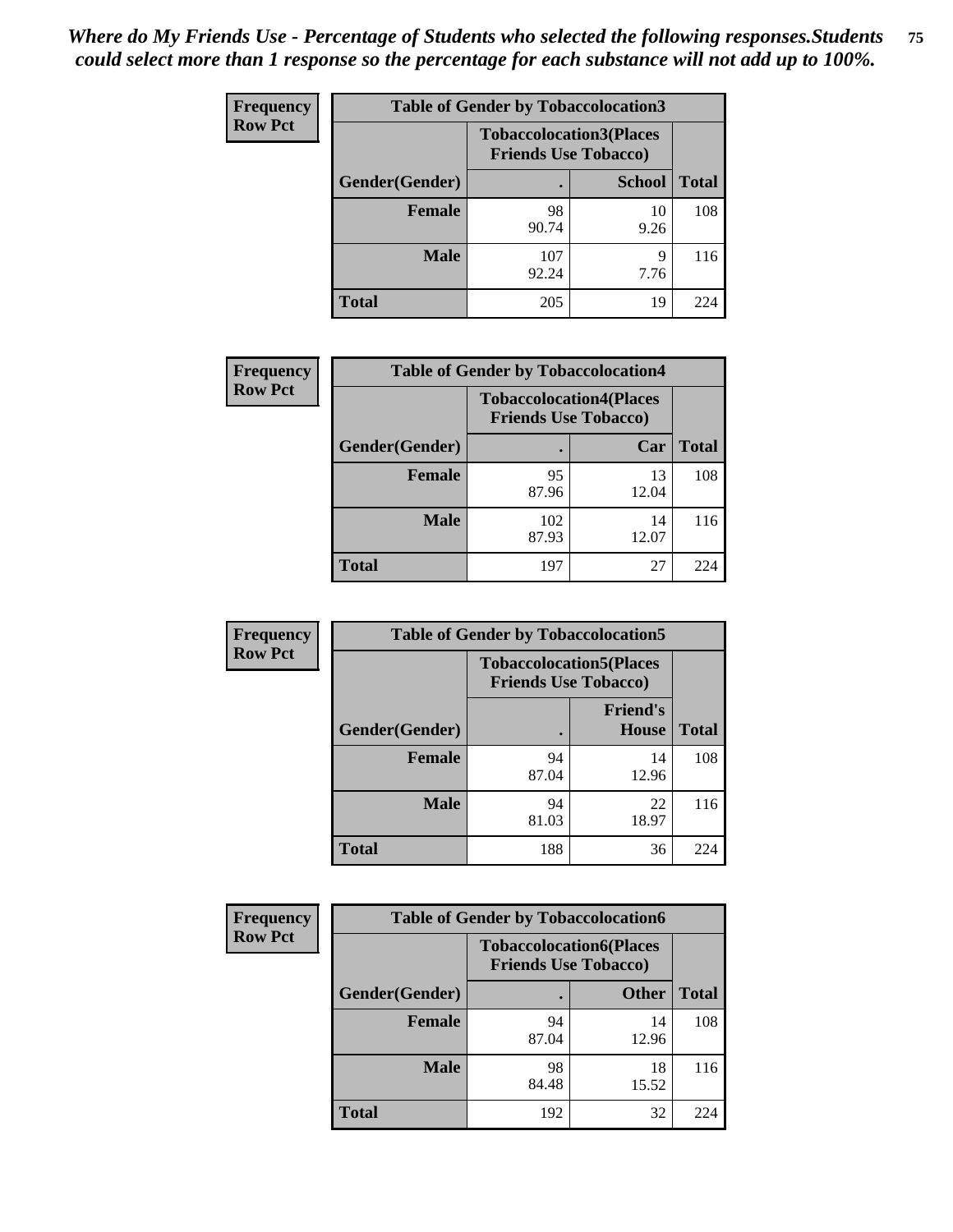*Where do My Friends Use - Percentage of Students who selected the following responses.Students could select more than 1 response so the percentage for each substance will not add up to 100%.*

**Frequency**
**Row Pct**

| Table of Gender by Tobaccolocation3 | | | |
|---|---|---|---|
| | Tobaccolocation3(Places Friends Use Tobacco) | | |
| Gender(Gender) | . | School | Total |
| Female | 98<br>90.74 | 10<br>9.26 | 108 |
| Male | 107<br>92.24 | 9<br>7.76 | 116 |
| Total | 205 | 19 | 224 |

**Frequency**
**Row Pct**

| Table of Gender by Tobaccolocation4 | | | |
|---|---|---|---|
| | Tobaccolocation4(Places Friends Use Tobacco) | | |
| Gender(Gender) | . | Car | Total |
| Female | 95<br>87.96 | 13<br>12.04 | 108 |
| Male | 102<br>87.93 | 14<br>12.07 | 116 |
| Total | 197 | 27 | 224 |

**Frequency**
**Row Pct**

| Table of Gender by Tobaccolocation5 | | | |
|---|---|---|---|
| | Tobaccolocation5(Places Friends Use Tobacco) | | |
| Gender(Gender) | . | Friend's House | Total |
| Female | 94<br>87.04 | 14<br>12.96 | 108 |
| Male | 94<br>81.03 | 22<br>18.97 | 116 |
| Total | 188 | 36 | 224 |

**Frequency**
**Row Pct**

| Table of Gender by Tobaccolocation6 | | | |
|---|---|---|---|
| | Tobaccolocation6(Places Friends Use Tobacco) | | |
| Gender(Gender) | . | Other | Total |
| Female | 94<br>87.04 | 14<br>12.96 | 108 |
| Male | 98<br>84.48 | 18<br>15.52 | 116 |
| Total | 192 | 32 | 224 |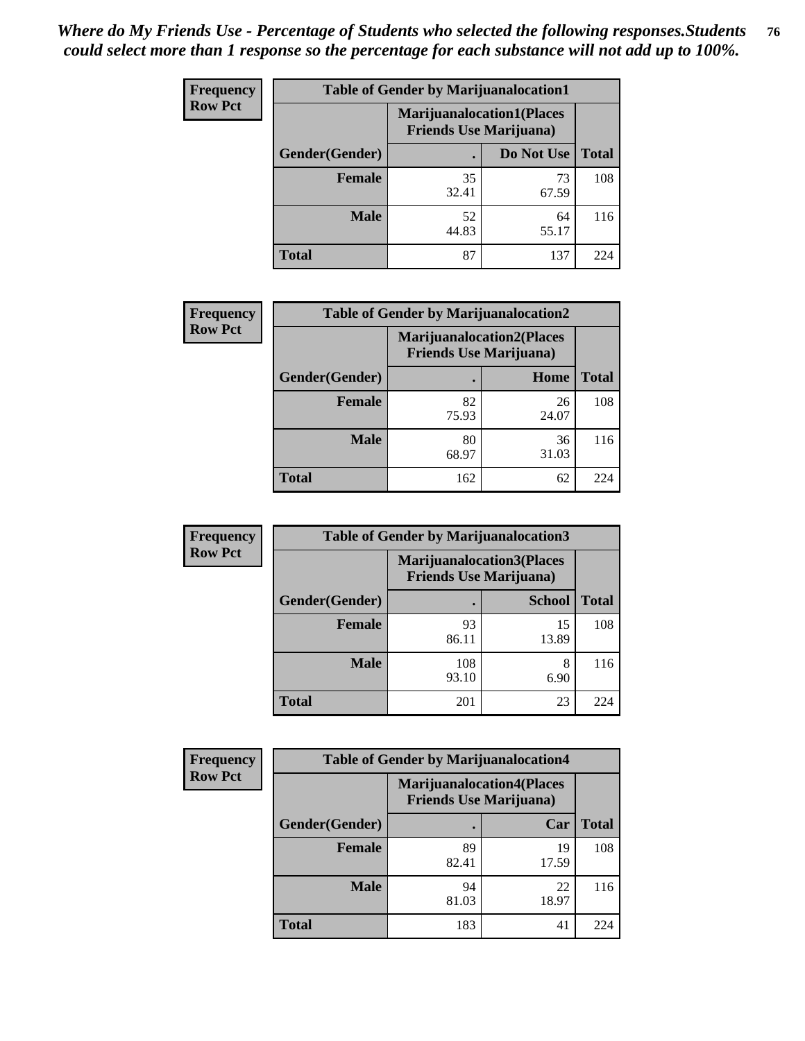*Where do My Friends Use - Percentage of Students who selected the following responses.Students could select more than 1 response so the percentage for each substance will not add up to 100%.*

**Frequency**
**Row Pct**

| Table of Gender by Marijuanalocation1 | | | |
|---|---|---|---|
| | Marijuanalocation1(Places Friends Use Marijuana) | | |
| Gender(Gender) | . | Do Not Use | Total |
| **Female** | 35<br>32.41 | 73<br>67.59 | 108 |
| **Male** | 52<br>44.83 | 64<br>55.17 | 116 |
| **Total** | 87 | 137 | 224 |

**Frequency**
**Row Pct**

| Table of Gender by Marijuanalocation2 | | | |
|---|---|---|---|
| | Marijuanalocation2(Places Friends Use Marijuana) | | |
| Gender(Gender) | . | Home | Total |
| **Female** | 82<br>75.93 | 26<br>24.07 | 108 |
| **Male** | 80<br>68.97 | 36<br>31.03 | 116 |
| **Total** | 162 | 62 | 224 |

**Frequency**
**Row Pct**

| Table of Gender by Marijuanalocation3 | | | |
|---|---|---|---|
| | Marijuanalocation3(Places Friends Use Marijuana) | | |
| Gender(Gender) | . | School | Total |
| **Female** | 93<br>86.11 | 15<br>13.89 | 108 |
| **Male** | 108<br>93.10 | 8<br>6.90 | 116 |
| **Total** | 201 | 23 | 224 |

**Frequency**
**Row Pct**

| Table of Gender by Marijuanalocation4 | | | |
|---|---|---|---|
| | Marijuanalocation4(Places Friends Use Marijuana) | | |
| Gender(Gender) | . | Car | Total |
| **Female** | 89<br>82.41 | 19<br>17.59 | 108 |
| **Male** | 94<br>81.03 | 22<br>18.97 | 116 |
| **Total** | 183 | 41 | 224 |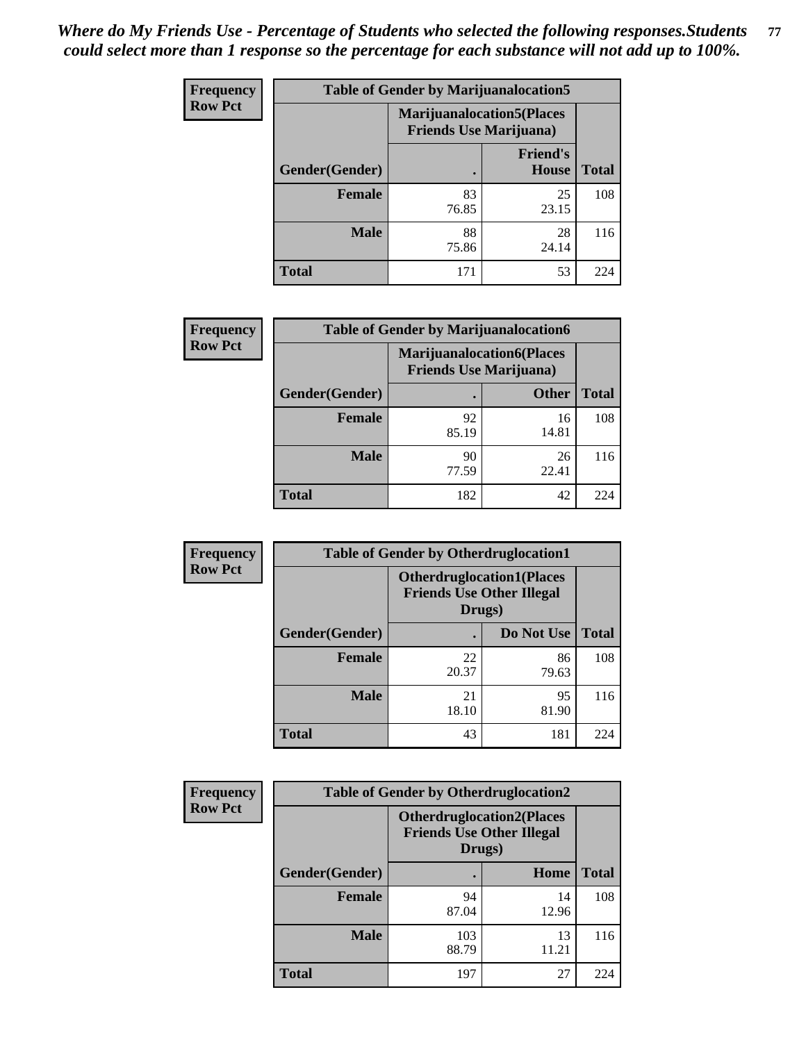*Where do My Friends Use - Percentage of Students who selected the following responses.Students could select more than 1 response so the percentage for each substance will not add up to 100%.*

**Frequency**
**Row Pct**

| Table of Gender by Marijuanalocation5 | | | |
|---|---|---|---|
| | Marijuanalocation5(Places Friends Use Marijuana) | | |
| Gender(Gender) | . | Friend's House | Total |
| **Female** | 83<br>76.85 | 25<br>23.15 | 108 |
| **Male** | 88<br>75.86 | 28<br>24.14 | 116 |
| **Total** | 171 | 53 | 224 |

**Frequency**
**Row Pct**

| Table of Gender by Marijuanalocation6 | | | |
|---|---|---|---|
| | Marijuanalocation6(Places Friends Use Marijuana) | | |
| Gender(Gender) | . | Other | Total |
| **Female** | 92<br>85.19 | 16<br>14.81 | 108 |
| **Male** | 90<br>77.59 | 26<br>22.41 | 116 |
| **Total** | 182 | 42 | 224 |

**Frequency**
**Row Pct**

| Table of Gender by Otherdruglocation1 | | | |
|---|---|---|---|
| | Otherdruglocation1(Places Friends Use Other Illegal Drugs) | | |
| Gender(Gender) | . | Do Not Use | Total |
| **Female** | 22<br>20.37 | 86<br>79.63 | 108 |
| **Male** | 21<br>18.10 | 95<br>81.90 | 116 |
| **Total** | 43 | 181 | 224 |

**Frequency**
**Row Pct**

| Table of Gender by Otherdruglocation2 | | | |
|---|---|---|---|
| | Otherdruglocation2(Places Friends Use Other Illegal Drugs) | | |
| Gender(Gender) | . | Home | Total |
| **Female** | 94<br>87.04 | 14<br>12.96 | 108 |
| **Male** | 103<br>88.79 | 13<br>11.21 | 116 |
| **Total** | 197 | 27 | 224 |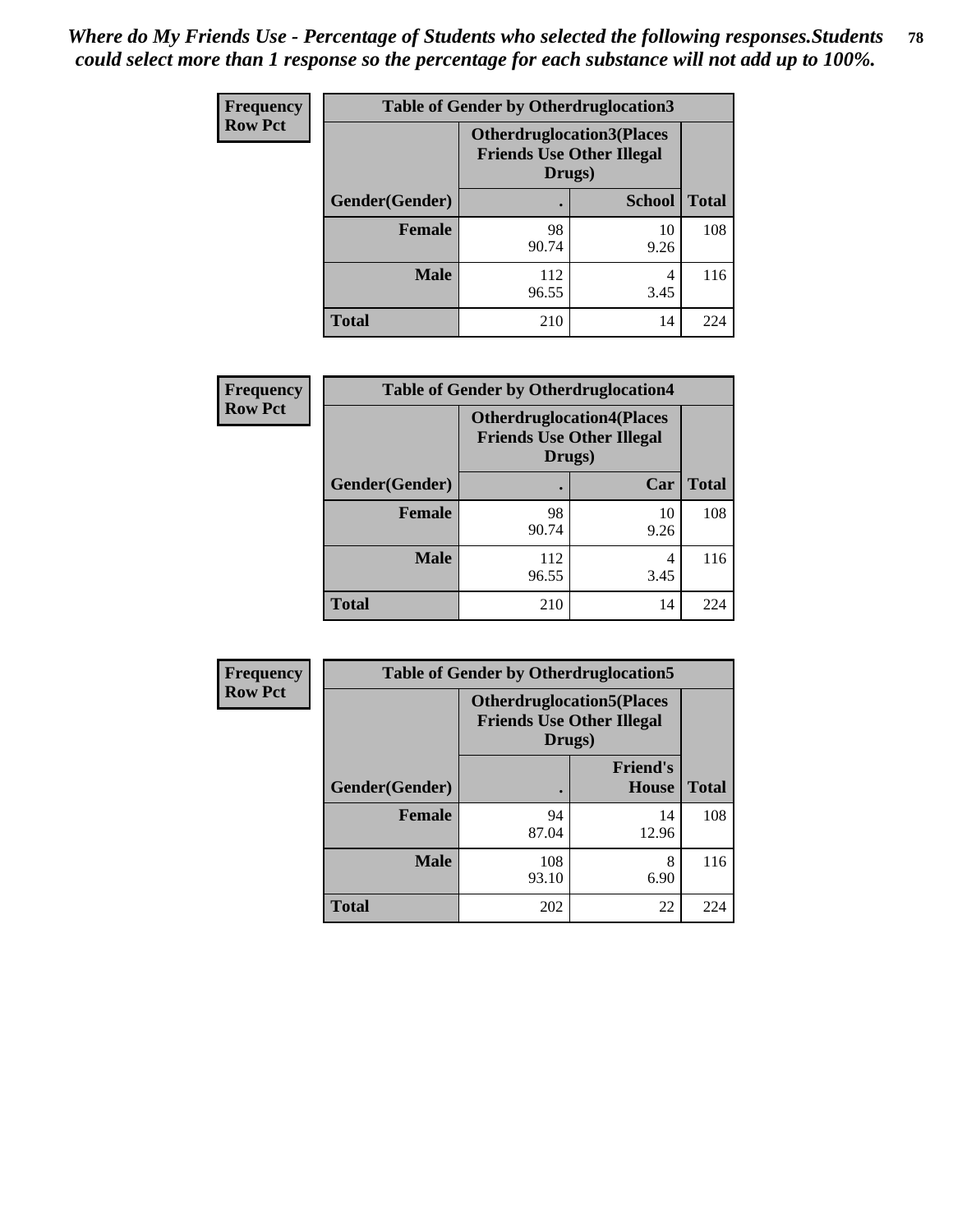*Where do My Friends Use - Percentage of Students who selected the following responses.Students could select more than 1 response so the percentage for each substance will not add up to 100%.*

| Frequency Row Pct | Table of Gender by Otherdruglocation3 | | |
|---|---|---|---|
| | Otherdruglocation3(Places Friends Use Other Illegal Drugs) | | |
| Gender(Gender) | . | School | Total |
| Female | 98<br>90.74 | 10<br>9.26 | 108 |
| Male | 112<br>96.55 | 4<br>3.45 | 116 |
| Total | 210 | 14 | 224 |

| Frequency Row Pct | Table of Gender by Otherdruglocation4 | | |
|---|---|---|---|
| | Otherdruglocation4(Places Friends Use Other Illegal Drugs) | | |
| Gender(Gender) | . | Car | Total |
| Female | 98<br>90.74 | 10<br>9.26 | 108 |
| Male | 112<br>96.55 | 4<br>3.45 | 116 |
| Total | 210 | 14 | 224 |

| Frequency Row Pct | Table of Gender by Otherdruglocation5 | | |
|---|---|---|---|
| | Otherdruglocation5(Places Friends Use Other Illegal Drugs) | | |
| Gender(Gender) | . | Friend's House | Total |
| Female | 94<br>87.04 | 14<br>12.96 | 108 |
| Male | 108<br>93.10 | 8<br>6.90 | 116 |
| Total | 202 | 22 | 224 |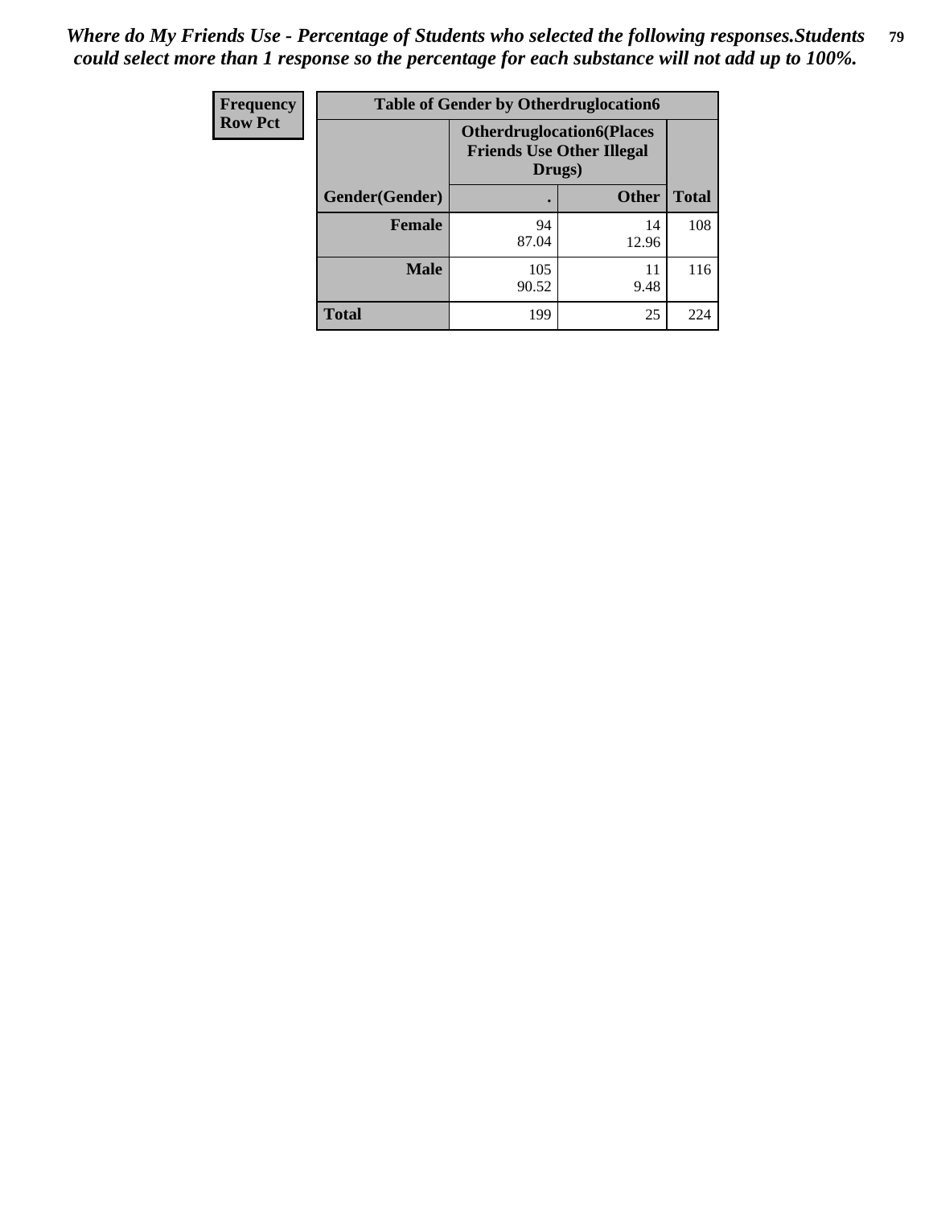*Where do My Friends Use - Percentage of Students who selected the following responses.Students could select more than 1 response so the percentage for each substance will not add up to 100%.*

| Frequency Row Pct | Table of Gender by Otherdruglocation6 | | |
|---|---|---|---|
| | Otherdruglocation6(Places Friends Use Other Illegal Drugs) | | |
| Gender(Gender) | . | Other | Total |
| Female | 94<br>87.04 | 14<br>12.96 | 108 |
| Male | 105<br>90.52 | 11<br>9.48 | 116 |
| Total | 199 | 25 | 224 |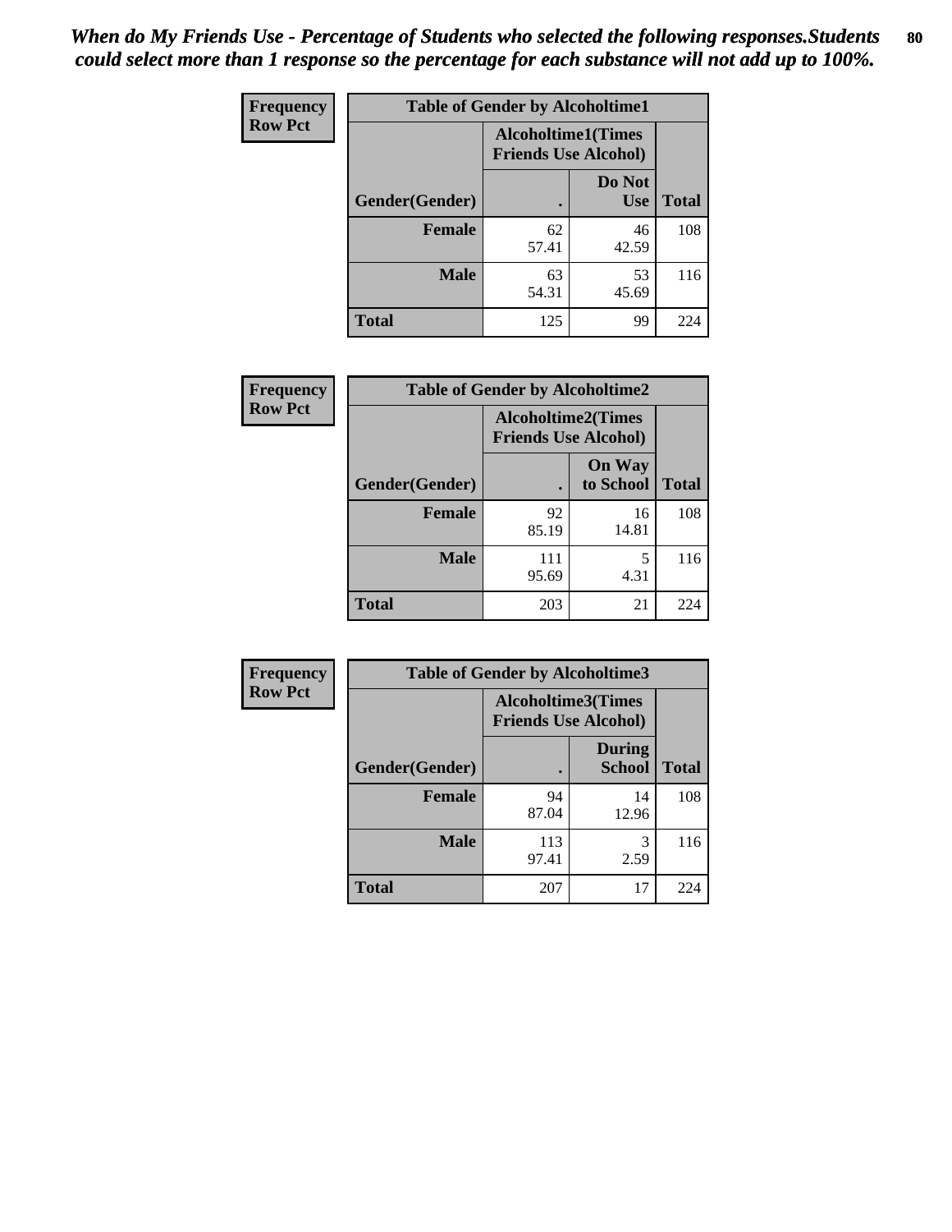***When do My Friends Use - Percentage of Students who selected the following responses.Students could select more than 1 response so the percentage for each substance will not add up to 100%.***

**Frequency**
**Row Pct**

| Table of Gender by Alcoholtime1 | | | |
|---|---|---|---|
| | Alcoholtime1(Times Friends Use Alcohol) | | |
| Gender(Gender) | . | Do Not Use | Total |
| **Female** | 62<br>57.41 | 46<br>42.59 | 108 |
| **Male** | 63<br>54.31 | 53<br>45.69 | 116 |
| **Total** | 125 | 99 | 224 |

**Frequency**
**Row Pct**

| Table of Gender by Alcoholtime2 | | | |
|---|---|---|---|
| | Alcoholtime2(Times Friends Use Alcohol) | | |
| Gender(Gender) | . | On Way to School | Total |
| **Female** | 92<br>85.19 | 16<br>14.81 | 108 |
| **Male** | 111<br>95.69 | 5<br>4.31 | 116 |
| **Total** | 203 | 21 | 224 |

**Frequency**
**Row Pct**

| Table of Gender by Alcoholtime3 | | | |
|---|---|---|---|
| | Alcoholtime3(Times Friends Use Alcohol) | | |
| Gender(Gender) | . | During School | Total |
| **Female** | 94<br>87.04 | 14<br>12.96 | 108 |
| **Male** | 113<br>97.41 | 3<br>2.59 | 116 |
| **Total** | 207 | 17 | 224 |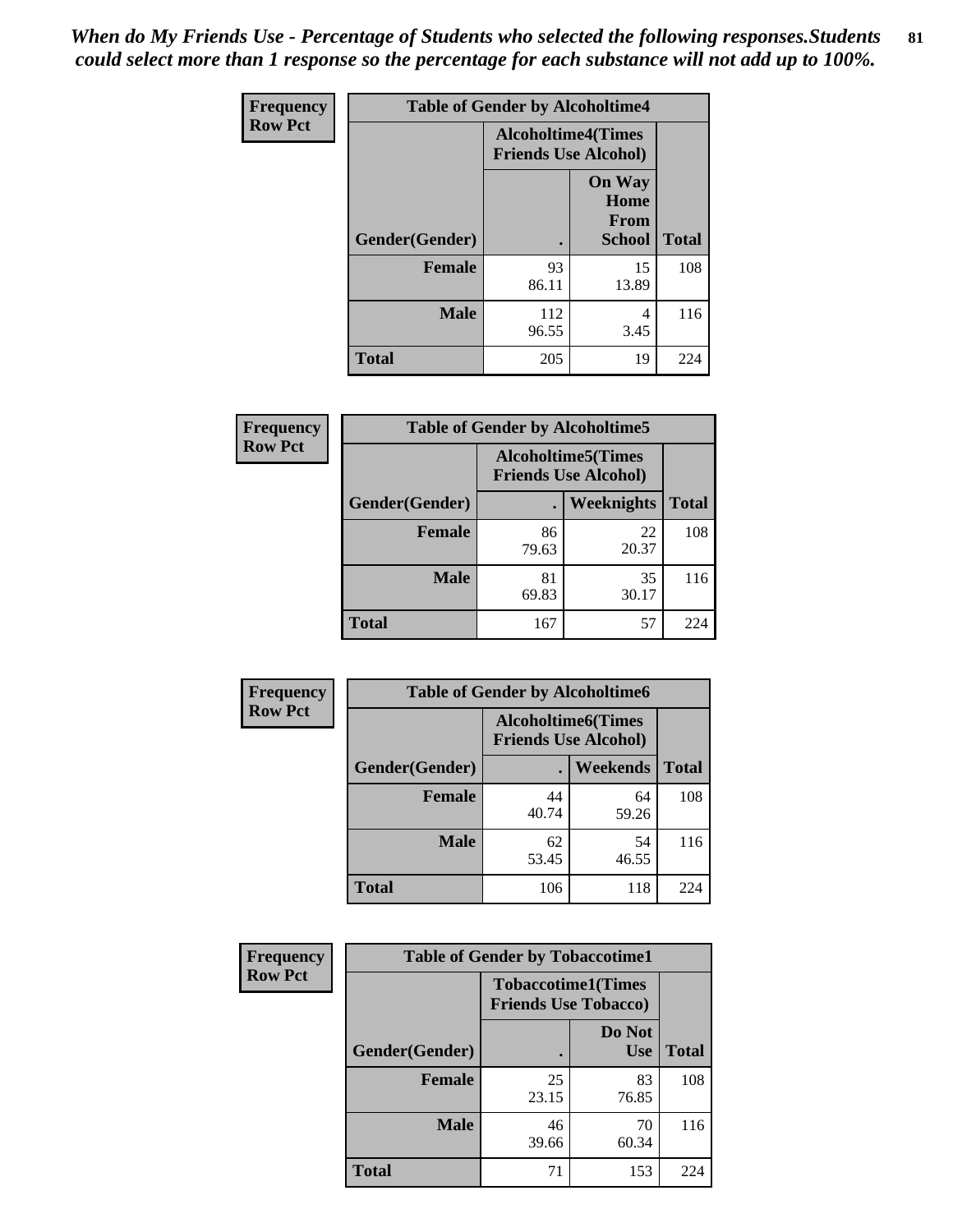*When do My Friends Use - Percentage of Students who selected the following responses.Students could select more than 1 response so the percentage for each substance will not add up to 100%.*

**Frequency**
**Row Pct**

| Table of Gender by Alcoholtime4 | | | |
|---|---|---|---|
| | Alcoholtime4(Times Friends Use Alcohol) | | |
| Gender(Gender) | . | On Way Home From School | Total |
| **Female** | 93<br>86.11 | 15<br>13.89 | 108 |
| **Male** | 112<br>96.55 | 4<br>3.45 | 116 |
| **Total** | 205 | 19 | 224 |

**Frequency**
**Row Pct**

| Table of Gender by Alcoholtime5 | | | |
|---|---|---|---|
| | Alcoholtime5(Times Friends Use Alcohol) | | |
| Gender(Gender) | . | Weeknights | Total |
| **Female** | 86<br>79.63 | 22<br>20.37 | 108 |
| **Male** | 81<br>69.83 | 35<br>30.17 | 116 |
| **Total** | 167 | 57 | 224 |

**Frequency**
**Row Pct**

| Table of Gender by Alcoholtime6 | | | |
|---|---|---|---|
| | Alcoholtime6(Times Friends Use Alcohol) | | |
| Gender(Gender) | . | Weekends | Total |
| **Female** | 44<br>40.74 | 64<br>59.26 | 108 |
| **Male** | 62<br>53.45 | 54<br>46.55 | 116 |
| **Total** | 106 | 118 | 224 |

**Frequency**
**Row Pct**

| Table of Gender by Tobaccotime1 | | | |
|---|---|---|---|
| | Tobaccotime1(Times Friends Use Tobacco) | | |
| Gender(Gender) | . | Do Not Use | Total |
| **Female** | 25<br>23.15 | 83<br>76.85 | 108 |
| **Male** | 46<br>39.66 | 70<br>60.34 | 116 |
| **Total** | 71 | 153 | 224 |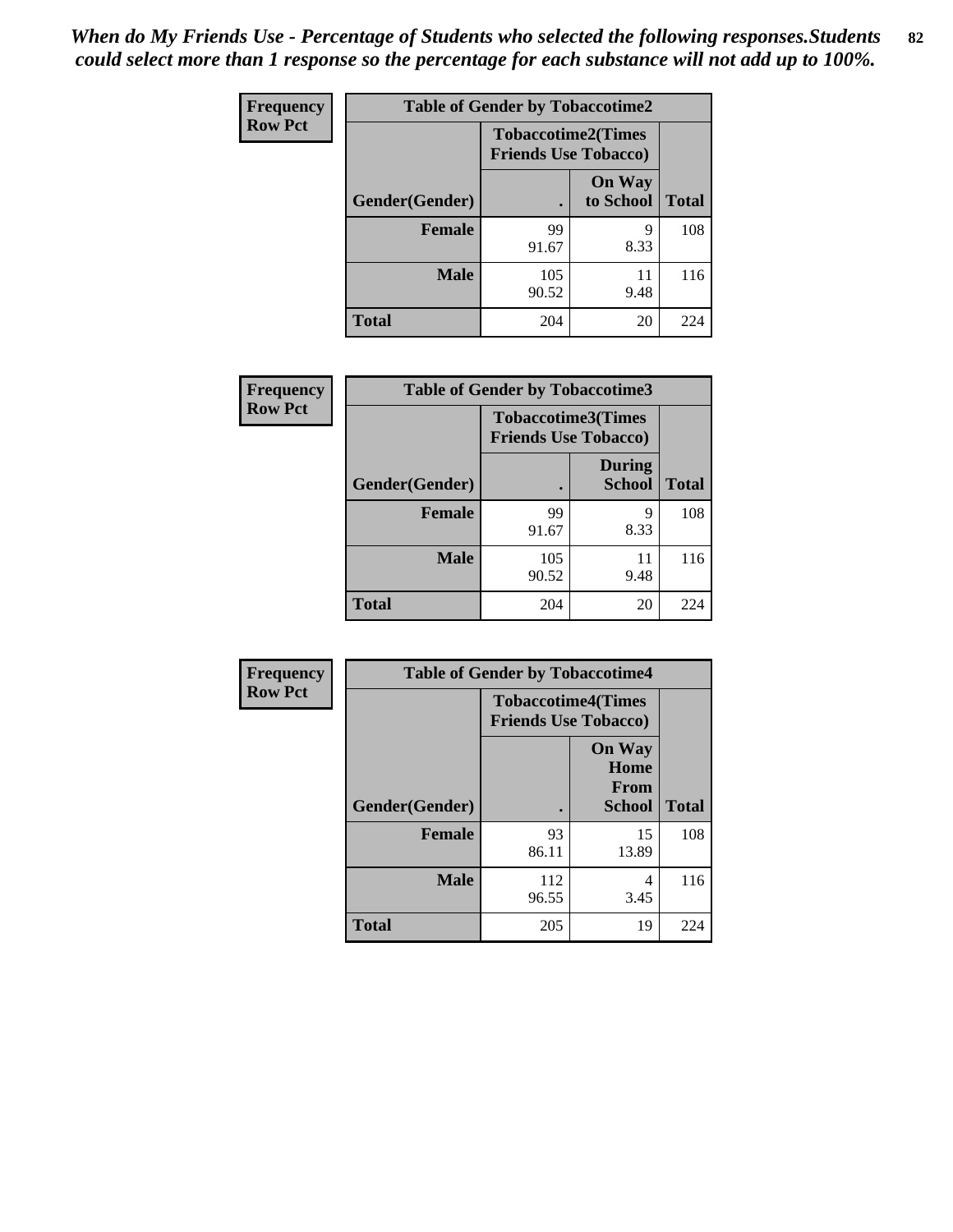*When do My Friends Use - Percentage of Students who selected the following responses.Students could select more than 1 response so the percentage for each substance will not add up to 100%.*

**Frequency**
**Row Pct**

| Table of Gender by Tobaccotime2 | | | |
|---|---|---|---|
| | Tobaccotime2(Times Friends Use Tobacco) | | |
| Gender(Gender) | . | On Way to School | Total |
| **Female** | 99<br>91.67 | 9<br>8.33 | 108 |
| **Male** | 105<br>90.52 | 11<br>9.48 | 116 |
| **Total** | 204 | 20 | 224 |

**Frequency**
**Row Pct**

| Table of Gender by Tobaccotime3 | | | |
|---|---|---|---|
| | Tobaccotime3(Times Friends Use Tobacco) | | |
| Gender(Gender) | . | During School | Total |
| **Female** | 99<br>91.67 | 9<br>8.33 | 108 |
| **Male** | 105<br>90.52 | 11<br>9.48 | 116 |
| **Total** | 204 | 20 | 224 |

**Frequency**
**Row Pct**

| Table of Gender by Tobaccotime4 | | | |
|---|---|---|---|
| | Tobaccotime4(Times Friends Use Tobacco) | | |
| Gender(Gender) | . | On Way Home From School | Total |
| **Female** | 93<br>86.11 | 15<br>13.89 | 108 |
| **Male** | 112<br>96.55 | 4<br>3.45 | 116 |
| **Total** | 205 | 19 | 224 |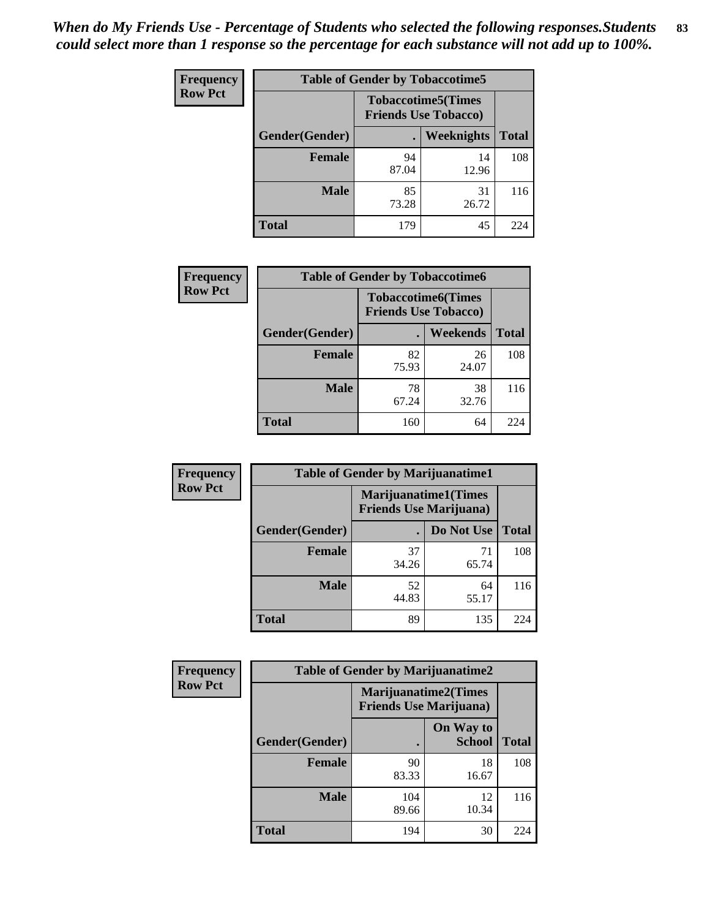*When do My Friends Use - Percentage of Students who selected the following responses.Students could select more than 1 response so the percentage for each substance will not add up to 100%.*

**Frequency**
**Row Pct**

| Table of Gender by Tobaccotime5 | | | |
|---|---|---|---|
| | Tobaccotime5(Times Friends Use Tobacco) | | |
| Gender(Gender) | . | Weeknights | Total |
| **Female** | 94<br>87.04 | 14<br>12.96 | 108 |
| **Male** | 85<br>73.28 | 31<br>26.72 | 116 |
| **Total** | 179 | 45 | 224 |

**Frequency**
**Row Pct**

| Table of Gender by Tobaccotime6 | | | |
|---|---|---|---|
| | Tobaccotime6(Times Friends Use Tobacco) | | |
| Gender(Gender) | . | Weekends | Total |
| **Female** | 82<br>75.93 | 26<br>24.07 | 108 |
| **Male** | 78<br>67.24 | 38<br>32.76 | 116 |
| **Total** | 160 | 64 | 224 |

**Frequency**
**Row Pct**

| Table of Gender by Marijuanatime1 | | | |
|---|---|---|---|
| | Marijuanatime1(Times Friends Use Marijuana) | | |
| Gender(Gender) | . | Do Not Use | Total |
| **Female** | 37<br>34.26 | 71<br>65.74 | 108 |
| **Male** | 52<br>44.83 | 64<br>55.17 | 116 |
| **Total** | 89 | 135 | 224 |

**Frequency**
**Row Pct**

| Table of Gender by Marijuanatime2 | | | |
|---|---|---|---|
| | Marijuanatime2(Times Friends Use Marijuana) | | |
| Gender(Gender) | . | On Way to School | Total |
| **Female** | 90<br>83.33 | 18<br>16.67 | 108 |
| **Male** | 104<br>89.66 | 12<br>10.34 | 116 |
| **Total** | 194 | 30 | 224 |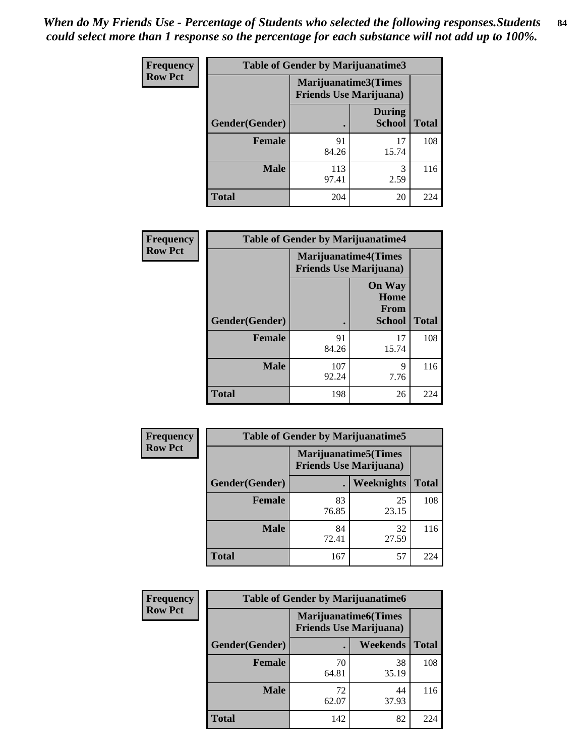*When do My Friends Use - Percentage of Students who selected the following responses.Students could select more than 1 response so the percentage for each substance will not add up to 100%.*

**Frequency**
**Row Pct**

| Table of Gender by Marijuanatime3 | | | |
|---|---|---|---|
| | Marijuanatime3(Times Friends Use Marijuana) | | |
| Gender(Gender) | . | During School | Total |
| **Female** | 91<br>84.26 | 17<br>15.74 | 108 |
| **Male** | 113<br>97.41 | 3<br>2.59 | 116 |
| **Total** | 204 | 20 | 224 |

**Frequency**
**Row Pct**

| Table of Gender by Marijuanatime4 | | | |
|---|---|---|---|
| | Marijuanatime4(Times Friends Use Marijuana) | | |
| Gender(Gender) | . | On Way Home From School | Total |
| **Female** | 91<br>84.26 | 17<br>15.74 | 108 |
| **Male** | 107<br>92.24 | 9<br>7.76 | 116 |
| **Total** | 198 | 26 | 224 |

**Frequency**
**Row Pct**

| Table of Gender by Marijuanatime5 | | | |
|---|---|---|---|
| | Marijuanatime5(Times Friends Use Marijuana) | | |
| Gender(Gender) | . | Weeknights | Total |
| **Female** | 83<br>76.85 | 25<br>23.15 | 108 |
| **Male** | 84<br>72.41 | 32<br>27.59 | 116 |
| **Total** | 167 | 57 | 224 |

**Frequency**
**Row Pct**

| Table of Gender by Marijuanatime6 | | | |
|---|---|---|---|
| | Marijuanatime6(Times Friends Use Marijuana) | | |
| Gender(Gender) | . | Weekends | Total |
| **Female** | 70<br>64.81 | 38<br>35.19 | 108 |
| **Male** | 72<br>62.07 | 44<br>37.93 | 116 |
| **Total** | 142 | 82 | 224 |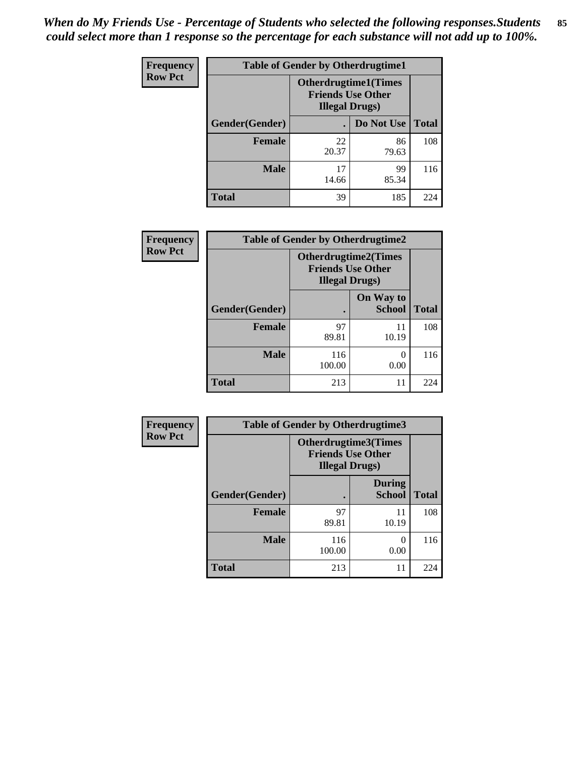*When do My Friends Use - Percentage of Students who selected the following responses.Students could select more than 1 response so the percentage for each substance will not add up to 100%.*

**Frequency**
**Row Pct**

| Table of Gender by Otherdrugtime1 | | | |
|---|---|---|---|
| | Otherdrugtime1(Times Friends Use Other Illegal Drugs) | | |
| Gender(Gender) | . | Do Not Use | Total |
| **Female** | 22<br>20.37 | 86<br>79.63 | 108 |
| **Male** | 17<br>14.66 | 99<br>85.34 | 116 |
| **Total** | 39 | 185 | 224 |

**Frequency**
**Row Pct**

| Table of Gender by Otherdrugtime2 | | | |
|---|---|---|---|
| | Otherdrugtime2(Times Friends Use Other Illegal Drugs) | | |
| Gender(Gender) | . | On Way to School | Total |
| **Female** | 97<br>89.81 | 11<br>10.19 | 108 |
| **Male** | 116<br>100.00 | 0<br>0.00 | 116 |
| **Total** | 213 | 11 | 224 |

**Frequency**
**Row Pct**

| Table of Gender by Otherdrugtime3 | | | |
|---|---|---|---|
| | Otherdrugtime3(Times Friends Use Other Illegal Drugs) | | |
| Gender(Gender) | . | During School | Total |
| **Female** | 97<br>89.81 | 11<br>10.19 | 108 |
| **Male** | 116<br>100.00 | 0<br>0.00 | 116 |
| **Total** | 213 | 11 | 224 |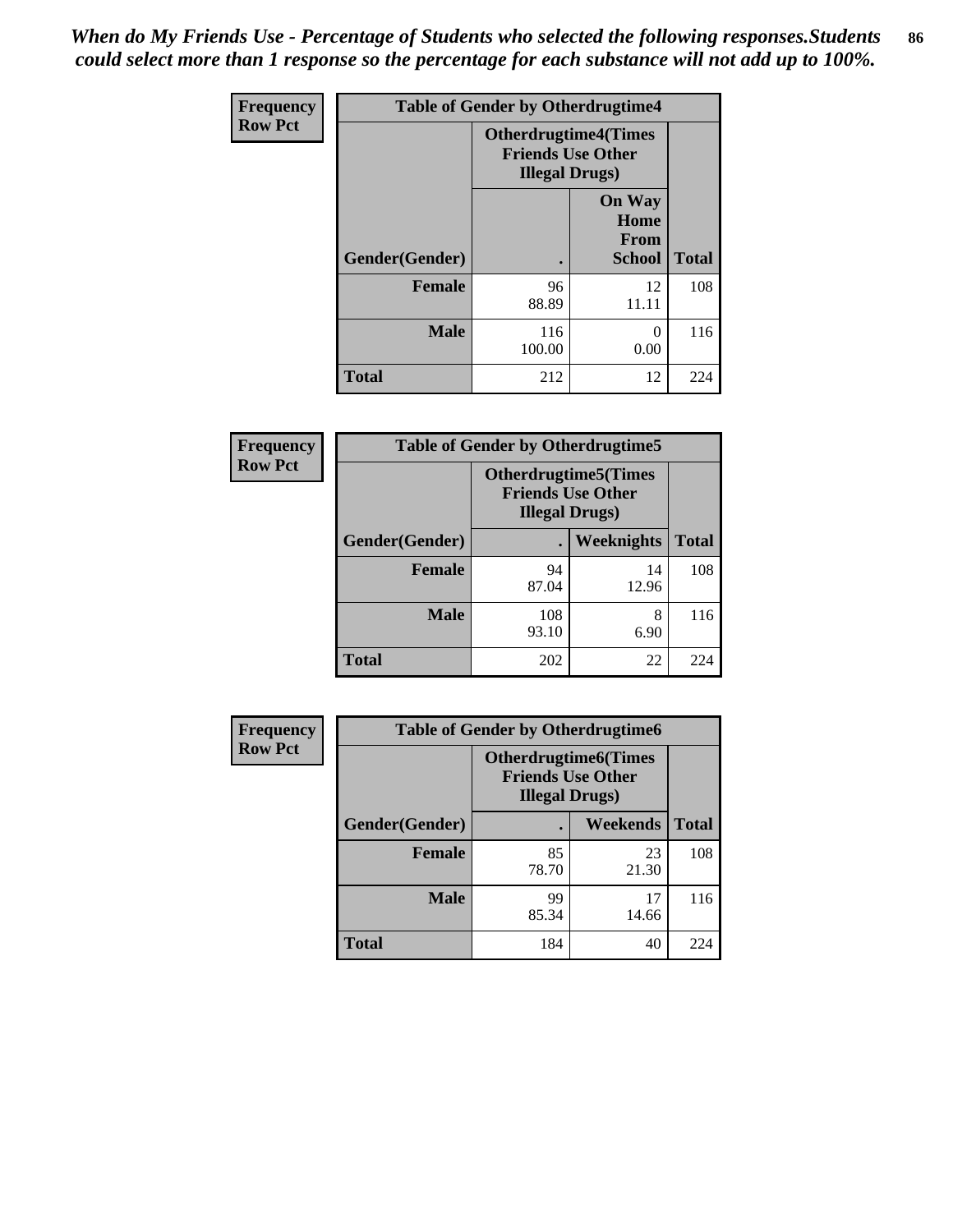*When do My Friends Use - Percentage of Students who selected the following responses.Students could select more than 1 response so the percentage for each substance will not add up to 100%.*

**Frequency**
**Row Pct**

| Table of Gender by Otherdrugtime4 | | | |
|---|---|---|---|
| | Otherdrugtime4(Times Friends Use Other Illegal Drugs) | | |
| Gender(Gender) | . | On Way Home From School | Total |
| Female | 96<br>88.89 | 12<br>11.11 | 108 |
| Male | 116<br>100.00 | 0<br>0.00 | 116 |
| Total | 212 | 12 | 224 |

**Frequency**
**Row Pct**

| Table of Gender by Otherdrugtime5 | | | |
|---|---|---|---|
| | Otherdrugtime5(Times Friends Use Other Illegal Drugs) | | |
| Gender(Gender) | . | Weeknights | Total |
| Female | 94<br>87.04 | 14<br>12.96 | 108 |
| Male | 108<br>93.10 | 8<br>6.90 | 116 |
| Total | 202 | 22 | 224 |

**Frequency**
**Row Pct**

| Table of Gender by Otherdrugtime6 | | | |
|---|---|---|---|
| | Otherdrugtime6(Times Friends Use Other Illegal Drugs) | | |
| Gender(Gender) | . | Weekends | Total |
| Female | 85<br>78.70 | 23<br>21.30 | 108 |
| Male | 99<br>85.34 | 17<br>14.66 | 116 |
| Total | 184 | 40 | 224 |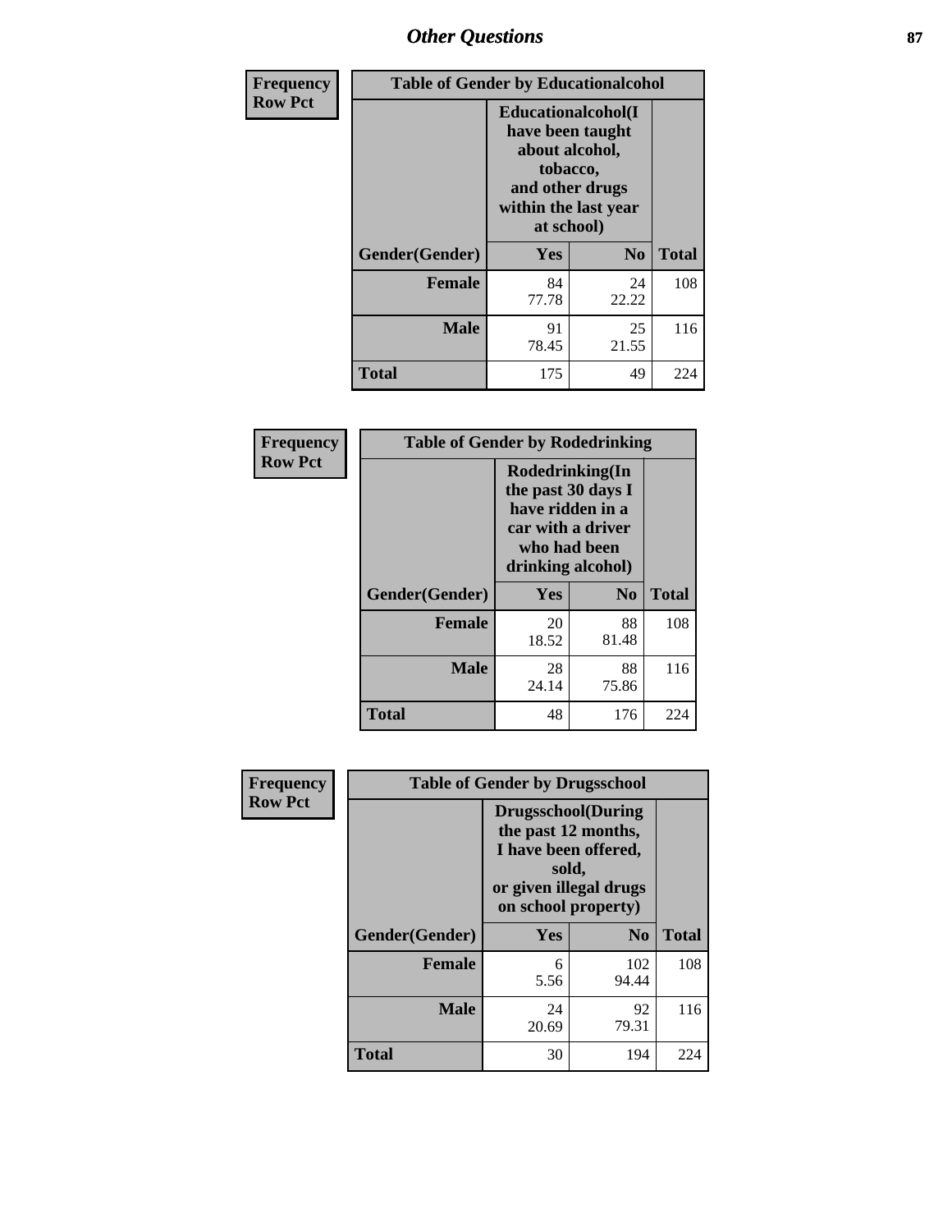| Frequency Row Pct | Table of Gender by Educationalcohol | | |
|---|---|---|---|
| | Educationalcohol(I have been taught about alcohol, tobacco, and other drugs within the last year at school) | | |
| Gender(Gender) | Yes | No | Total |
| Female | 84<br>77.78 | 24<br>22.22 | 108 |
| Male | 91<br>78.45 | 25<br>21.55 | 116 |
| Total | 175 | 49 | 224 |

| Frequency Row Pct | Table of Gender by Rodedrinking | | |
|---|---|---|---|
| | Rodedrinking(In the past 30 days I have ridden in a car with a driver who had been drinking alcohol) | | |
| Gender(Gender) | Yes | No | Total |
| Female | 20<br>18.52 | 88<br>81.48 | 108 |
| Male | 28<br>24.14 | 88<br>75.86 | 116 |
| Total | 48 | 176 | 224 |

| Frequency Row Pct | Table of Gender by Drugsschool | | |
|---|---|---|---|
| | Drugsschool(During the past 12 months, I have been offered, sold, or given illegal drugs on school property) | | |
| Gender(Gender) | Yes | No | Total |
| Female | 6<br>5.56 | 102<br>94.44 | 108 |
| Male | 24<br>20.69 | 92<br>79.31 | 116 |
| Total | 30 | 194 | 224 |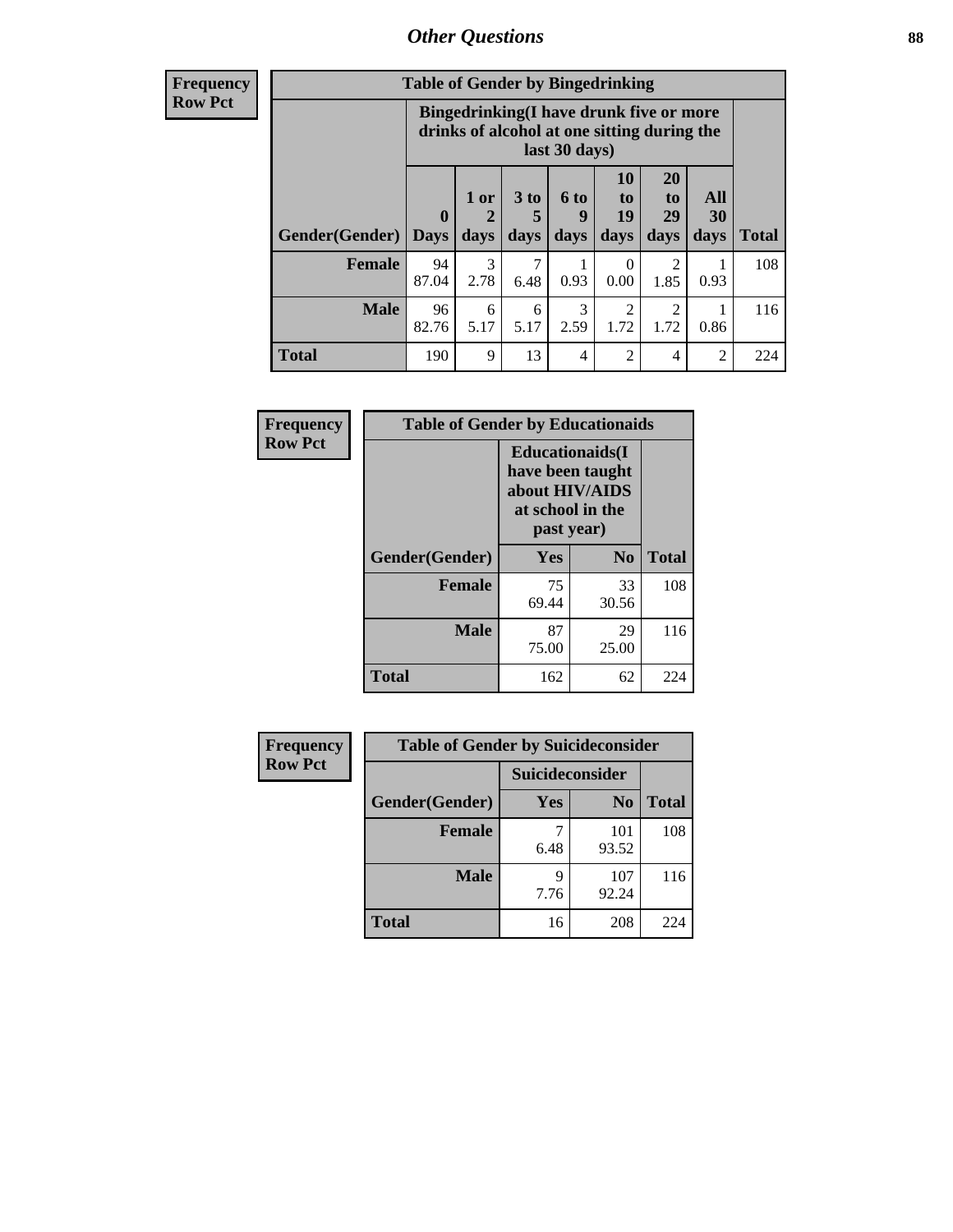## Other Questions

**Frequency**
**Row Pct**

**Table of Gender by Bingedrinking**

| Gender(Gender) | Bingedrinking(I have drunk five or more drinks of alcohol at one sitting during the last 30 days) | | | | | | | Total |
|---|---|---|---|---|---|---|---|---|
| | 0 Days | 1 or 2 days | 3 to 5 days | 6 to 9 days | 10 to 19 days | 20 to 29 days | All 30 days | |
| **Female** | 94<br>87.04 | 3<br>2.78 | 7<br>6.48 | 1<br>0.93 | 0<br>0.00 | 2<br>1.85 | 1<br>0.93 | 108 |
| **Male** | 96<br>82.76 | 6<br>5.17 | 6<br>5.17 | 3<br>2.59 | 2<br>1.72 | 2<br>1.72 | 1<br>0.86 | 116 |
| **Total** | 190 | 9 | 13 | 4 | 2 | 4 | 2 | 224 |

**Frequency**
**Row Pct**

**Table of Gender by Educationaids**

| Gender(Gender) | Educationaids(I have been taught about HIV/AIDS at school in the past year) | | Total |
|---|---|---|---|
| | Yes | No | |
| **Female** | 75<br>69.44 | 33<br>30.56 | 108 |
| **Male** | 87<br>75.00 | 29<br>25.00 | 116 |
| **Total** | 162 | 62 | 224 |

**Frequency**
**Row Pct**

**Table of Gender by Suicideconsider**

| Gender(Gender) | Suicideconsider | | Total |
|---|---|---|---|
| | Yes | No | |
| **Female** | 7<br>6.48 | 101<br>93.52 | 108 |
| **Male** | 9<br>7.76 | 107<br>92.24 | 116 |
| **Total** | 16 | 208 | 224 |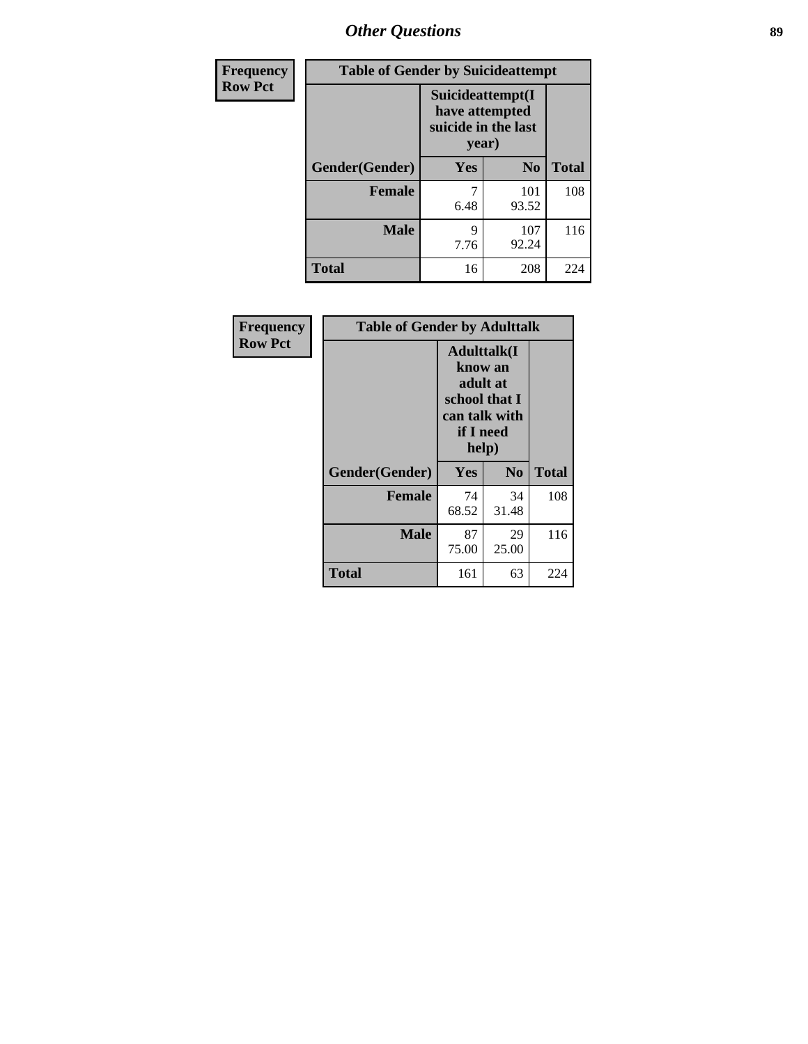| Frequency<br>Row Pct | Table of Gender by Suicideattempt | | |
|---|---|---|---|
| | Suicideattempt(I have attempted suicide in the last year) | | |
| Gender(Gender) | Yes | No | Total |
| Female | 7<br>6.48 | 101<br>93.52 | 108 |
| Male | 9<br>7.76 | 107<br>92.24 | 116 |
| Total | 16 | 208 | 224 |

| Frequency<br>Row Pct | Table of Gender by Adulttalk | | |
|---|---|---|---|
| | Adulttalk(I know an adult at school that I can talk with if I need help) | | |
| Gender(Gender) | Yes | No | Total |
| Female | 74<br>68.52 | 34<br>31.48 | 108 |
| Male | 87<br>75.00 | 29<br>25.00 | 116 |
| Total | 161 | 63 | 224 |